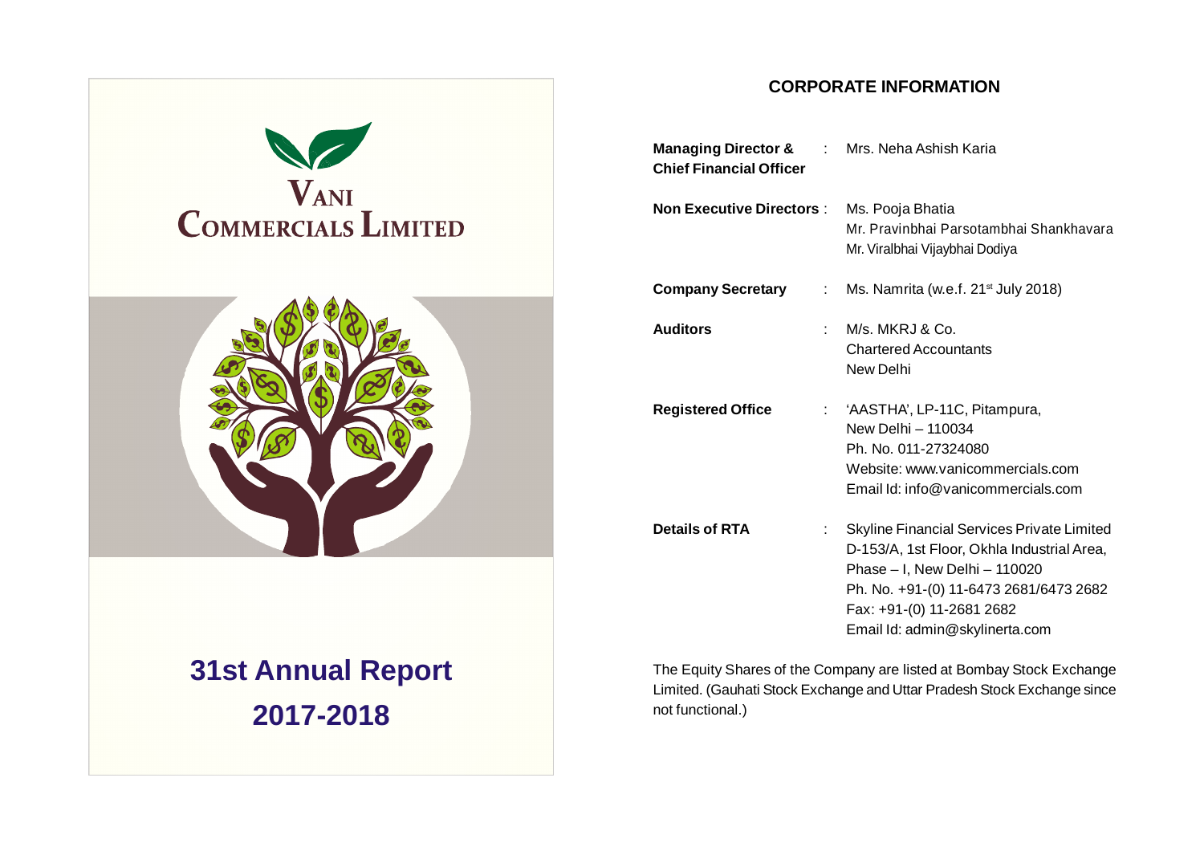# VANI COMMERCIALS LIMITED

# 31st Annual Report 2017-2018

## CORPORATE INFORMATION

| | | |
|---|---|---|
| **Managing Director & Chief Financial Officer** | : | Mrs. Neha Ashish Karia |
| **Non Executive Directors** | : | Ms. Pooja Bhatia<br>Mr. Pravinbhai Parsotambhai Shankhavara<br>Mr. Viralbhai Vijaybhai Dodiya |
| **Company Secretary** | : | Ms. Namrita (w.e.f. 21st July 2018) |
| **Auditors** | : | M/s. MKRJ & Co.<br>Chartered Accountants<br>New Delhi |
| **Registered Office** | : | 'AASTHA', LP-11C, Pitampura,<br>New Delhi – 110034<br>Ph. No. 011-27324080<br>Website: www.vanicommercials.com<br>Email Id: info@vanicommercials.com |
| **Details of RTA** | : | Skyline Financial Services Private Limited<br>D-153/A, 1st Floor, Okhla Industrial Area,<br>Phase – I, New Delhi – 110020<br>Ph. No. +91-(0) 11-6473 2681/6473 2682<br>Fax: +91-(0) 11-2681 2682<br>Email Id: admin@skylinerta.com |

The Equity Shares of the Company are listed at Bombay Stock Exchange Limited. (Gauhati Stock Exchange and Uttar Pradesh Stock Exchange since not functional.)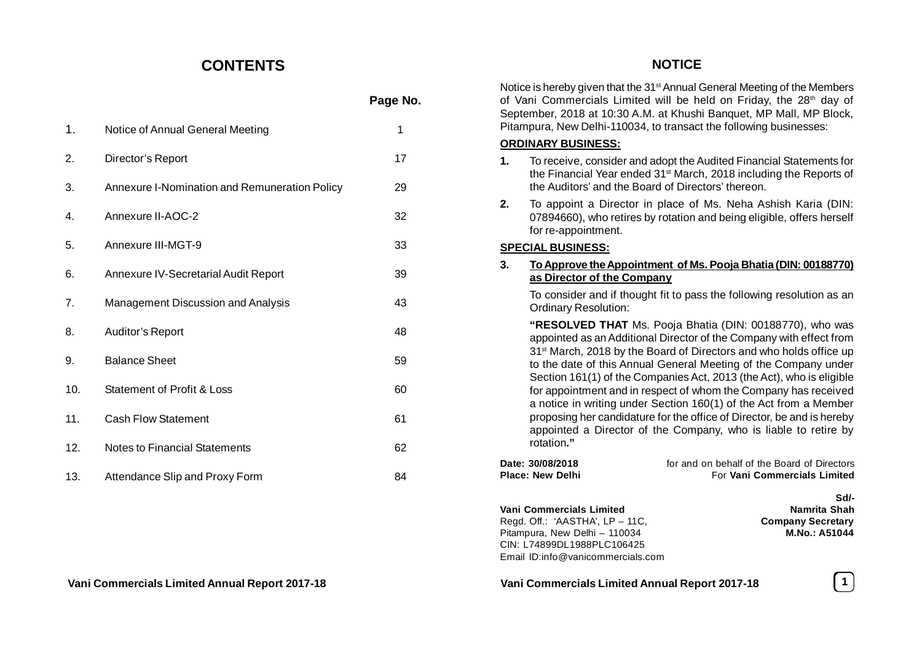# CONTENTS

| | | Page No. |
|---|---|---|
| 1. | Notice of Annual General Meeting | 1 |
| 2. | Director's Report | 17 |
| 3. | Annexure I-Nomination and Remuneration Policy | 29 |
| 4. | Annexure II-AOC-2 | 32 |
| 5. | Annexure III-MGT-9 | 33 |
| 6. | Annexure IV-Secretarial Audit Report | 39 |
| 7. | Management Discussion and Analysis | 43 |
| 8. | Auditor's Report | 48 |
| 9. | Balance Sheet | 59 |
| 10. | Statement of Profit & Loss | 60 |
| 11. | Cash Flow Statement | 61 |
| 12. | Notes to Financial Statements | 62 |
| 13. | Attendance Slip and Proxy Form | 84 |

# NOTICE

Notice is hereby given that the 31st Annual General Meeting of the Members of Vani Commercials Limited will be held on Friday, the 28th day of September, 2018 at 10:30 A.M. at Khushi Banquet, MP Mall, MP Block, Pitampura, New Delhi-110034, to transact the following businesses:

**ORDINARY BUSINESS:**

**1.** To receive, consider and adopt the Audited Financial Statements for the Financial Year ended 31st March, 2018 including the Reports of the Auditors' and the Board of Directors' thereon.

**2.** To appoint a Director in place of Ms. Neha Ashish Karia (DIN: 07894660), who retires by rotation and being eligible, offers herself for re-appointment.

**SPECIAL BUSINESS:**

**3. To Approve the Appointment of Ms. Pooja Bhatia (DIN: 00188770) as Director of the Company**

To consider and if thought fit to pass the following resolution as an Ordinary Resolution:

**"RESOLVED THAT** Ms. Pooja Bhatia (DIN: 00188770), who was appointed as an Additional Director of the Company with effect from 31st March, 2018 by the Board of Directors and who holds office up to the date of this Annual General Meeting of the Company under Section 161(1) of the Companies Act, 2013 (the Act), who is eligible for appointment and in respect of whom the Company has received a notice in writing under Section 160(1) of the Act from a Member proposing her candidature for the office of Director, be and is hereby appointed a Director of the Company, who is liable to retire by rotation**."**

**Date: 30/08/2018**
**Place: New Delhi**

for and on behalf of the Board of Directors
For **Vani Commercials Limited**

**Sd/-**
**Namrita Shah**
**Company Secretary**
**M.No.: A51044**

**Vani Commercials Limited**
Regd. Off.: 'AASTHA', LP – 11C,
Pitampura, New Delhi – 110034
CIN: L74899DL1988PLC106425
Email ID:info@vanicommercials.com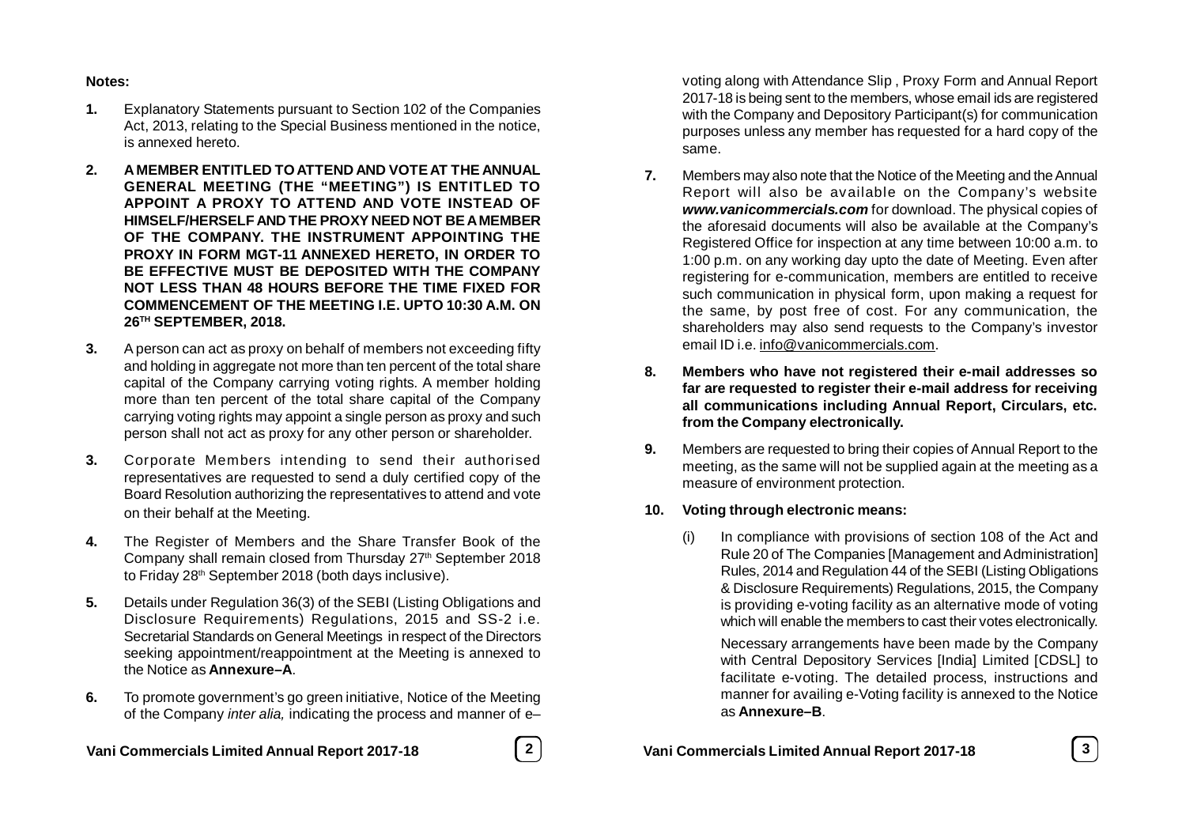**Notes:**

1. Explanatory Statements pursuant to Section 102 of the Companies Act, 2013, relating to the Special Business mentioned in the notice, is annexed hereto.

2. **A MEMBER ENTITLED TO ATTEND AND VOTE AT THE ANNUAL GENERAL MEETING (THE "MEETING") IS ENTITLED TO APPOINT A PROXY TO ATTEND AND VOTE INSTEAD OF HIMSELF/HERSELF AND THE PROXY NEED NOT BE A MEMBER OF THE COMPANY. THE INSTRUMENT APPOINTING THE PROXY IN FORM MGT-11 ANNEXED HERETO, IN ORDER TO BE EFFECTIVE MUST BE DEPOSITED WITH THE COMPANY NOT LESS THAN 48 HOURS BEFORE THE TIME FIXED FOR COMMENCEMENT OF THE MEETING I.E. UPTO 10:30 A.M. ON 26TH SEPTEMBER, 2018.**

3. A person can act as proxy on behalf of members not exceeding fifty and holding in aggregate not more than ten percent of the total share capital of the Company carrying voting rights. A member holding more than ten percent of the total share capital of the Company carrying voting rights may appoint a single person as proxy and such person shall not act as proxy for any other person or shareholder.

3. Corporate Members intending to send their authorised representatives are requested to send a duly certified copy of the Board Resolution authorizing the representatives to attend and vote on their behalf at the Meeting.

4. The Register of Members and the Share Transfer Book of the Company shall remain closed from Thursday 27th September 2018 to Friday 28th September 2018 (both days inclusive).

5. Details under Regulation 36(3) of the SEBI (Listing Obligations and Disclosure Requirements) Regulations, 2015 and SS-2 i.e. Secretarial Standards on General Meetings in respect of the Directors seeking appointment/reappointment at the Meeting is annexed to the Notice as **Annexure–A**.

6. To promote government's go green initiative, Notice of the Meeting of the Company *inter alia,* indicating the process and manner of e–voting along with Attendance Slip , Proxy Form and Annual Report 2017-18 is being sent to the members, whose email ids are registered with the Company and Depository Participant(s) for communication purposes unless any member has requested for a hard copy of the same.

7. Members may also note that the Notice of the Meeting and the Annual Report will also be available on the Company's website ***www.vanicommercials.com*** for download. The physical copies of the aforesaid documents will also be available at the Company's Registered Office for inspection at any time between 10:00 a.m. to 1:00 p.m. on any working day upto the date of Meeting. Even after registering for e-communication, members are entitled to receive such communication in physical form, upon making a request for the same, by post free of cost. For any communication, the shareholders may also send requests to the Company's investor email ID i.e. info@vanicommercials.com.

8. **Members who have not registered their e-mail addresses so far are requested to register their e-mail address for receiving all communications including Annual Report, Circulars, etc. from the Company electronically.**

9. Members are requested to bring their copies of Annual Report to the meeting, as the same will not be supplied again at the meeting as a measure of environment protection.

10. **Voting through electronic means:**

    (i) In compliance with provisions of section 108 of the Act and Rule 20 of The Companies [Management and Administration] Rules, 2014 and Regulation 44 of the SEBI (Listing Obligations & Disclosure Requirements) Regulations, 2015, the Company is providing e-voting facility as an alternative mode of voting which will enable the members to cast their votes electronically.

    Necessary arrangements have been made by the Company with Central Depository Services [India] Limited [CDSL] to facilitate e-voting. The detailed process, instructions and manner for availing e-Voting facility is annexed to the Notice as **Annexure–B**.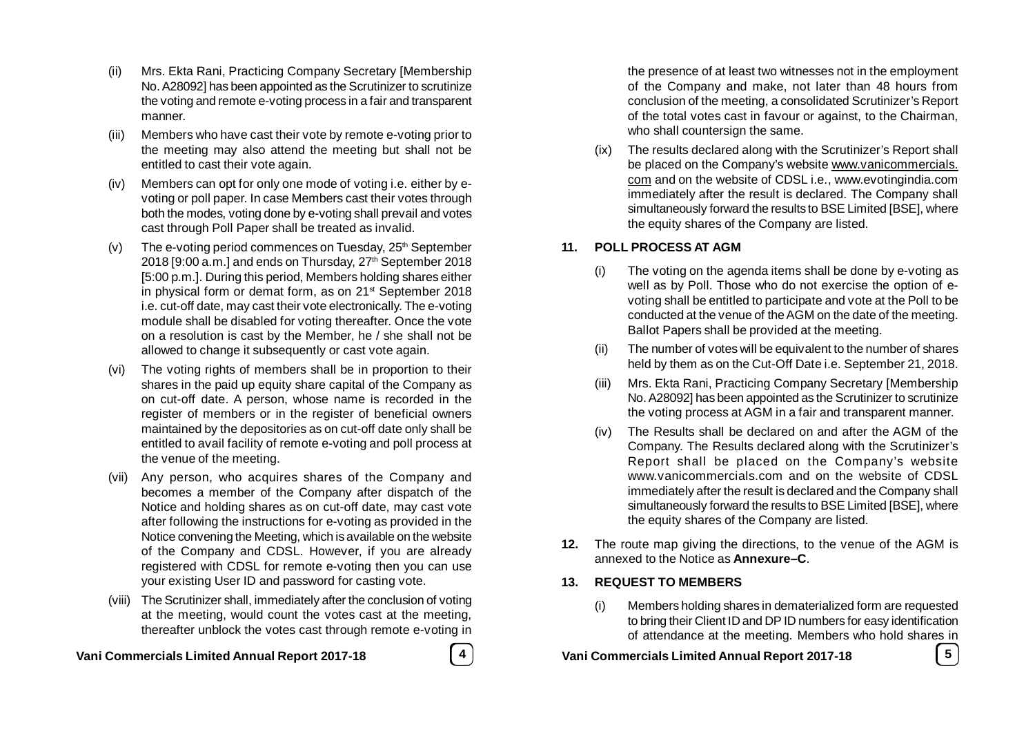(ii) Mrs. Ekta Rani, Practicing Company Secretary [Membership No. A28092] has been appointed as the Scrutinizer to scrutinize the voting and remote e-voting process in a fair and transparent manner.

(iii) Members who have cast their vote by remote e-voting prior to the meeting may also attend the meeting but shall not be entitled to cast their vote again.

(iv) Members can opt for only one mode of voting i.e. either by e-voting or poll paper. In case Members cast their votes through both the modes, voting done by e-voting shall prevail and votes cast through Poll Paper shall be treated as invalid.

(v) The e-voting period commences on Tuesday, 25th September 2018 [9:00 a.m.] and ends on Thursday, 27th September 2018 [5:00 p.m.]. During this period, Members holding shares either in physical form or demat form, as on 21st September 2018 i.e. cut-off date, may cast their vote electronically. The e-voting module shall be disabled for voting thereafter. Once the vote on a resolution is cast by the Member, he / she shall not be allowed to change it subsequently or cast vote again.

(vi) The voting rights of members shall be in proportion to their shares in the paid up equity share capital of the Company as on cut-off date. A person, whose name is recorded in the register of members or in the register of beneficial owners maintained by the depositories as on cut-off date only shall be entitled to avail facility of remote e-voting and poll process at the venue of the meeting.

(vii) Any person, who acquires shares of the Company and becomes a member of the Company after dispatch of the Notice and holding shares as on cut-off date, may cast vote after following the instructions for e-voting as provided in the Notice convening the Meeting, which is available on the website of the Company and CDSL. However, if you are already registered with CDSL for remote e-voting then you can use your existing User ID and password for casting vote.

(viii) The Scrutinizer shall, immediately after the conclusion of voting at the meeting, would count the votes cast at the meeting, thereafter unblock the votes cast through remote e-voting in the presence of at least two witnesses not in the employment of the Company and make, not later than 48 hours from conclusion of the meeting, a consolidated Scrutinizer's Report of the total votes cast in favour or against, to the Chairman, who shall countersign the same.

(ix) The results declared along with the Scrutinizer's Report shall be placed on the Company's website www.vanicommercials.com and on the website of CDSL i.e., www.evotingindia.com immediately after the result is declared. The Company shall simultaneously forward the results to BSE Limited [BSE], where the equity shares of the Company are listed.

**11. POLL PROCESS AT AGM**

(i) The voting on the agenda items shall be done by e-voting as well as by Poll. Those who do not exercise the option of e-voting shall be entitled to participate and vote at the Poll to be conducted at the venue of the AGM on the date of the meeting. Ballot Papers shall be provided at the meeting.

(ii) The number of votes will be equivalent to the number of shares held by them as on the Cut-Off Date i.e. September 21, 2018.

(iii) Mrs. Ekta Rani, Practicing Company Secretary [Membership No. A28092] has been appointed as the Scrutinizer to scrutinize the voting process at AGM in a fair and transparent manner.

(iv) The Results shall be declared on and after the AGM of the Company. The Results declared along with the Scrutinizer's Report shall be placed on the Company's website www.vanicommercials.com and on the website of CDSL immediately after the result is declared and the Company shall simultaneously forward the results to BSE Limited [BSE], where the equity shares of the Company are listed.

**12.** The route map giving the directions, to the venue of the AGM is annexed to the Notice as **Annexure–C**.

**13. REQUEST TO MEMBERS**

(i) Members holding shares in dematerialized form are requested to bring their Client ID and DP ID numbers for easy identification of attendance at the meeting. Members who hold shares in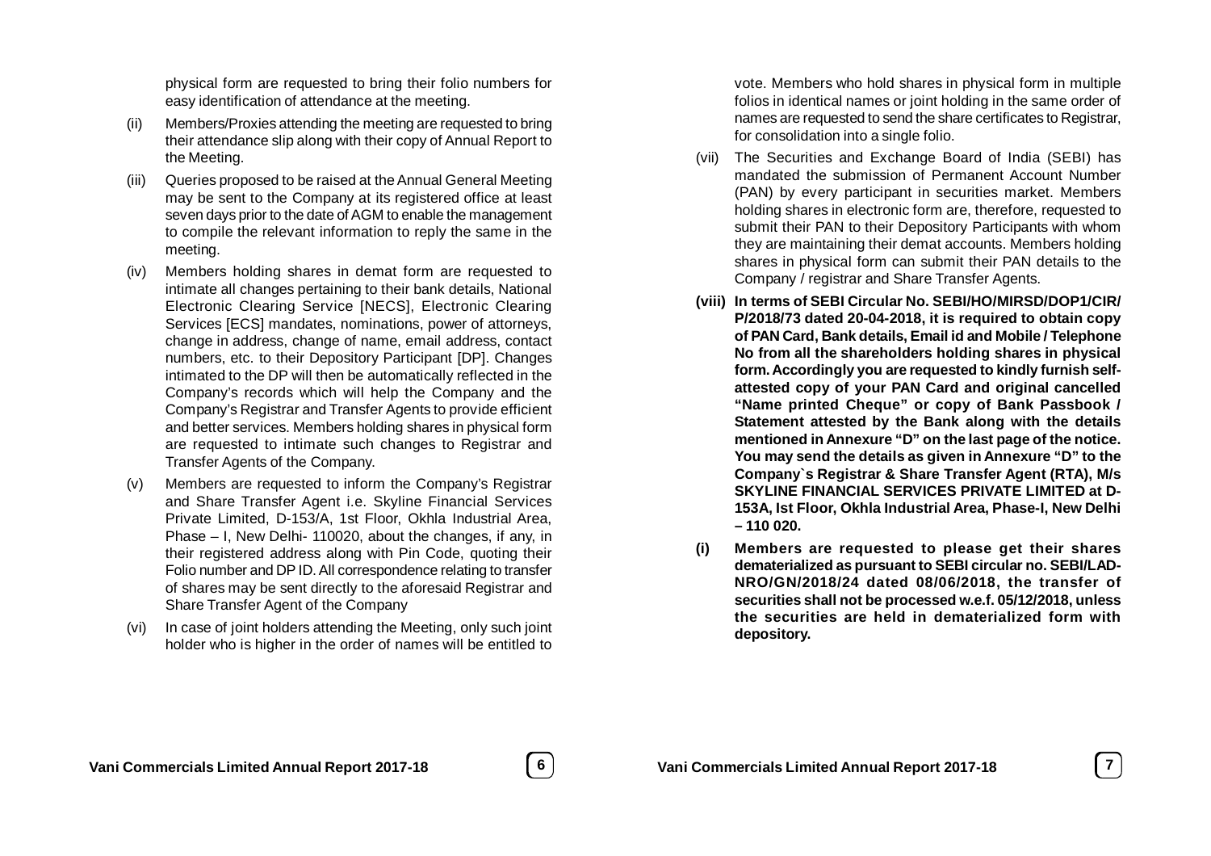physical form are requested to bring their folio numbers for easy identification of attendance at the meeting.

(ii) Members/Proxies attending the meeting are requested to bring their attendance slip along with their copy of Annual Report to the Meeting.

(iii) Queries proposed to be raised at the Annual General Meeting may be sent to the Company at its registered office at least seven days prior to the date of AGM to enable the management to compile the relevant information to reply the same in the meeting.

(iv) Members holding shares in demat form are requested to intimate all changes pertaining to their bank details, National Electronic Clearing Service [NECS], Electronic Clearing Services [ECS] mandates, nominations, power of attorneys, change in address, change of name, email address, contact numbers, etc. to their Depository Participant [DP]. Changes intimated to the DP will then be automatically reflected in the Company's records which will help the Company and the Company's Registrar and Transfer Agents to provide efficient and better services. Members holding shares in physical form are requested to intimate such changes to Registrar and Transfer Agents of the Company.

(v) Members are requested to inform the Company's Registrar and Share Transfer Agent i.e. Skyline Financial Services Private Limited, D-153/A, 1st Floor, Okhla Industrial Area, Phase – I, New Delhi- 110020, about the changes, if any, in their registered address along with Pin Code, quoting their Folio number and DP ID. All correspondence relating to transfer of shares may be sent directly to the aforesaid Registrar and Share Transfer Agent of the Company

(vi) In case of joint holders attending the Meeting, only such joint holder who is higher in the order of names will be entitled to vote. Members who hold shares in physical form in multiple folios in identical names or joint holding in the same order of names are requested to send the share certificates to Registrar, for consolidation into a single folio.

(vii) The Securities and Exchange Board of India (SEBI) has mandated the submission of Permanent Account Number (PAN) by every participant in securities market. Members holding shares in electronic form are, therefore, requested to submit their PAN to their Depository Participants with whom they are maintaining their demat accounts. Members holding shares in physical form can submit their PAN details to the Company / registrar and Share Transfer Agents.

**(viii) In terms of SEBI Circular No. SEBI/HO/MIRSD/DOP1/CIR/P/2018/73 dated 20-04-2018, it is required to obtain copy of PAN Card, Bank details, Email id and Mobile / Telephone No from all the shareholders holding shares in physical form. Accordingly you are requested to kindly furnish self-attested copy of your PAN Card and original cancelled "Name printed Cheque" or copy of Bank Passbook / Statement attested by the Bank along with the details mentioned in Annexure "D" on the last page of the notice. You may send the details as given in Annexure "D" to the Company`s Registrar & Share Transfer Agent (RTA), M/s SKYLINE FINANCIAL SERVICES PRIVATE LIMITED at D-153A, Ist Floor, Okhla Industrial Area, Phase-I, New Delhi – 110 020.**

**(i) Members are requested to please get their shares dematerialized as pursuant to SEBI circular no. SEBI/LAD-NRO/GN/2018/24 dated 08/06/2018, the transfer of securities shall not be processed w.e.f. 05/12/2018, unless the securities are held in dematerialized form with depository.**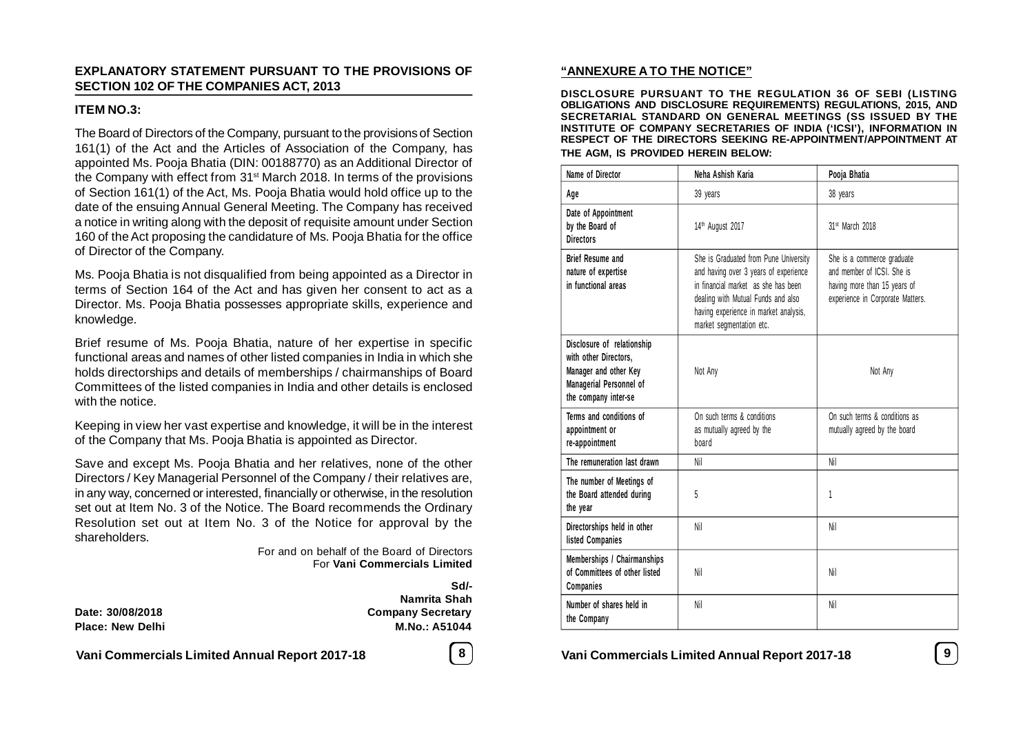## EXPLANATORY STATEMENT PURSUANT TO THE PROVISIONS OF SECTION 102 OF THE COMPANIES ACT, 2013

### ITEM NO.3:

The Board of Directors of the Company, pursuant to the provisions of Section 161(1) of the Act and the Articles of Association of the Company, has appointed Ms. Pooja Bhatia (DIN: 00188770) as an Additional Director of the Company with effect from 31st March 2018. In terms of the provisions of Section 161(1) of the Act, Ms. Pooja Bhatia would hold office up to the date of the ensuing Annual General Meeting. The Company has received a notice in writing along with the deposit of requisite amount under Section 160 of the Act proposing the candidature of Ms. Pooja Bhatia for the office of Director of the Company.

Ms. Pooja Bhatia is not disqualified from being appointed as a Director in terms of Section 164 of the Act and has given her consent to act as a Director. Ms. Pooja Bhatia possesses appropriate skills, experience and knowledge.

Brief resume of Ms. Pooja Bhatia, nature of her expertise in specific functional areas and names of other listed companies in India in which she holds directorships and details of memberships / chairmanships of Board Committees of the listed companies in India and other details is enclosed with the notice.

Keeping in view her vast expertise and knowledge, it will be in the interest of the Company that Ms. Pooja Bhatia is appointed as Director.

Save and except Ms. Pooja Bhatia and her relatives, none of the other Directors / Key Managerial Personnel of the Company / their relatives are, in any way, concerned or interested, financially or otherwise, in the resolution set out at Item No. 3 of the Notice. The Board recommends the Ordinary Resolution set out at Item No. 3 of the Notice for approval by the shareholders.

For and on behalf of the Board of Directors
For **Vani Commercials Limited**

**Sd/-**
**Namrita Shah**
**Company Secretary**
**M.No.: A51044**

**Date: 30/08/2018**
**Place: New Delhi**

## "ANNEXURE A TO THE NOTICE"

**DISCLOSURE PURSUANT TO THE REGULATION 36 OF SEBI (LISTING OBLIGATIONS AND DISCLOSURE REQUIREMENTS) REGULATIONS, 2015, AND SECRETARIAL STANDARD ON GENERAL MEETINGS (SS ISSUED BY THE INSTITUTE OF COMPANY SECRETARIES OF INDIA ('ICSI'), INFORMATION IN RESPECT OF THE DIRECTORS SEEKING RE-APPOINTMENT/APPOINTMENT AT THE AGM, IS PROVIDED HEREIN BELOW:**

| Name of Director | Neha Ashish Karia | Pooja Bhatia |
|---|---|---|
| Age | 39 years | 38 years |
| Date of Appointment by the Board of Directors | 14th August 2017 | 31st March 2018 |
| Brief Resume and nature of expertise in functional areas | She is Graduated from Pune University and having over 3 years of experience in financial market as she has been dealing with Mutual Funds and also having experience in market analysis, market segmentation etc. | She is a commerce graduate and member of ICSI. She is having more than 15 years of experience in Corporate Matters. |
| Disclosure of relationship with other Directors, Manager and other Key Managerial Personnel of the company inter-se | Not Any | Not Any |
| Terms and conditions of appointment or re-appointment | On such terms & conditions as mutually agreed by the board | On such terms & conditions as mutually agreed by the board |
| The remuneration last drawn | Nil | Nil |
| The number of Meetings of the Board attended during the year | 5 | 1 |
| Directorships held in other listed Companies | Nil | Nil |
| Memberships / Chairmanships of Committees of other listed Companies | Nil | Nil |
| Number of shares held in the Company | Nil | Nil |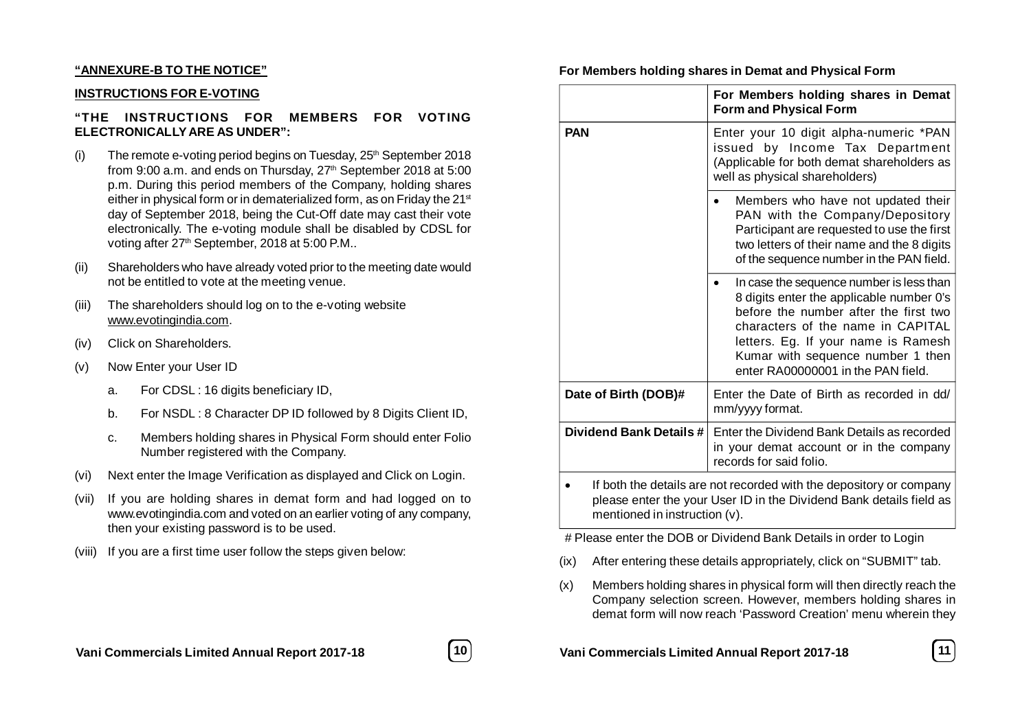**"ANNEXURE-B TO THE NOTICE"**

**INSTRUCTIONS FOR E-VOTING**

**"THE INSTRUCTIONS FOR MEMBERS FOR VOTING ELECTRONICALLY ARE AS UNDER":**

(i) The remote e-voting period begins on Tuesday, 25th September 2018 from 9:00 a.m. and ends on Thursday, 27th September 2018 at 5:00 p.m. During this period members of the Company, holding shares either in physical form or in dematerialized form, as on Friday the 21st day of September 2018, being the Cut-Off date may cast their vote electronically. The e-voting module shall be disabled by CDSL for voting after 27th September, 2018 at 5:00 P.M..

(ii) Shareholders who have already voted prior to the meeting date would not be entitled to vote at the meeting venue.

(iii) The shareholders should log on to the e-voting website www.evotingindia.com.

(iv) Click on Shareholders.

(v) Now Enter your User ID

   a. For CDSL : 16 digits beneficiary ID,

   b. For NSDL : 8 Character DP ID followed by 8 Digits Client ID,

   c. Members holding shares in Physical Form should enter Folio Number registered with the Company.

(vi) Next enter the Image Verification as displayed and Click on Login.

(vii) If you are holding shares in demat form and had logged on to www.evotingindia.com and voted on an earlier voting of any company, then your existing password is to be used.

(viii) If you are a first time user follow the steps given below:

**For Members holding shares in Demat and Physical Form**

| | For Members holding shares in Demat Form and Physical Form |
|---|---|
| **PAN** | Enter your 10 digit alpha-numeric *PAN issued by Income Tax Department (Applicable for both demat shareholders as well as physical shareholders) |
| | • Members who have not updated their PAN with the Company/Depository Participant are requested to use the first two letters of their name and the 8 digits of the sequence number in the PAN field. |
| | • In case the sequence number is less than 8 digits enter the applicable number 0's before the number after the first two characters of the name in CAPITAL letters. Eg. If your name is Ramesh Kumar with sequence number 1 then enter RA00000001 in the PAN field. |
| **Date of Birth (DOB)#** | Enter the Date of Birth as recorded in dd/mm/yyyy format. |
| **Dividend Bank Details #** | Enter the Dividend Bank Details as recorded in your demat account or in the company records for said folio. |
| • If both the details are not recorded with the depository or company please enter the your User ID in the Dividend Bank details field as mentioned in instruction (v). | |

# Please enter the DOB or Dividend Bank Details in order to Login

(ix) After entering these details appropriately, click on "SUBMIT" tab.

(x) Members holding shares in physical form will then directly reach the Company selection screen. However, members holding shares in demat form will now reach 'Password Creation' menu wherein they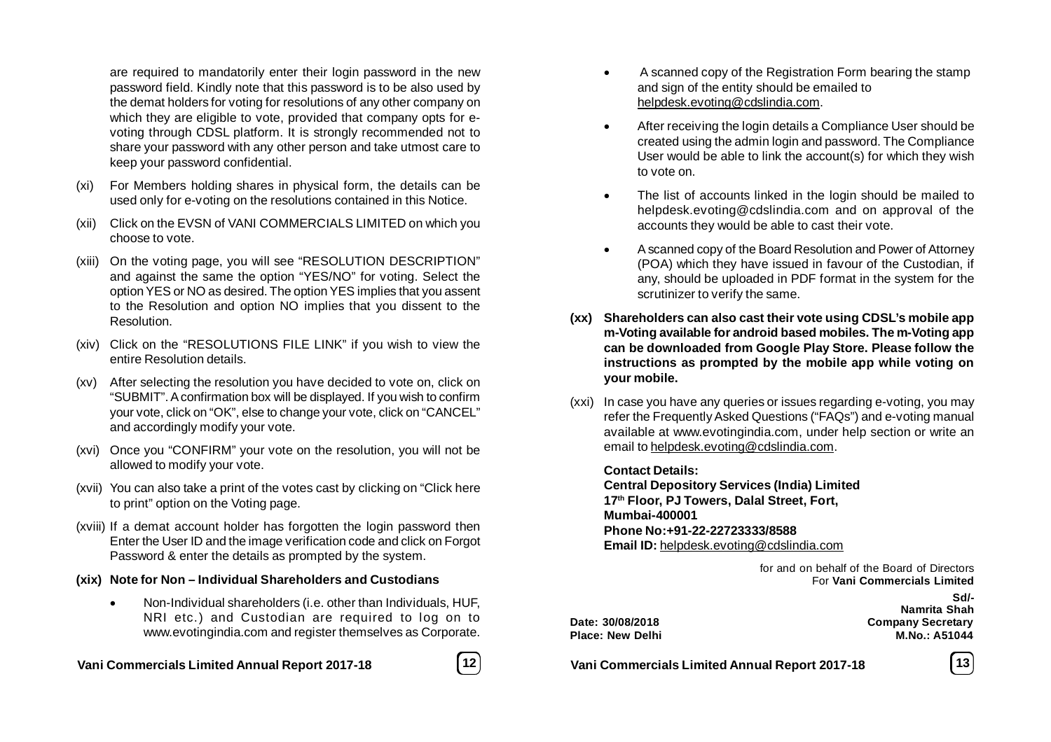are required to mandatorily enter their login password in the new password field. Kindly note that this password is to be also used by the demat holders for voting for resolutions of any other company on which they are eligible to vote, provided that company opts for e-voting through CDSL platform. It is strongly recommended not to share your password with any other person and take utmost care to keep your password confidential.

(xi) For Members holding shares in physical form, the details can be used only for e-voting on the resolutions contained in this Notice.

(xii) Click on the EVSN of VANI COMMERCIALS LIMITED on which you choose to vote.

(xiii) On the voting page, you will see "RESOLUTION DESCRIPTION" and against the same the option "YES/NO" for voting. Select the option YES or NO as desired. The option YES implies that you assent to the Resolution and option NO implies that you dissent to the Resolution.

(xiv) Click on the "RESOLUTIONS FILE LINK" if you wish to view the entire Resolution details.

(xv) After selecting the resolution you have decided to vote on, click on "SUBMIT". A confirmation box will be displayed. If you wish to confirm your vote, click on "OK", else to change your vote, click on "CANCEL" and accordingly modify your vote.

(xvi) Once you "CONFIRM" your vote on the resolution, you will not be allowed to modify your vote.

(xvii) You can also take a print of the votes cast by clicking on "Click here to print" option on the Voting page.

(xviii) If a demat account holder has forgotten the login password then Enter the User ID and the image verification code and click on Forgot Password & enter the details as prompted by the system.

**(xix) Note for Non – Individual Shareholders and Custodians**

- Non-Individual shareholders (i.e. other than Individuals, HUF, NRI etc.) and Custodian are required to log on to www.evotingindia.com and register themselves as Corporate.
- A scanned copy of the Registration Form bearing the stamp and sign of the entity should be emailed to helpdesk.evoting@cdslindia.com.
- After receiving the login details a Compliance User should be created using the admin login and password. The Compliance User would be able to link the account(s) for which they wish to vote on.
- The list of accounts linked in the login should be mailed to helpdesk.evoting@cdslindia.com and on approval of the accounts they would be able to cast their vote.
- A scanned copy of the Board Resolution and Power of Attorney (POA) which they have issued in favour of the Custodian, if any, should be uploaded in PDF format in the system for the scrutinizer to verify the same.

**(xx) Shareholders can also cast their vote using CDSL's mobile app m-Voting available for android based mobiles. The m-Voting app can be downloaded from Google Play Store. Please follow the instructions as prompted by the mobile app while voting on your mobile.**

(xxi) In case you have any queries or issues regarding e-voting, you may refer the Frequently Asked Questions ("FAQs") and e-voting manual available at www.evotingindia.com, under help section or write an email to helpdesk.evoting@cdslindia.com.

**Contact Details:**
**Central Depository Services (India) Limited**
**17th Floor, PJ Towers, Dalal Street, Fort,**
**Mumbai-400001**
**Phone No:+91-22-22723333/8588**
**Email ID:** helpdesk.evoting@cdslindia.com

for and on behalf of the Board of Directors
For **Vani Commercials Limited**

**Sd/-**
**Namrita Shah**
**Company Secretary**
**M.No.: A51044**

**Date: 30/08/2018**
**Place: New Delhi**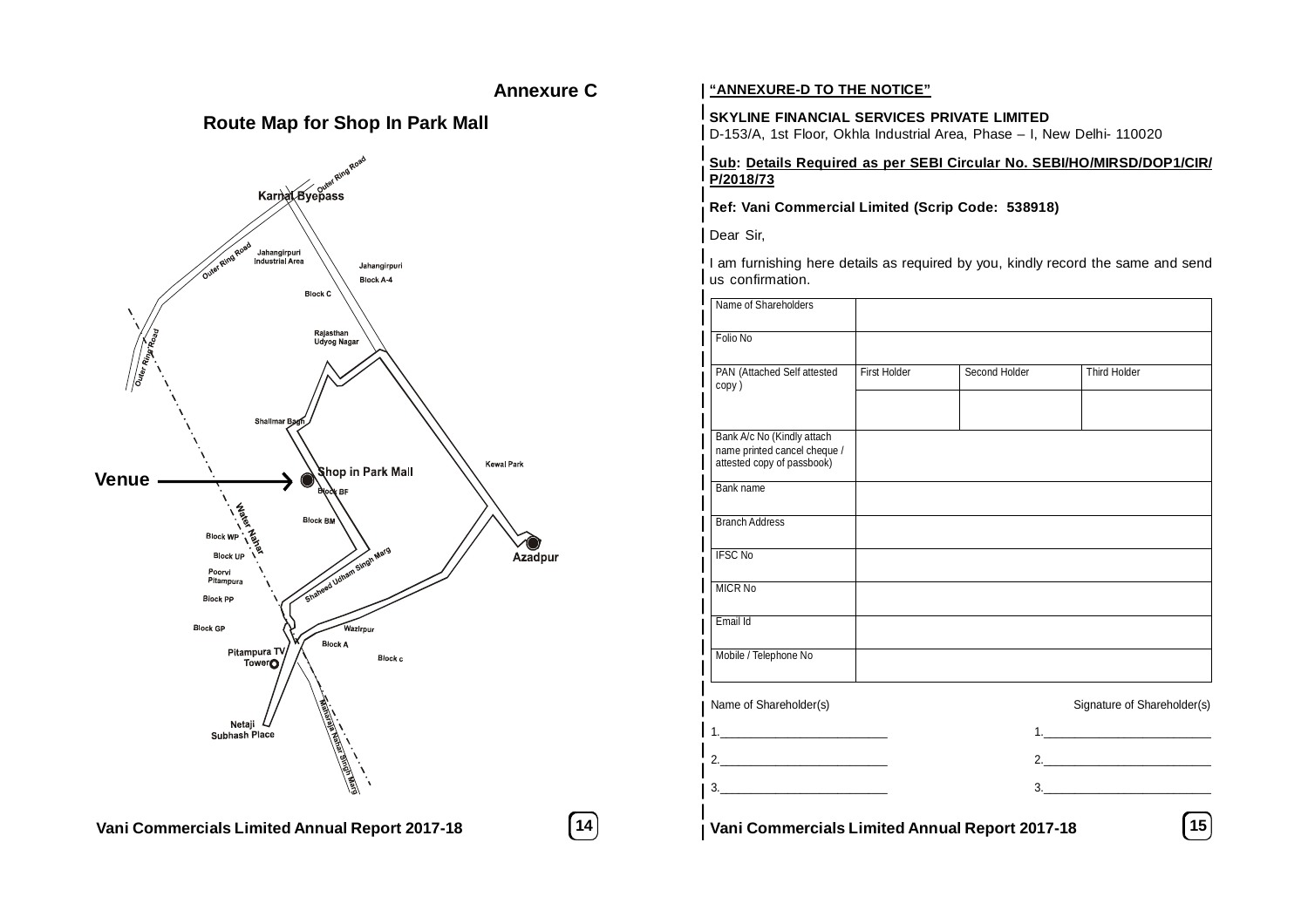## Annexure C

### Route Map for Shop In Park Mall

Karnal Byepass

Outer Ring Road

Jahangirpuri Industrial Area

Jahangirpuri Block A-4

Block C

Rajasthan Udyog Nagar

Shalimar Bagh

Kewal Park

Venue → Shop in Park Mall

Block BF

Block BM

Water Nahar

Block WP

Block UP

Poorvi Pitampura

Block PP

Shaheed Udham Singh Marg

Azadpur

Block GP

Wazirpur

Block A

Pitampura TV Tower

Block c

Netaji Subhash Place

Maharaja Nahar Singh Marg

---

**"ANNEXURE-D TO THE NOTICE"**

**SKYLINE FINANCIAL SERVICES PRIVATE LIMITED**
D-153/A, 1st Floor, Okhla Industrial Area, Phase – I, New Delhi- 110020

**Sub: Details Required as per SEBI Circular No. SEBI/HO/MIRSD/DOP1/CIR/P/2018/73**

**Ref: Vani Commercial Limited (Scrip Code: 538918)**

Dear Sir,

I am furnishing here details as required by you, kindly record the same and send us confirmation.

| Name of Shareholders | | | |
|---|---|---|---|
| Folio No | | | |
| PAN (Attached Self attested copy ) | First Holder | Second Holder | Third Holder |
| | | | |
| Bank A/c No (Kindly attach name printed cancel cheque / attested copy of passbook) | | | |
| Bank name | | | |
| Branch Address | | | |
| IFSC No | | | |
| MICR No | | | |
| Email Id | | | |
| Mobile / Telephone No | | | |

| Name of Shareholder(s) | Signature of Shareholder(s) |
|---|---|
| 1.___________________________ | 1.___________________________ |
| 2.___________________________ | 2.___________________________ |
| 3.___________________________ | 3.___________________________ |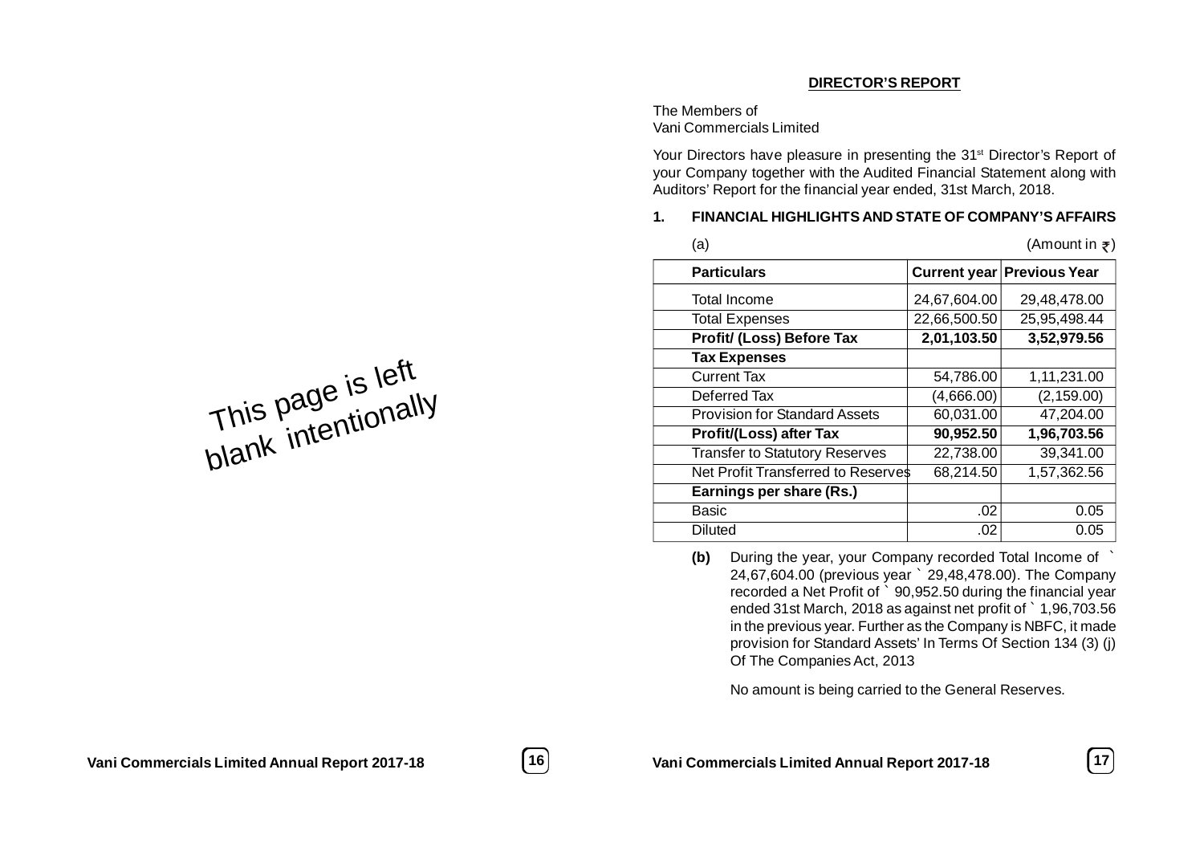## DIRECTOR'S REPORT

The Members of
Vani Commercials Limited

Your Directors have pleasure in presenting the 31st Director's Report of your Company together with the Audited Financial Statement along with Auditors' Report for the financial year ended, 31st March, 2018.

### 1. FINANCIAL HIGHLIGHTS AND STATE OF COMPANY'S AFFAIRS

(a) (Amount in ₹)

| Particulars | Current year | Previous Year |
|---|---|---|
| Total Income | 24,67,604.00 | 29,48,478.00 |
| Total Expenses | 22,66,500.50 | 25,95,498.44 |
| **Profit/ (Loss) Before Tax** | **2,01,103.50** | **3,52,979.56** |
| **Tax Expenses** | | |
| Current Tax | 54,786.00 | 1,11,231.00 |
| Deferred Tax | (4,666.00) | (2,159.00) |
| Provision for Standard Assets | 60,031.00 | 47,204.00 |
| **Profit/(Loss) after Tax** | **90,952.50** | **1,96,703.56** |
| Transfer to Statutory Reserves | 22,738.00 | 39,341.00 |
| Net Profit Transferred to Reserves | 68,214.50 | 1,57,362.56 |
| **Earnings per share (Rs.)** | | |
| Basic | .02 | 0.05 |
| Diluted | .02 | 0.05 |

**(b)** During the year, your Company recorded Total Income of ` 24,67,604.00 (previous year ` 29,48,478.00). The Company recorded a Net Profit of ` 90,952.50 during the financial year ended 31st March, 2018 as against net profit of ` 1,96,703.56 in the previous year. Further as the Company is NBFC, it made provision for Standard Assets' In Terms Of Section 134 (3) (j) Of The Companies Act, 2013

No amount is being carried to the General Reserves.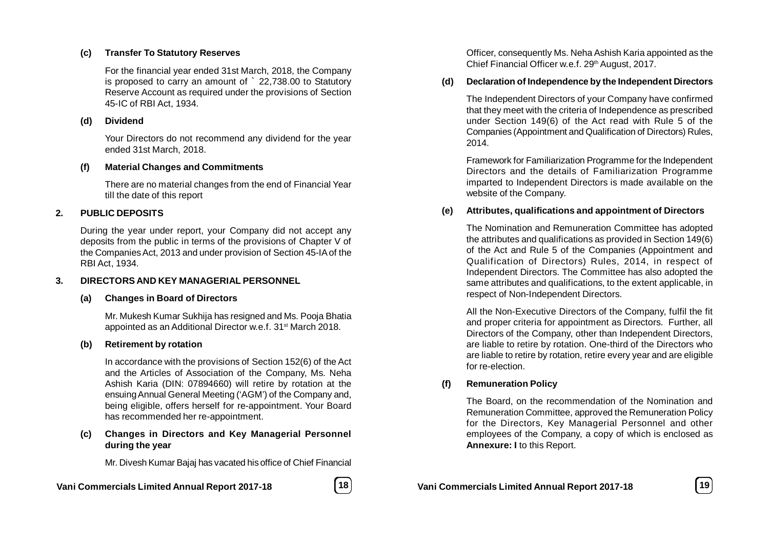**(c) Transfer To Statutory Reserves**

For the financial year ended 31st March, 2018, the Company is proposed to carry an amount of ` 22,738.00 to Statutory Reserve Account as required under the provisions of Section 45-IC of RBI Act, 1934.

**(d) Dividend**

Your Directors do not recommend any dividend for the year ended 31st March, 2018.

**(f) Material Changes and Commitments**

There are no material changes from the end of Financial Year till the date of this report

## 2. PUBLIC DEPOSITS

During the year under report, your Company did not accept any deposits from the public in terms of the provisions of Chapter V of the Companies Act, 2013 and under provision of Section 45-IA of the RBI Act, 1934.

## 3. DIRECTORS AND KEY MANAGERIAL PERSONNEL

**(a) Changes in Board of Directors**

Mr. Mukesh Kumar Sukhija has resigned and Ms. Pooja Bhatia appointed as an Additional Director w.e.f. 31st March 2018.

**(b) Retirement by rotation**

In accordance with the provisions of Section 152(6) of the Act and the Articles of Association of the Company, Ms. Neha Ashish Karia (DIN: 07894660) will retire by rotation at the ensuing Annual General Meeting ('AGM') of the Company and, being eligible, offers herself for re-appointment. Your Board has recommended her re-appointment.

**(c) Changes in Directors and Key Managerial Personnel during the year**

Mr. Divesh Kumar Bajaj has vacated his office of Chief Financial Officer, consequently Ms. Neha Ashish Karia appointed as the Chief Financial Officer w.e.f. 29th August, 2017.

**(d) Declaration of Independence by the Independent Directors**

The Independent Directors of your Company have confirmed that they meet with the criteria of Independence as prescribed under Section 149(6) of the Act read with Rule 5 of the Companies (Appointment and Qualification of Directors) Rules, 2014.

Framework for Familiarization Programme for the Independent Directors and the details of Familiarization Programme imparted to Independent Directors is made available on the website of the Company.

**(e) Attributes, qualifications and appointment of Directors**

The Nomination and Remuneration Committee has adopted the attributes and qualifications as provided in Section 149(6) of the Act and Rule 5 of the Companies (Appointment and Qualification of Directors) Rules, 2014, in respect of Independent Directors. The Committee has also adopted the same attributes and qualifications, to the extent applicable, in respect of Non-Independent Directors.

All the Non-Executive Directors of the Company, fulfil the fit and proper criteria for appointment as Directors. Further, all Directors of the Company, other than Independent Directors, are liable to retire by rotation. One-third of the Directors who are liable to retire by rotation, retire every year and are eligible for re-election.

**(f) Remuneration Policy**

The Board, on the recommendation of the Nomination and Remuneration Committee, approved the Remuneration Policy for the Directors, Key Managerial Personnel and other employees of the Company, a copy of which is enclosed as **Annexure: I** to this Report.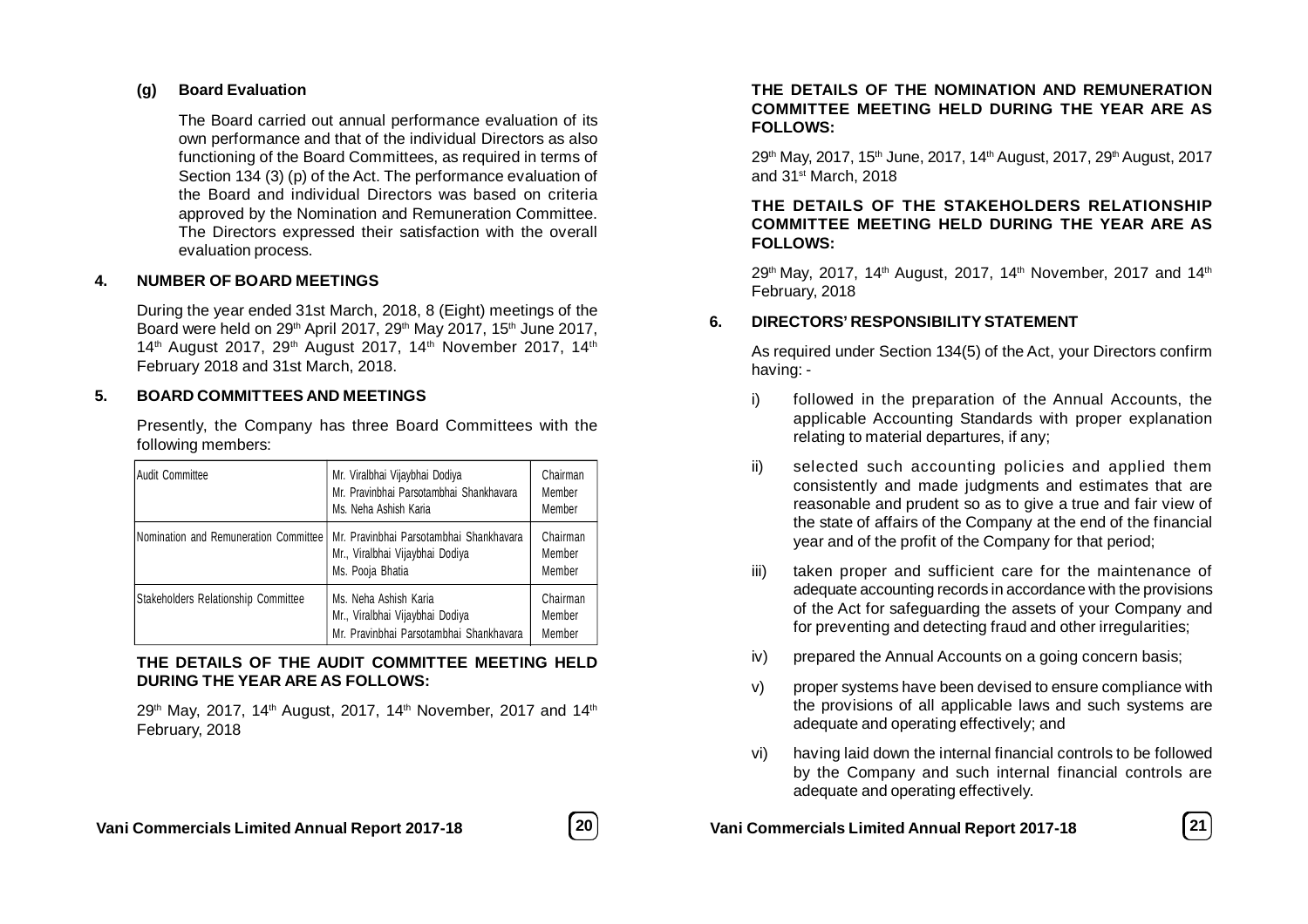**(g) Board Evaluation**

The Board carried out annual performance evaluation of its own performance and that of the individual Directors as also functioning of the Board Committees, as required in terms of Section 134 (3) (p) of the Act. The performance evaluation of the Board and individual Directors was based on criteria approved by the Nomination and Remuneration Committee. The Directors expressed their satisfaction with the overall evaluation process.

## 4. NUMBER OF BOARD MEETINGS

During the year ended 31st March, 2018, 8 (Eight) meetings of the Board were held on 29th April 2017, 29th May 2017, 15th June 2017, 14th August 2017, 29th August 2017, 14th November 2017, 14th February 2018 and 31st March, 2018.

## 5. BOARD COMMITTEES AND MEETINGS

Presently, the Company has three Board Committees with the following members:

| Committee | Members | Designation |
|---|---|---|
| Audit Committee | Mr. Viralbhai Vijaybhai Dodiya<br>Mr. Pravinbhai Parsotambhai Shankhavara<br>Ms. Neha Ashish Karia | Chairman<br>Member<br>Member |
| Nomination and Remuneration Committee | Mr. Pravinbhai Parsotambhai Shankhavara<br>Mr., Viralbhai Vijaybhai Dodiya<br>Ms. Pooja Bhatia | Chairman<br>Member<br>Member |
| Stakeholders Relationship Committee | Ms. Neha Ashish Karia<br>Mr., Viralbhai Vijaybhai Dodiya<br>Mr. Pravinbhai Parsotambhai Shankhavara | Chairman<br>Member<br>Member |

**THE DETAILS OF THE AUDIT COMMITTEE MEETING HELD DURING THE YEAR ARE AS FOLLOWS:**

29th May, 2017, 14th August, 2017, 14th November, 2017 and 14th February, 2018

**THE DETAILS OF THE NOMINATION AND REMUNERATION COMMITTEE MEETING HELD DURING THE YEAR ARE AS FOLLOWS:**

29th May, 2017, 15th June, 2017, 14th August, 2017, 29th August, 2017 and 31st March, 2018

**THE DETAILS OF THE STAKEHOLDERS RELATIONSHIP COMMITTEE MEETING HELD DURING THE YEAR ARE AS FOLLOWS:**

29th May, 2017, 14th August, 2017, 14th November, 2017 and 14th February, 2018

## 6. DIRECTORS' RESPONSIBILITY STATEMENT

As required under Section 134(5) of the Act, your Directors confirm having: -

i) followed in the preparation of the Annual Accounts, the applicable Accounting Standards with proper explanation relating to material departures, if any;

ii) selected such accounting policies and applied them consistently and made judgments and estimates that are reasonable and prudent so as to give a true and fair view of the state of affairs of the Company at the end of the financial year and of the profit of the Company for that period;

iii) taken proper and sufficient care for the maintenance of adequate accounting records in accordance with the provisions of the Act for safeguarding the assets of your Company and for preventing and detecting fraud and other irregularities;

iv) prepared the Annual Accounts on a going concern basis;

v) proper systems have been devised to ensure compliance with the provisions of all applicable laws and such systems are adequate and operating effectively; and

vi) having laid down the internal financial controls to be followed by the Company and such internal financial controls are adequate and operating effectively.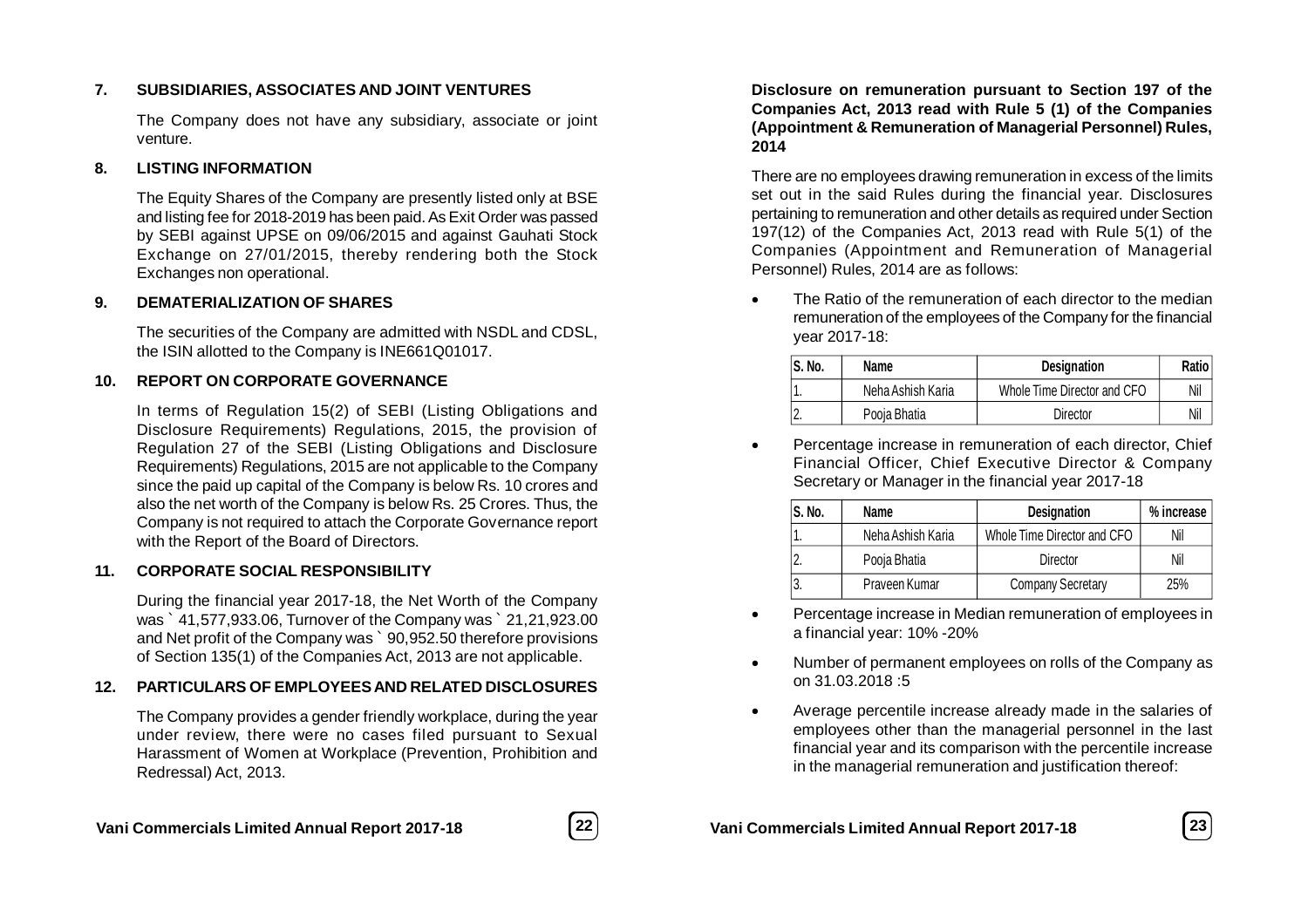## 7. SUBSIDIARIES, ASSOCIATES AND JOINT VENTURES

The Company does not have any subsidiary, associate or joint venture.

## 8. LISTING INFORMATION

The Equity Shares of the Company are presently listed only at BSE and listing fee for 2018-2019 has been paid. As Exit Order was passed by SEBI against UPSE on 09/06/2015 and against Gauhati Stock Exchange on 27/01/2015, thereby rendering both the Stock Exchanges non operational.

## 9. DEMATERIALIZATION OF SHARES

The securities of the Company are admitted with NSDL and CDSL, the ISIN allotted to the Company is INE661Q01017.

## 10. REPORT ON CORPORATE GOVERNANCE

In terms of Regulation 15(2) of SEBI (Listing Obligations and Disclosure Requirements) Regulations, 2015, the provision of Regulation 27 of the SEBI (Listing Obligations and Disclosure Requirements) Regulations, 2015 are not applicable to the Company since the paid up capital of the Company is below Rs. 10 crores and also the net worth of the Company is below Rs. 25 Crores. Thus, the Company is not required to attach the Corporate Governance report with the Report of the Board of Directors.

## 11. CORPORATE SOCIAL RESPONSIBILITY

During the financial year 2017-18, the Net Worth of the Company was ` 41,577,933.06, Turnover of the Company was ` 21,21,923.00 and Net profit of the Company was ` 90,952.50 therefore provisions of Section 135(1) of the Companies Act, 2013 are not applicable.

## 12. PARTICULARS OF EMPLOYEES AND RELATED DISCLOSURES

The Company provides a gender friendly workplace, during the year under review, there were no cases filed pursuant to Sexual Harassment of Women at Workplace (Prevention, Prohibition and Redressal) Act, 2013.

**Disclosure on remuneration pursuant to Section 197 of the Companies Act, 2013 read with Rule 5 (1) of the Companies (Appointment & Remuneration of Managerial Personnel) Rules, 2014**

There are no employees drawing remuneration in excess of the limits set out in the said Rules during the financial year. Disclosures pertaining to remuneration and other details as required under Section 197(12) of the Companies Act, 2013 read with Rule 5(1) of the Companies (Appointment and Remuneration of Managerial Personnel) Rules, 2014 are as follows:

- The Ratio of the remuneration of each director to the median remuneration of the employees of the Company for the financial year 2017-18:

| S. No. | Name | Designation | Ratio |
|---|---|---|---|
| 1. | Neha Ashish Karia | Whole Time Director and CFO | Nil |
| 2. | Pooja Bhatia | Director | Nil |

- Percentage increase in remuneration of each director, Chief Financial Officer, Chief Executive Director & Company Secretary or Manager in the financial year 2017-18

| S. No. | Name | Designation | % increase |
|---|---|---|---|
| 1. | Neha Ashish Karia | Whole Time Director and CFO | Nil |
| 2. | Pooja Bhatia | Director | Nil |
| 3. | Praveen Kumar | Company Secretary | 25% |

- Percentage increase in Median remuneration of employees in a financial year: 10% -20%
- Number of permanent employees on rolls of the Company as on 31.03.2018 :5
- Average percentile increase already made in the salaries of employees other than the managerial personnel in the last financial year and its comparison with the percentile increase in the managerial remuneration and justification thereof: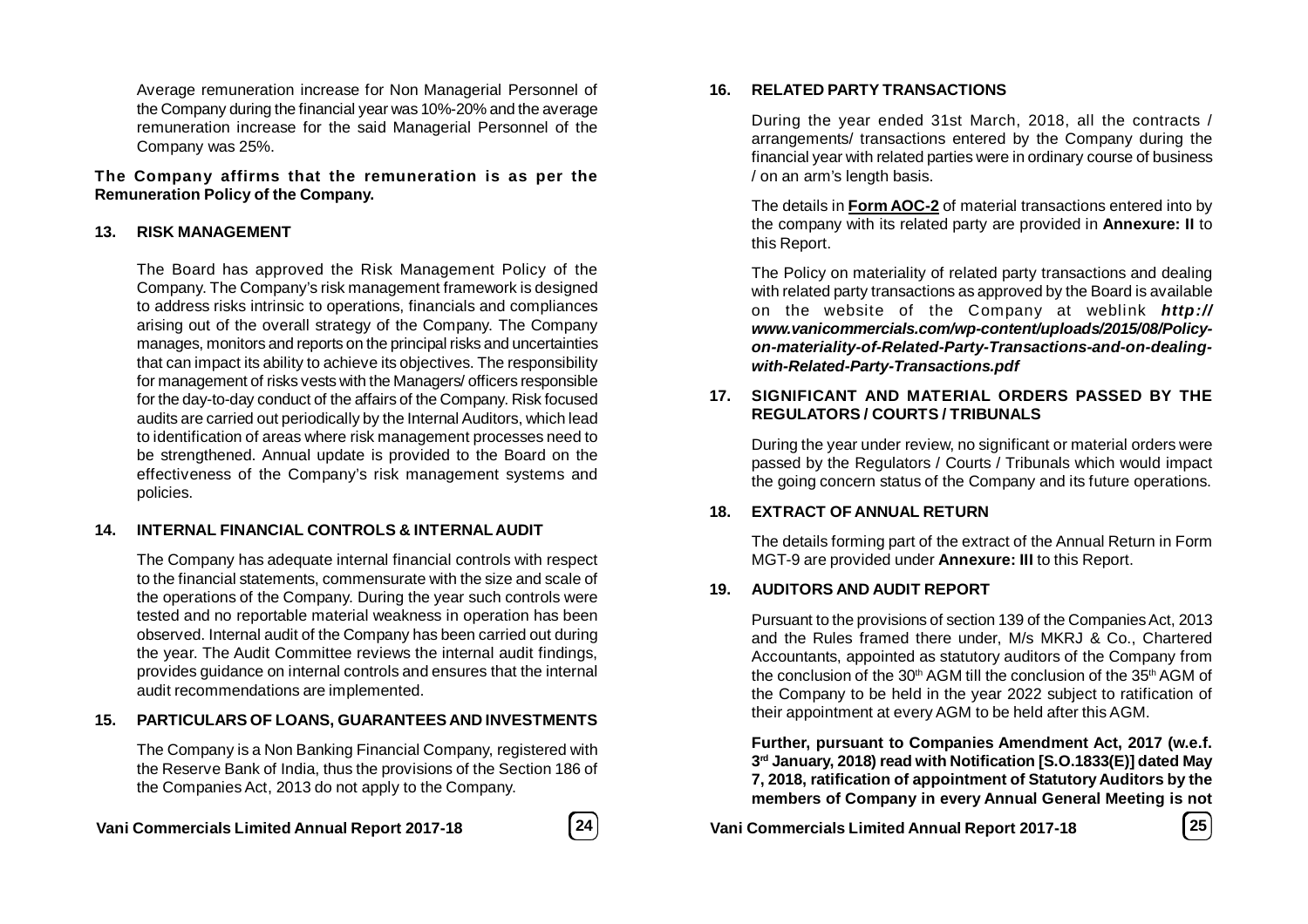Average remuneration increase for Non Managerial Personnel of the Company during the financial year was 10%-20% and the average remuneration increase for the said Managerial Personnel of the Company was 25%.

**The Company affirms that the remuneration is as per the Remuneration Policy of the Company.**

## 13. RISK MANAGEMENT

The Board has approved the Risk Management Policy of the Company. The Company's risk management framework is designed to address risks intrinsic to operations, financials and compliances arising out of the overall strategy of the Company. The Company manages, monitors and reports on the principal risks and uncertainties that can impact its ability to achieve its objectives. The responsibility for management of risks vests with the Managers/ officers responsible for the day-to-day conduct of the affairs of the Company. Risk focused audits are carried out periodically by the Internal Auditors, which lead to identification of areas where risk management processes need to be strengthened. Annual update is provided to the Board on the effectiveness of the Company's risk management systems and policies.

## 14. INTERNAL FINANCIAL CONTROLS & INTERNAL AUDIT

The Company has adequate internal financial controls with respect to the financial statements, commensurate with the size and scale of the operations of the Company. During the year such controls were tested and no reportable material weakness in operation has been observed. Internal audit of the Company has been carried out during the year. The Audit Committee reviews the internal audit findings, provides guidance on internal controls and ensures that the internal audit recommendations are implemented.

## 15. PARTICULARS OF LOANS, GUARANTEES AND INVESTMENTS

The Company is a Non Banking Financial Company, registered with the Reserve Bank of India, thus the provisions of the Section 186 of the Companies Act, 2013 do not apply to the Company.

## 16. RELATED PARTY TRANSACTIONS

During the year ended 31st March, 2018, all the contracts / arrangements/ transactions entered by the Company during the financial year with related parties were in ordinary course of business / on an arm's length basis.

The details in **Form AOC-2** of material transactions entered into by the company with its related party are provided in **Annexure: II** to this Report.

The Policy on materiality of related party transactions and dealing with related party transactions as approved by the Board is available on the website of the Company at weblink ***http://www.vanicommercials.com/wp-content/uploads/2015/08/Policy-on-materiality-of-Related-Party-Transactions-and-on-dealing-with-Related-Party-Transactions.pdf***

## 17. SIGNIFICANT AND MATERIAL ORDERS PASSED BY THE REGULATORS / COURTS / TRIBUNALS

During the year under review, no significant or material orders were passed by the Regulators / Courts / Tribunals which would impact the going concern status of the Company and its future operations.

## 18. EXTRACT OF ANNUAL RETURN

The details forming part of the extract of the Annual Return in Form MGT-9 are provided under **Annexure: III** to this Report.

## 19. AUDITORS AND AUDIT REPORT

Pursuant to the provisions of section 139 of the Companies Act, 2013 and the Rules framed there under, M/s MKRJ & Co., Chartered Accountants, appointed as statutory auditors of the Company from the conclusion of the 30th AGM till the conclusion of the 35th AGM of the Company to be held in the year 2022 subject to ratification of their appointment at every AGM to be held after this AGM.

**Further, pursuant to Companies Amendment Act, 2017 (w.e.f. 3rd January, 2018) read with Notification [S.O.1833(E)] dated May 7, 2018, ratification of appointment of Statutory Auditors by the members of Company in every Annual General Meeting is not**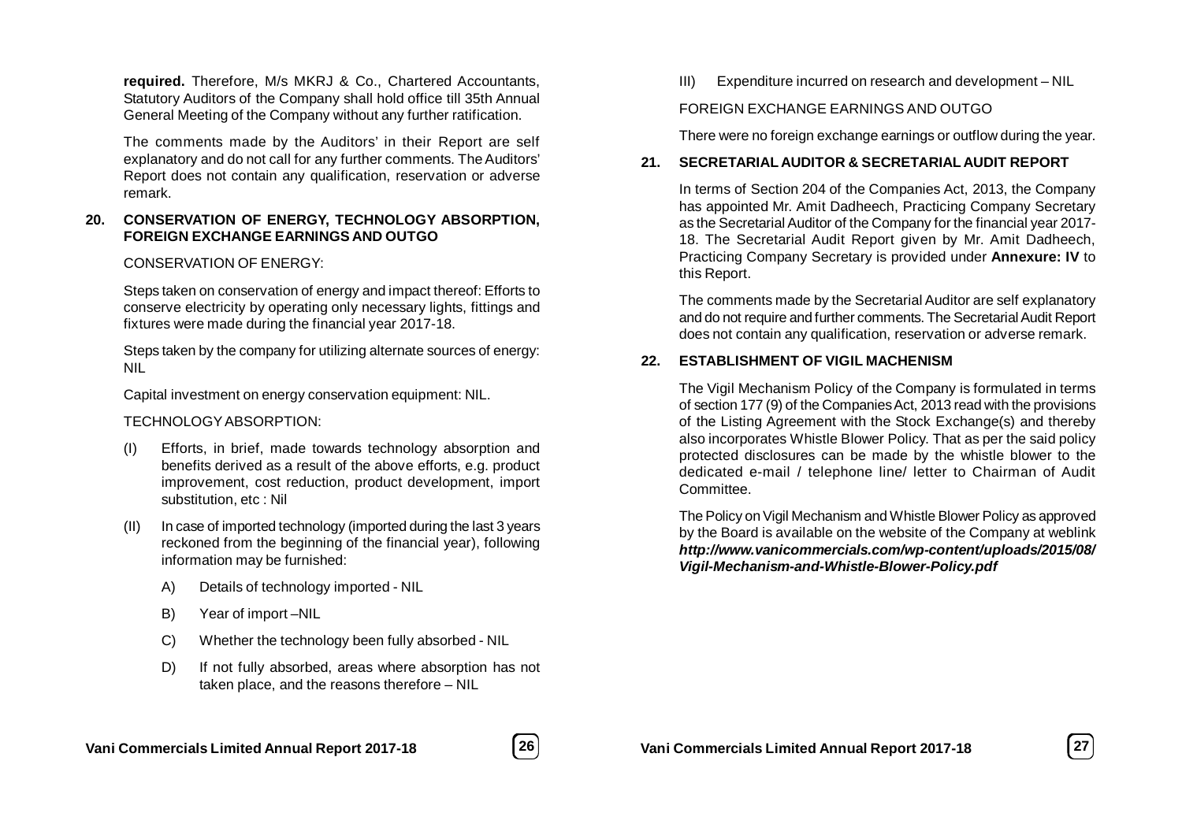**required.** Therefore, M/s MKRJ & Co., Chartered Accountants, Statutory Auditors of the Company shall hold office till 35th Annual General Meeting of the Company without any further ratification.

The comments made by the Auditors' in their Report are self explanatory and do not call for any further comments. The Auditors' Report does not contain any qualification, reservation or adverse remark.

## 20. CONSERVATION OF ENERGY, TECHNOLOGY ABSORPTION, FOREIGN EXCHANGE EARNINGS AND OUTGO

CONSERVATION OF ENERGY:

Steps taken on conservation of energy and impact thereof: Efforts to conserve electricity by operating only necessary lights, fittings and fixtures were made during the financial year 2017-18.

Steps taken by the company for utilizing alternate sources of energy: NIL

Capital investment on energy conservation equipment: NIL.

TECHNOLOGY ABSORPTION:

(I) Efforts, in brief, made towards technology absorption and benefits derived as a result of the above efforts, e.g. product improvement, cost reduction, product development, import substitution, etc : Nil

(II) In case of imported technology (imported during the last 3 years reckoned from the beginning of the financial year), following information may be furnished:

A) Details of technology imported - NIL

B) Year of import –NIL

C) Whether the technology been fully absorbed - NIL

D) If not fully absorbed, areas where absorption has not taken place, and the reasons therefore – NIL

III) Expenditure incurred on research and development – NIL

FOREIGN EXCHANGE EARNINGS AND OUTGO

There were no foreign exchange earnings or outflow during the year.

## 21. SECRETARIAL AUDITOR & SECRETARIAL AUDIT REPORT

In terms of Section 204 of the Companies Act, 2013, the Company has appointed Mr. Amit Dadheech, Practicing Company Secretary as the Secretarial Auditor of the Company for the financial year 2017-18. The Secretarial Audit Report given by Mr. Amit Dadheech, Practicing Company Secretary is provided under **Annexure: IV** to this Report.

The comments made by the Secretarial Auditor are self explanatory and do not require and further comments. The Secretarial Audit Report does not contain any qualification, reservation or adverse remark.

## 22. ESTABLISHMENT OF VIGIL MACHENISM

The Vigil Mechanism Policy of the Company is formulated in terms of section 177 (9) of the Companies Act, 2013 read with the provisions of the Listing Agreement with the Stock Exchange(s) and thereby also incorporates Whistle Blower Policy. That as per the said policy protected disclosures can be made by the whistle blower to the dedicated e-mail / telephone line/ letter to Chairman of Audit Committee.

The Policy on Vigil Mechanism and Whistle Blower Policy as approved by the Board is available on the website of the Company at weblink ***http://www.vanicommercials.com/wp-content/uploads/2015/08/Vigil-Mechanism-and-Whistle-Blower-Policy.pdf***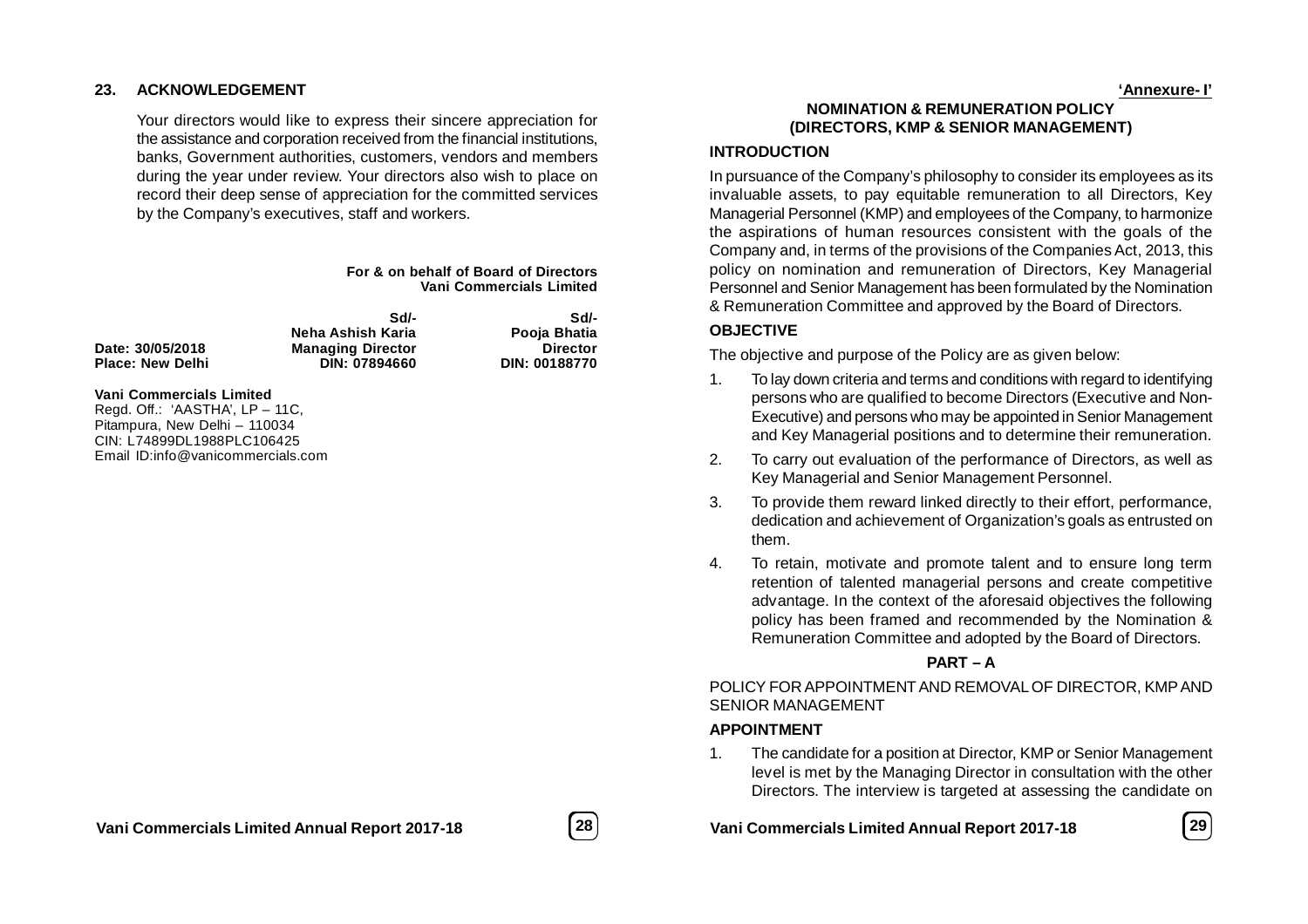## 23. ACKNOWLEDGEMENT

Your directors would like to express their sincere appreciation for the assistance and corporation received from the financial institutions, banks, Government authorities, customers, vendors and members during the year under review. Your directors also wish to place on record their deep sense of appreciation for the committed services by the Company's executives, staff and workers.

**For & on behalf of Board of Directors**
**Vani Commercials Limited**

| | Sd/- | Sd/- |
|---|---|---|
| | **Neha Ashish Karia** | **Pooja Bhatia** |
| **Date: 30/05/2018** | **Managing Director** | **Director** |
| **Place: New Delhi** | **DIN: 07894660** | **DIN: 00188770** |

**Vani Commercials Limited**
Regd. Off.: 'AASTHA', LP – 11C,
Pitampura, New Delhi – 110034
CIN: L74899DL1988PLC106425
Email ID:info@vanicommercials.com

**'Annexure- I'**

## NOMINATION & REMUNERATION POLICY (DIRECTORS, KMP & SENIOR MANAGEMENT)

### INTRODUCTION

In pursuance of the Company's philosophy to consider its employees as its invaluable assets, to pay equitable remuneration to all Directors, Key Managerial Personnel (KMP) and employees of the Company, to harmonize the aspirations of human resources consistent with the goals of the Company and, in terms of the provisions of the Companies Act, 2013, this policy on nomination and remuneration of Directors, Key Managerial Personnel and Senior Management has been formulated by the Nomination & Remuneration Committee and approved by the Board of Directors.

### OBJECTIVE

The objective and purpose of the Policy are as given below:

1. To lay down criteria and terms and conditions with regard to identifying persons who are qualified to become Directors (Executive and Non-Executive) and persons who may be appointed in Senior Management and Key Managerial positions and to determine their remuneration.
2. To carry out evaluation of the performance of Directors, as well as Key Managerial and Senior Management Personnel.
3. To provide them reward linked directly to their effort, performance, dedication and achievement of Organization's goals as entrusted on them.
4. To retain, motivate and promote talent and to ensure long term retention of talented managerial persons and create competitive advantage. In the context of the aforesaid objectives the following policy has been framed and recommended by the Nomination & Remuneration Committee and adopted by the Board of Directors.

### PART – A

POLICY FOR APPOINTMENT AND REMOVAL OF DIRECTOR, KMP AND SENIOR MANAGEMENT

### APPOINTMENT

1. The candidate for a position at Director, KMP or Senior Management level is met by the Managing Director in consultation with the other Directors. The interview is targeted at assessing the candidate on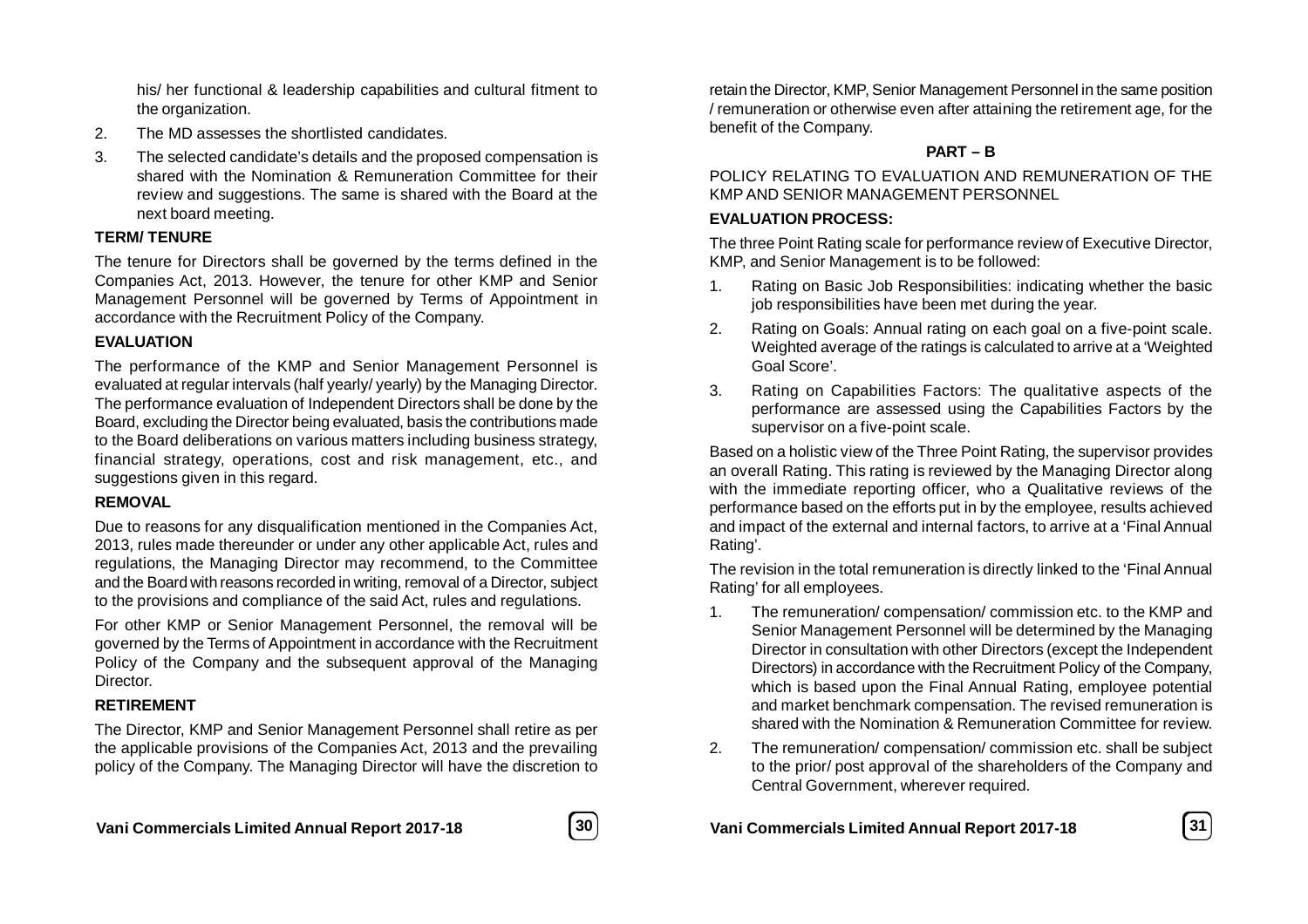his/ her functional & leadership capabilities and cultural fitment to the organization.

2. The MD assesses the shortlisted candidates.
3. The selected candidate's details and the proposed compensation is shared with the Nomination & Remuneration Committee for their review and suggestions. The same is shared with the Board at the next board meeting.

**TERM/ TENURE**

The tenure for Directors shall be governed by the terms defined in the Companies Act, 2013. However, the tenure for other KMP and Senior Management Personnel will be governed by Terms of Appointment in accordance with the Recruitment Policy of the Company.

**EVALUATION**

The performance of the KMP and Senior Management Personnel is evaluated at regular intervals (half yearly/ yearly) by the Managing Director. The performance evaluation of Independent Directors shall be done by the Board, excluding the Director being evaluated, basis the contributions made to the Board deliberations on various matters including business strategy, financial strategy, operations, cost and risk management, etc., and suggestions given in this regard.

**REMOVAL**

Due to reasons for any disqualification mentioned in the Companies Act, 2013, rules made thereunder or under any other applicable Act, rules and regulations, the Managing Director may recommend, to the Committee and the Board with reasons recorded in writing, removal of a Director, subject to the provisions and compliance of the said Act, rules and regulations.

For other KMP or Senior Management Personnel, the removal will be governed by the Terms of Appointment in accordance with the Recruitment Policy of the Company and the subsequent approval of the Managing Director.

**RETIREMENT**

The Director, KMP and Senior Management Personnel shall retire as per the applicable provisions of the Companies Act, 2013 and the prevailing policy of the Company. The Managing Director will have the discretion to retain the Director, KMP, Senior Management Personnel in the same position / remuneration or otherwise even after attaining the retirement age, for the benefit of the Company.

**PART – B**

POLICY RELATING TO EVALUATION AND REMUNERATION OF THE KMP AND SENIOR MANAGEMENT PERSONNEL

**EVALUATION PROCESS:**

The three Point Rating scale for performance review of Executive Director, KMP, and Senior Management is to be followed:

1. Rating on Basic Job Responsibilities: indicating whether the basic job responsibilities have been met during the year.
2. Rating on Goals: Annual rating on each goal on a five-point scale. Weighted average of the ratings is calculated to arrive at a 'Weighted Goal Score'.
3. Rating on Capabilities Factors: The qualitative aspects of the performance are assessed using the Capabilities Factors by the supervisor on a five-point scale.

Based on a holistic view of the Three Point Rating, the supervisor provides an overall Rating. This rating is reviewed by the Managing Director along with the immediate reporting officer, who a Qualitative reviews of the performance based on the efforts put in by the employee, results achieved and impact of the external and internal factors, to arrive at a 'Final Annual Rating'.

The revision in the total remuneration is directly linked to the 'Final Annual Rating' for all employees.

1. The remuneration/ compensation/ commission etc. to the KMP and Senior Management Personnel will be determined by the Managing Director in consultation with other Directors (except the Independent Directors) in accordance with the Recruitment Policy of the Company, which is based upon the Final Annual Rating, employee potential and market benchmark compensation. The revised remuneration is shared with the Nomination & Remuneration Committee for review.
2. The remuneration/ compensation/ commission etc. shall be subject to the prior/ post approval of the shareholders of the Company and Central Government, wherever required.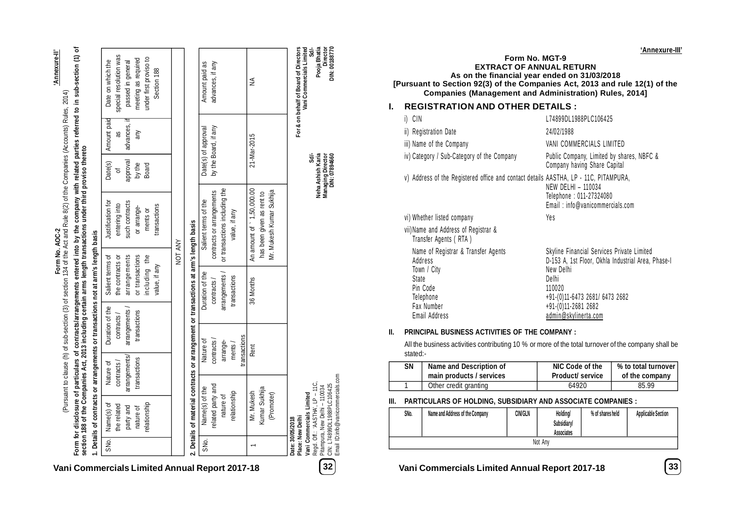'Annexure-II'

# Form No. AOC-2

(Pursuant to clause (h) of sub-section (3) of section 134 of the Act and Rule 8(2) of the Companies (Accounts) Rules, 2014)

**Form for disclosure of particulars of contracts/arrangements entered into by the company with related parties referred to in sub-section (1) of section 188 of the Companies Act, 2013 including certain arms length transactions under third proviso thereto**

**1. Details of contracts or arrangements or transactions not at arm's length basis**

| SNo. | Name(s) of the related party and nature of relationship | Nature of contracts/ arrangements/ transactions | Duration of the contracts / arrangements / transactions | Salient terms of the contracts or arrangements or transactions including the value, if any | Justification for entering into such contracts or arrange-ments or transactions | Date(s) of approval by the Board | Amount paid as advances, if any | Date on which the special resolution was passed in general meeting as required under first proviso to Section 188 |
|---|---|---|---|---|---|---|---|---|
| NOT ANY | | | | | | | | |

**2. Details of material contracts or arrangement or transactions at arm's length basis**

| SNo. | Name(s) of the related party and nature of relationship | Nature of contracts / arrange-ments / transactions | Duration of the contracts / arrangements / transactions | Salient terms of the contracts or arrangements or transactions including the value, if any | Date(s) of approval by the Board, if any | Amount paid as advances, if any |
|---|---|---|---|---|---|---|
| 1 | Mr. Mukesh Kumar Sukhija (Promoter) | Rent | 36 Months | An amount of ` 1,50,000.00 has been given as rent to Mr. Mukesh Kumar Sukhija | 21-Mar-2015 | NA |

For & on behalf of Board of Directors
Vani Commercials Limited

| Sd/- | Sd/- |
|---|---|
| Neha Ashish Karia | Pooja Bhatia |
| Managing Director | Director |
| DIN: 07894660 | DIN: 00188770 |

**Date: 30/05/2018**
**Place: New Delhi**
**Vani Commercials Limited**
Regd. Off.: 'AASTHA', LP – 11C, Pitampura, New Delhi – 110034
CIN: L74899DL1988PLC106425
Email ID:info@vanicommercials.com

'Annexure-III'

# Form No. MGT-9
## EXTRACT OF ANNUAL RETURN
**As on the financial year ended on 31/03/2018**
**[Pursuant to Section 92(3) of the Companies Act, 2013 and rule 12(1) of the Companies (Management and Administration) Rules, 2014]**

## I. REGISTRATION AND OTHER DETAILS :

| | |
|---|---|
| i) CIN | L74899DL1988PLC106425 |
| ii) Registration Date | 24/02/1988 |
| iii) Name of the Company | VANI COMMERCIALS LIMITED |
| iv) Category / Sub-Category of the Company | Public Company, Limited by shares, NBFC & Company having Share Capital |
| v) Address of the Registered office and contact details | AASTHA, LP - 11C, PITAMPURA, NEW DELHI – 110034<br>Telephone : 011-27324080<br>Email : info@vanicommercials.com |
| vi) Whether listed company | Yes |
| vii) Name and Address of Registrar & Transfer Agents ( RTA ) | |
| Name of Registrar & Transfer Agents | Skyline Financial Services Private Limited |
| Address | D-153 A, 1st Floor, Okhla Industrial Area, Phase-I |
| Town / City | New Delhi |
| State | Delhi |
| Pin Code | 110020 |
| Telephone | +91-(0)11-6473 2681/ 6473 2682 |
| Fax Number | +91-(0)11-2681 2682 |
| Email Address | admin@skylinerta.com |

### II. PRINCIPAL BUSINESS ACTIVITIES OF THE COMPANY :

All the business activities contributing 10 % or more of the total turnover of the company shall be stated:-

| SN | Name and Description of main products / services | NIC Code of the Product/ service | % to total turnover of the company |
|---|---|---|---|
| 1 | Other credit granting | 64920 | 85.99 |

### III. PARTICULARS OF HOLDING, SUBSIDIARY AND ASSOCIATE COMPANIES :

| SNo. | Name and Address of the Company | CIN/GLN | Holding/ Subsidiary/ Associates | % of shares held | Applicable Section |
|---|---|---|---|---|---|
| Not Any | | | | | |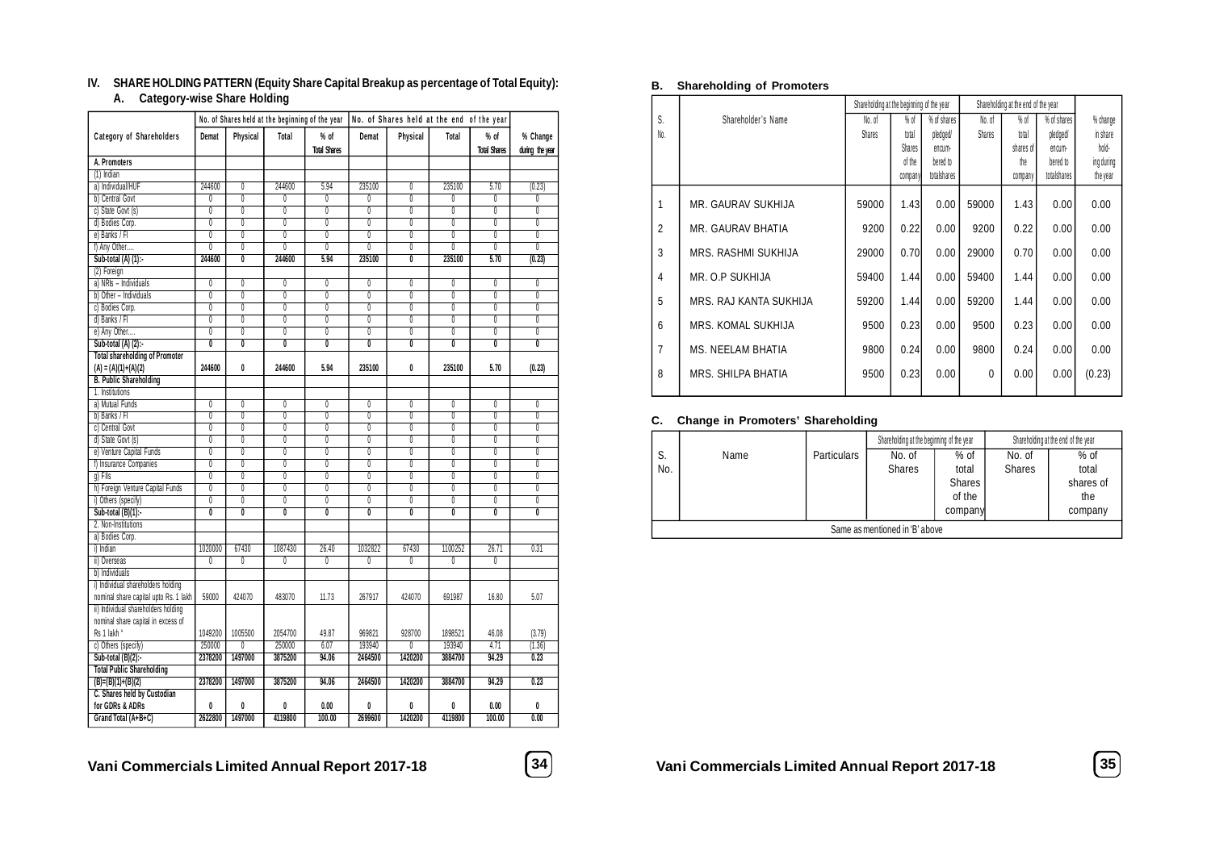## IV. SHARE HOLDING PATTERN (Equity Share Capital Breakup as percentage of Total Equity):

### A. Category-wise Share Holding

| Category of Shareholders | No. of Shares held at the beginning of the year | | | | No. of Shares held at the end of the year | | | | % Change during the year |
|---|---|---|---|---|---|---|---|---|---|
| | Demat | Physical | Total | % of Total Shares | Demat | Physical | Total | % of Total Shares | |
| **A. Promoters** | | | | | | | | | |
| (1) Indian | | | | | | | | | |
| a) Individual/HUF | 244600 | 0 | 244600 | 5.94 | 235100 | 0 | 235100 | 5.70 | (0.23) |
| b) Central Govt | 0 | 0 | 0 | 0 | 0 | 0 | 0 | 0 | 0 |
| c) State Govt (s) | 0 | 0 | 0 | 0 | 0 | 0 | 0 | 0 | 0 |
| d) Bodies Corp. | 0 | 0 | 0 | 0 | 0 | 0 | 0 | 0 | 0 |
| e) Banks / FI | 0 | 0 | 0 | 0 | 0 | 0 | 0 | 0 | 0 |
| f) Any Other.... | 0 | 0 | 0 | 0 | 0 | 0 | 0 | 0 | 0 |
| **Sub-total (A) (1):-** | **244600** | **0** | **244600** | **5.94** | **235100** | **0** | **235100** | **5.70** | **(0.23)** |
| (2) Foreign | | | | | | | | | |
| a) NRIs – Individuals | 0 | 0 | 0 | 0 | 0 | 0 | 0 | 0 | 0 |
| b) Other – Individuals | 0 | 0 | 0 | 0 | 0 | 0 | 0 | 0 | 0 |
| c) Bodies Corp. | 0 | 0 | 0 | 0 | 0 | 0 | 0 | 0 | 0 |
| d) Banks / FI | 0 | 0 | 0 | 0 | 0 | 0 | 0 | 0 | 0 |
| e) Any Other.... | 0 | 0 | 0 | 0 | 0 | 0 | 0 | 0 | 0 |
| **Sub-total (A) (2):-** | **0** | **0** | **0** | **0** | **0** | **0** | **0** | **0** | **0** |
| **Total shareholding of Promoter (A) = (A)(1)+(A)(2)** | **244600** | **0** | **244600** | **5.94** | **235100** | **0** | **235100** | **5.70** | **(0.23)** |
| **B. Public Shareholding** | | | | | | | | | |
| 1. Institutions | | | | | | | | | |
| a) Mutual Funds | 0 | 0 | 0 | 0 | 0 | 0 | 0 | 0 | 0 |
| b) Banks / FI | 0 | 0 | 0 | 0 | 0 | 0 | 0 | 0 | 0 |
| c) Central Govt | 0 | 0 | 0 | 0 | 0 | 0 | 0 | 0 | 0 |
| d) State Govt (s) | 0 | 0 | 0 | 0 | 0 | 0 | 0 | 0 | 0 |
| e) Venture Capital Funds | 0 | 0 | 0 | 0 | 0 | 0 | 0 | 0 | 0 |
| f) Insurance Companies | 0 | 0 | 0 | 0 | 0 | 0 | 0 | 0 | 0 |
| g) FIIs | 0 | 0 | 0 | 0 | 0 | 0 | 0 | 0 | 0 |
| h) Foreign Venture Capital Funds | 0 | 0 | 0 | 0 | 0 | 0 | 0 | 0 | 0 |
| i) Others (specify) | 0 | 0 | 0 | 0 | 0 | 0 | 0 | 0 | 0 |
| **Sub-total (B)(1):-** | **0** | **0** | **0** | **0** | **0** | **0** | **0** | **0** | **0** |
| 2. Non-Institutions | | | | | | | | | |
| a) Bodies Corp. | | | | | | | | | |
| i) Indian | 1020000 | 67430 | 1087430 | 26.40 | 1032822 | 67430 | 1100252 | 26.71 | 0.31 |
| ii) Overseas | 0 | 0 | 0 | 0 | 0 | 0 | 0 | 0 | |
| b) Individuals | | | | | | | | | |
| i) Individual shareholders holding nominal share capital upto Rs. 1 lakh | 59000 | 424070 | 483070 | 11.73 | 267917 | 424070 | 691987 | 16.80 | 5.07 |
| ii) Individual shareholders holding nominal share capital in excess of Rs 1 lakh | 1049200 | 1005500 | 2054700 | 49.87 | 969821 | 928700 | 1898521 | 46.08 | (3.79) |
| c) Others (specify) | 250000 | 0 | 250000 | 6.07 | 193940 | 0 | 193940 | 4.71 | (1.36) |
| **Sub-total (B)(2):-** | **2378200** | **1497000** | **3875200** | **94.06** | **2464500** | **1420200** | **3884700** | **94.29** | **0.23** |
| **Total Public Shareholding (B)=(B)(1)+(B)(2)** | **2378200** | **1497000** | **3875200** | **94.06** | **2464500** | **1420200** | **3884700** | **94.29** | **0.23** |
| **C. Shares held by Custodian for GDRs & ADRs** | **0** | **0** | **0** | **0.00** | **0** | **0** | **0** | **0.00** | **0** |
| **Grand Total (A+B+C)** | **2622800** | **1497000** | **4119800** | **100.00** | **2699600** | **1420200** | **4119800** | **100.00** | **0.00** |

### B. Shareholding of Promoters

| S. No. | Shareholder's Name | Shareholding at the beginning of the year | | | Shareholding at the end of the year | | | % change in share holding during the year |
|---|---|---|---|---|---|---|---|---|
| | | No. of Shares | % of total Shares of the company | % of shares pledged/ encumbered to total shares | No. of Shares | % of total shares of the company | % of shares pledged/ encumbered to total shares | |
| 1 | MR. GAURAV SUKHIJA | 59000 | 1.43 | 0.00 | 59000 | 1.43 | 0.00 | 0.00 |
| 2 | MR. GAURAV BHATIA | 9200 | 0.22 | 0.00 | 9200 | 0.22 | 0.00 | 0.00 |
| 3 | MRS. RASHMI SUKHIJA | 29000 | 0.70 | 0.00 | 29000 | 0.70 | 0.00 | 0.00 |
| 4 | MR. O.P SUKHIJA | 59400 | 1.44 | 0.00 | 59400 | 1.44 | 0.00 | 0.00 |
| 5 | MRS. RAJ KANTA SUKHIJA | 59200 | 1.44 | 0.00 | 59200 | 1.44 | 0.00 | 0.00 |
| 6 | MRS. KOMAL SUKHIJA | 9500 | 0.23 | 0.00 | 9500 | 0.23 | 0.00 | 0.00 |
| 7 | MS. NEELAM BHATIA | 9800 | 0.24 | 0.00 | 9800 | 0.24 | 0.00 | 0.00 |
| 8 | MRS. SHILPA BHATIA | 9500 | 0.23 | 0.00 | 0 | 0.00 | 0.00 | (0.23) |

### C. Change in Promoters' Shareholding

| S. No. | Name | Particulars | Shareholding at the beginning of the year | | Shareholding at the end of the year | |
|---|---|---|---|---|---|---|
| | | | No. of Shares | % of total Shares of the company | No. of Shares | % of total shares of the company |
| Same as mentioned in 'B' above | | | | | | |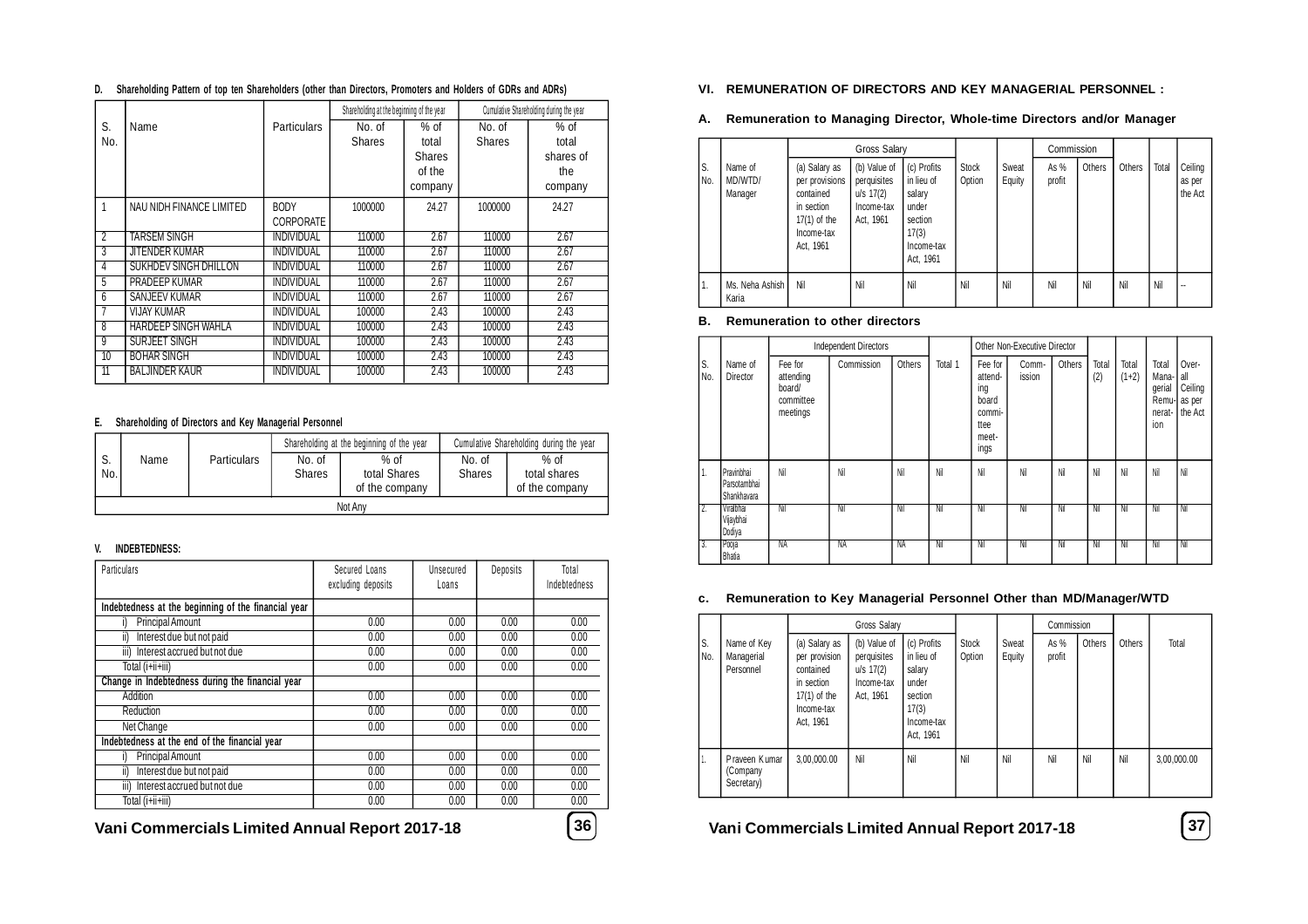**D. Shareholding Pattern of top ten Shareholders (other than Directors, Promoters and Holders of GDRs and ADRs)**

| S. No. | Name | Particulars | Shareholding at the beginning of the year | | Cumulative Shareholding during the year | |
|---|---|---|---|---|---|---|
| | | | No. of Shares | % of total Shares of the company | No. of Shares | % of total shares of the company |
| 1 | NAU NIDH FINANCE LIMITED | BODY CORPORATE | 1000000 | 24.27 | 1000000 | 24.27 |
| 2 | TARSEM SINGH | INDIVIDUAL | 110000 | 2.67 | 110000 | 2.67 |
| 3 | JITENDER KUMAR | INDIVIDUAL | 110000 | 2.67 | 110000 | 2.67 |
| 4 | SUKHDEV SINGH DHILLON | INDIVIDUAL | 110000 | 2.67 | 110000 | 2.67 |
| 5 | PRADEEP KUMAR | INDIVIDUAL | 110000 | 2.67 | 110000 | 2.67 |
| 6 | SANJEEV KUMAR | INDIVIDUAL | 110000 | 2.67 | 110000 | 2.67 |
| 7 | VIJAY KUMAR | INDIVIDUAL | 100000 | 2.43 | 100000 | 2.43 |
| 8 | HARDEEP SINGH WAHLA | INDIVIDUAL | 100000 | 2.43 | 100000 | 2.43 |
| 9 | SURJEET SINGH | INDIVIDUAL | 100000 | 2.43 | 100000 | 2.43 |
| 10 | BOHAR SINGH | INDIVIDUAL | 100000 | 2.43 | 100000 | 2.43 |
| 11 | BALJINDER KAUR | INDIVIDUAL | 100000 | 2.43 | 100000 | 2.43 |

**E. Shareholding of Directors and Key Managerial Personnel**

| S. No. | Name | Particulars | Shareholding at the beginning of the year | | Cumulative Shareholding during the year | |
|---|---|---|---|---|---|---|
| | | | No. of Shares | % of total Shares of the company | No. of Shares | % of total shares of the company |
| Not Any | | | | | | |

**V. INDEBTEDNESS:**

| Particulars | Secured Loans excluding deposits | Unsecured Loans | Deposits | Total Indebtedness |
|---|---|---|---|---|
| **Indebtedness at the beginning of the financial year** | | | | |
| i) Principal Amount | 0.00 | 0.00 | 0.00 | 0.00 |
| ii) Interest due but not paid | 0.00 | 0.00 | 0.00 | 0.00 |
| iii) Interest accrued but not due | 0.00 | 0.00 | 0.00 | 0.00 |
| Total (i+ii+iii) | 0.00 | 0.00 | 0.00 | 0.00 |
| **Change in Indebtedness during the financial year** | | | | |
| Addition | 0.00 | 0.00 | 0.00 | 0.00 |
| Reduction | 0.00 | 0.00 | 0.00 | 0.00 |
| Net Change | 0.00 | 0.00 | 0.00 | 0.00 |
| **Indebtedness at the end of the financial year** | | | | |
| i) Principal Amount | 0.00 | 0.00 | 0.00 | 0.00 |
| ii) Interest due but not paid | 0.00 | 0.00 | 0.00 | 0.00 |
| iii) Interest accrued but not due | 0.00 | 0.00 | 0.00 | 0.00 |
| Total (i+ii+iii) | 0.00 | 0.00 | 0.00 | 0.00 |

## VI. REMUNERATION OF DIRECTORS AND KEY MANAGERIAL PERSONNEL :

### A. Remuneration to Managing Director, Whole-time Directors and/or Manager

| S. No. | Name of MD/WTD/ Manager | Gross Salary | | | Stock Option | Sweat Equity | Commission | | Others | Total | Ceiling as per the Act |
|---|---|---|---|---|---|---|---|---|---|---|---|
| | | (a) Salary as per provisions contained in section 17(1) of the Income-tax Act, 1961 | (b) Value of perquisites u/s 17(2) Income-tax Act, 1961 | (c) Profits in lieu of salary under section 17(3) Income-tax Act, 1961 | | | As % profit | Others | | | |
| 1. | Ms. Neha Ashish Karia | Nil | Nil | Nil | Nil | Nil | Nil | Nil | Nil | Nil | -- |

### B. Remuneration to other directors

| S. No. | Name of Director | Independent Directors | | | Total 1 | Other Non-Executive Director | | | Total (2) | Total (1+2) | Total Managerial Remuneration | Over-all Ceiling as per the Act |
|---|---|---|---|---|---|---|---|---|---|---|---|---|
| | | Fee for attending board/ committee meetings | Commission | Others | | Fee for attending board committee meetings | Commission | Others | | | | |
| 1. | Pravinbhai Parsotambhai Shankhavara | Nil | Nil | Nil | Nil | Nil | Nil | Nil | Nil | Nil | Nil | Nil |
| 2. | Viralbhai Vijaybhai Dodiya | Nil | Nil | Nil | Nil | Nil | Nil | Nil | Nil | Nil | Nil | Nil |
| 3. | Pooja Bhatia | NA | NA | NA | Nil | Nil | Nil | Nil | Nil | Nil | Nil | Nil |

### c. Remuneration to Key Managerial Personnel Other than MD/Manager/WTD

| S. No. | Name of Key Managerial Personnel | Gross Salary | | | Stock Option | Sweat Equity | Commission | | Others | Total |
|---|---|---|---|---|---|---|---|---|---|---|
| | | (a) Salary as per provision contained in section 17(1) of the Income-tax Act, 1961 | (b) Value of perquisites u/s 17(2) Income-tax Act, 1961 | (c) Profits in lieu of salary under section 17(3) Income-tax Act, 1961 | | | As % profit | Others | | |
| 1. | Praveen Kumar (Company Secretary) | 3,00,000.00 | Nil | Nil | Nil | Nil | Nil | Nil | Nil | 3,00,000.00 |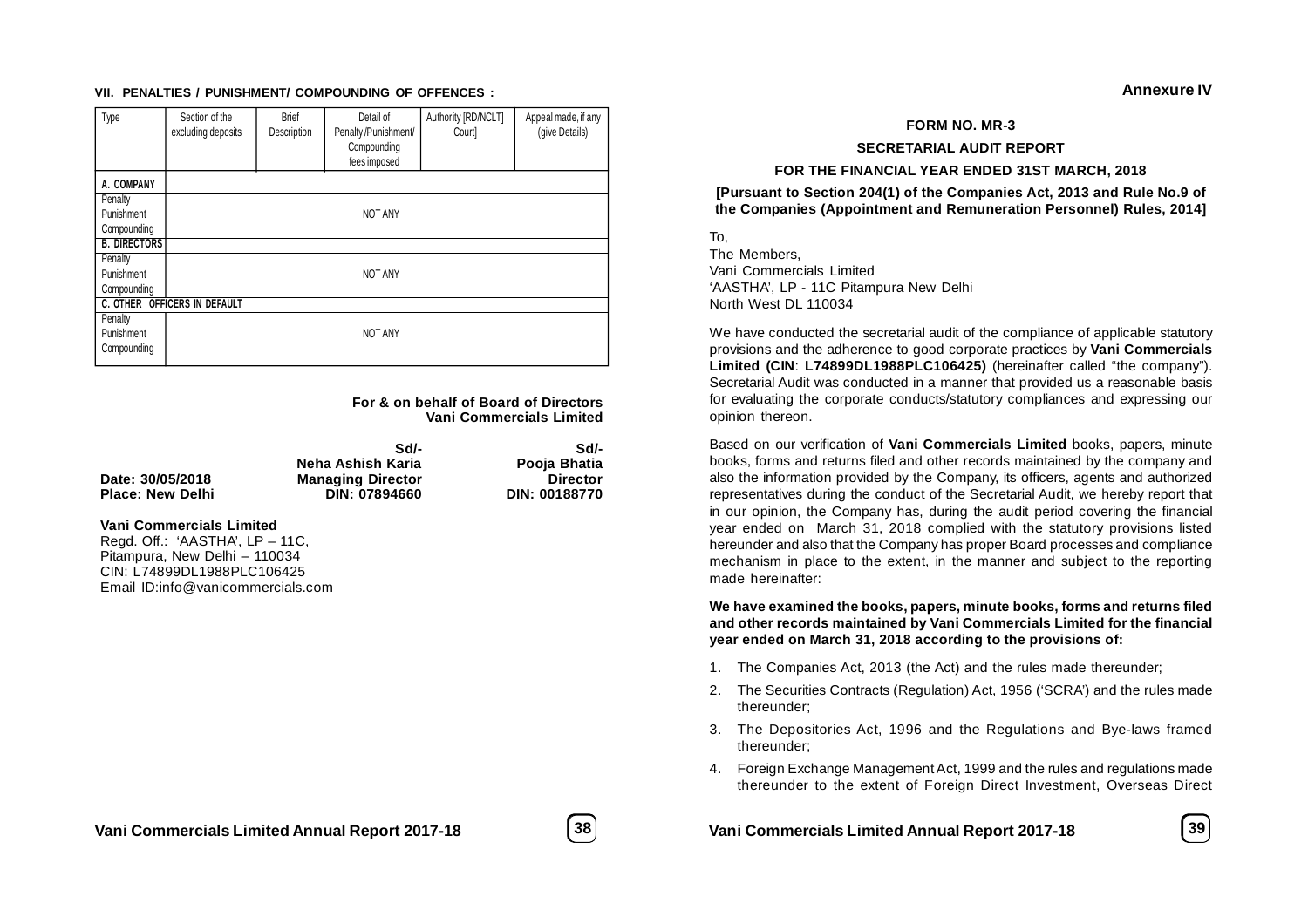### VII. PENALTIES / PUNISHMENT/ COMPOUNDING OF OFFENCES :

| Type | Section of the excluding deposits | Brief Description | Detail of Penalty /Punishment/ Compounding fees imposed | Authority [RD/NCLT] Court] | Appeal made, if any (give Details) |
|---|---|---|---|---|---|
| **A. COMPANY** | | | | | |
| Penalty<br>Punishment<br>Compounding | | | NOT ANY | | |
| **B. DIRECTORS** | | | | | |
| Penalty<br>Punishment<br>Compounding | | | NOT ANY | | |
| **C. OTHER OFFICERS IN DEFAULT** | | | | | |
| Penalty<br>Punishment<br>Compounding | | | NOT ANY | | |

**For & on behalf of Board of Directors**
**Vani Commercials Limited**

| | Sd/- | Sd/- |
|---|---|---|
| | **Neha Ashish Karia** | **Pooja Bhatia** |
| **Date: 30/05/2018** | **Managing Director** | **Director** |
| **Place: New Delhi** | **DIN: 07894660** | **DIN: 00188770** |

**Vani Commercials Limited**
Regd. Off.: 'AASTHA', LP – 11C,
Pitampura, New Delhi – 110034
CIN: L74899DL1988PLC106425
Email ID:info@vanicommercials.com

**Annexure IV**

## FORM NO. MR-3

## SECRETARIAL AUDIT REPORT

## FOR THE FINANCIAL YEAR ENDED 31ST MARCH, 2018

**[Pursuant to Section 204(1) of the Companies Act, 2013 and Rule No.9 of the Companies (Appointment and Remuneration Personnel) Rules, 2014]**

To,
The Members,
Vani Commercials Limited
'AASTHA', LP - 11C Pitampura New Delhi
North West DL 110034

We have conducted the secretarial audit of the compliance of applicable statutory provisions and the adherence to good corporate practices by **Vani Commercials Limited (CIN**: **L74899DL1988PLC106425)** (hereinafter called "the company"). Secretarial Audit was conducted in a manner that provided us a reasonable basis for evaluating the corporate conducts/statutory compliances and expressing our opinion thereon.

Based on our verification of **Vani Commercials Limited** books, papers, minute books, forms and returns filed and other records maintained by the company and also the information provided by the Company, its officers, agents and authorized representatives during the conduct of the Secretarial Audit, we hereby report that in our opinion, the Company has, during the audit period covering the financial year ended on March 31, 2018 complied with the statutory provisions listed hereunder and also that the Company has proper Board processes and compliance mechanism in place to the extent, in the manner and subject to the reporting made hereinafter:

**We have examined the books, papers, minute books, forms and returns filed and other records maintained by Vani Commercials Limited for the financial year ended on March 31, 2018 according to the provisions of:**

1. The Companies Act, 2013 (the Act) and the rules made thereunder;
2. The Securities Contracts (Regulation) Act, 1956 ('SCRA') and the rules made thereunder;
3. The Depositories Act, 1996 and the Regulations and Bye-laws framed thereunder;
4. Foreign Exchange Management Act, 1999 and the rules and regulations made thereunder to the extent of Foreign Direct Investment, Overseas Direct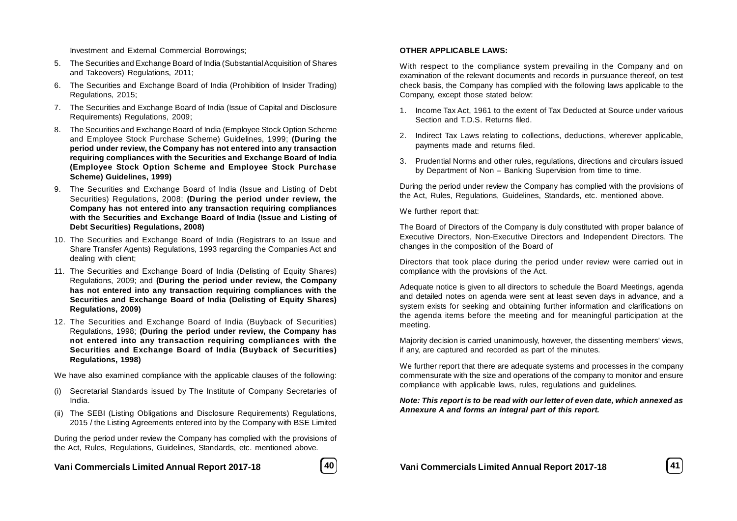Investment and External Commercial Borrowings;

5. The Securities and Exchange Board of India (Substantial Acquisition of Shares and Takeovers) Regulations, 2011;
6. The Securities and Exchange Board of India (Prohibition of Insider Trading) Regulations, 2015;
7. The Securities and Exchange Board of India (Issue of Capital and Disclosure Requirements) Regulations, 2009;
8. The Securities and Exchange Board of India (Employee Stock Option Scheme and Employee Stock Purchase Scheme) Guidelines, 1999; **(During the period under review, the Company has not entered into any transaction requiring compliances with the Securities and Exchange Board of India (Employee Stock Option Scheme and Employee Stock Purchase Scheme) Guidelines, 1999)**
9. The Securities and Exchange Board of India (Issue and Listing of Debt Securities) Regulations, 2008; **(During the period under review, the Company has not entered into any transaction requiring compliances with the Securities and Exchange Board of India (Issue and Listing of Debt Securities) Regulations, 2008)**
10. The Securities and Exchange Board of India (Registrars to an Issue and Share Transfer Agents) Regulations, 1993 regarding the Companies Act and dealing with client;
11. The Securities and Exchange Board of India (Delisting of Equity Shares) Regulations, 2009; and **(During the period under review, the Company has not entered into any transaction requiring compliances with the Securities and Exchange Board of India (Delisting of Equity Shares) Regulations, 2009)**
12. The Securities and Exchange Board of India (Buyback of Securities) Regulations, 1998; **(During the period under review, the Company has not entered into any transaction requiring compliances with the Securities and Exchange Board of India (Buyback of Securities) Regulations, 1998)**

We have also examined compliance with the applicable clauses of the following:

(i) Secretarial Standards issued by The Institute of Company Secretaries of India.

(ii) The SEBI (Listing Obligations and Disclosure Requirements) Regulations, 2015 / the Listing Agreements entered into by the Company with BSE Limited

During the period under review the Company has complied with the provisions of the Act, Rules, Regulations, Guidelines, Standards, etc. mentioned above.

**OTHER APPLICABLE LAWS:**

With respect to the compliance system prevailing in the Company and on examination of the relevant documents and records in pursuance thereof, on test check basis, the Company has complied with the following laws applicable to the Company, except those stated below:

1. Income Tax Act, 1961 to the extent of Tax Deducted at Source under various Section and T.D.S. Returns filed.
2. Indirect Tax Laws relating to collections, deductions, wherever applicable, payments made and returns filed.
3. Prudential Norms and other rules, regulations, directions and circulars issued by Department of Non – Banking Supervision from time to time.

During the period under review the Company has complied with the provisions of the Act, Rules, Regulations, Guidelines, Standards, etc. mentioned above.

We further report that:

The Board of Directors of the Company is duly constituted with proper balance of Executive Directors, Non-Executive Directors and Independent Directors. The changes in the composition of the Board of

Directors that took place during the period under review were carried out in compliance with the provisions of the Act.

Adequate notice is given to all directors to schedule the Board Meetings, agenda and detailed notes on agenda were sent at least seven days in advance, and a system exists for seeking and obtaining further information and clarifications on the agenda items before the meeting and for meaningful participation at the meeting.

Majority decision is carried unanimously, however, the dissenting members' views, if any, are captured and recorded as part of the minutes.

We further report that there are adequate systems and processes in the company commensurate with the size and operations of the company to monitor and ensure compliance with applicable laws, rules, regulations and guidelines.

***Note: This report is to be read with our letter of even date, which annexed as Annexure A and forms an integral part of this report.***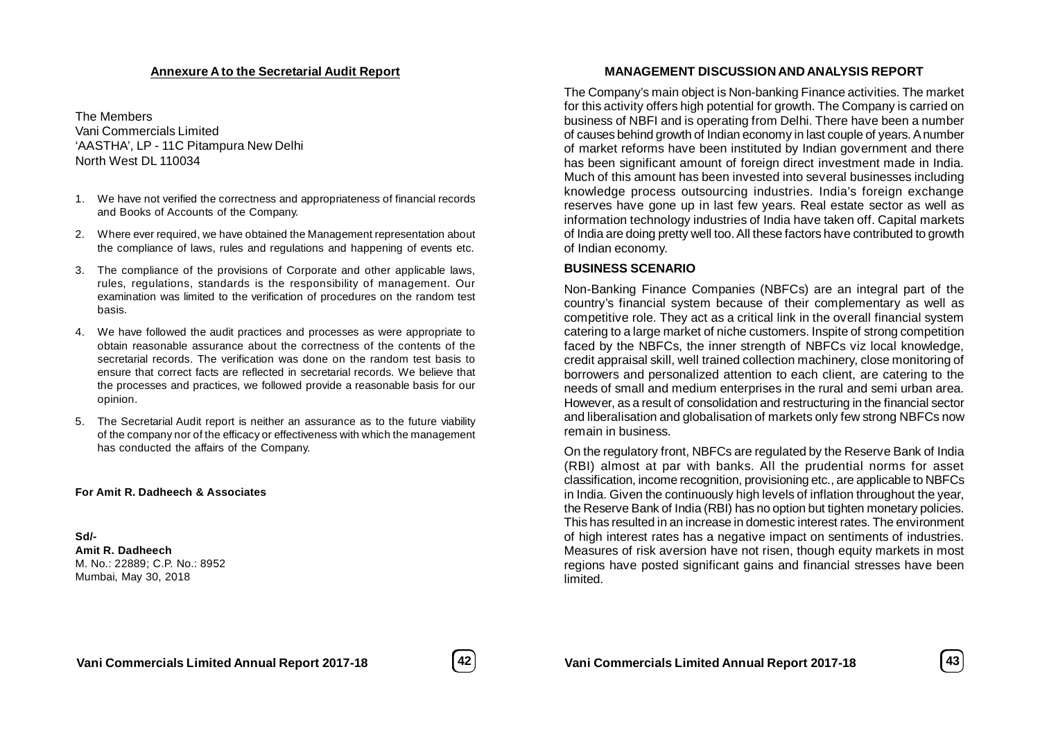## Annexure A to the Secretarial Audit Report

The Members
Vani Commercials Limited
'AASTHA', LP - 11C Pitampura New Delhi
North West DL 110034

1. We have not verified the correctness and appropriateness of financial records and Books of Accounts of the Company.
2. Where ever required, we have obtained the Management representation about the compliance of laws, rules and regulations and happening of events etc.
3. The compliance of the provisions of Corporate and other applicable laws, rules, regulations, standards is the responsibility of management. Our examination was limited to the verification of procedures on the random test basis.
4. We have followed the audit practices and processes as were appropriate to obtain reasonable assurance about the correctness of the contents of the secretarial records. The verification was done on the random test basis to ensure that correct facts are reflected in secretarial records. We believe that the processes and practices, we followed provide a reasonable basis for our opinion.
5. The Secretarial Audit report is neither an assurance as to the future viability of the company nor of the efficacy or effectiveness with which the management has conducted the affairs of the Company.

**For Amit R. Dadheech & Associates**

**Sd/-**
**Amit R. Dadheech**
M. No.: 22889; C.P. No.: 8952
Mumbai, May 30, 2018

## MANAGEMENT DISCUSSION AND ANALYSIS REPORT

The Company's main object is Non-banking Finance activities. The market for this activity offers high potential for growth. The Company is carried on business of NBFI and is operating from Delhi. There have been a number of causes behind growth of Indian economy in last couple of years. A number of market reforms have been instituted by Indian government and there has been significant amount of foreign direct investment made in India. Much of this amount has been invested into several businesses including knowledge process outsourcing industries. India's foreign exchange reserves have gone up in last few years. Real estate sector as well as information technology industries of India have taken off. Capital markets of India are doing pretty well too. All these factors have contributed to growth of Indian economy.

### BUSINESS SCENARIO

Non-Banking Finance Companies (NBFCs) are an integral part of the country's financial system because of their complementary as well as competitive role. They act as a critical link in the overall financial system catering to a large market of niche customers. Inspite of strong competition faced by the NBFCs, the inner strength of NBFCs viz local knowledge, credit appraisal skill, well trained collection machinery, close monitoring of borrowers and personalized attention to each client, are catering to the needs of small and medium enterprises in the rural and semi urban area. However, as a result of consolidation and restructuring in the financial sector and liberalisation and globalisation of markets only few strong NBFCs now remain in business.

On the regulatory front, NBFCs are regulated by the Reserve Bank of India (RBI) almost at par with banks. All the prudential norms for asset classification, income recognition, provisioning etc., are applicable to NBFCs in India. Given the continuously high levels of inflation throughout the year, the Reserve Bank of India (RBI) has no option but tighten monetary policies. This has resulted in an increase in domestic interest rates. The environment of high interest rates has a negative impact on sentiments of industries. Measures of risk aversion have not risen, though equity markets in most regions have posted significant gains and financial stresses have been limited.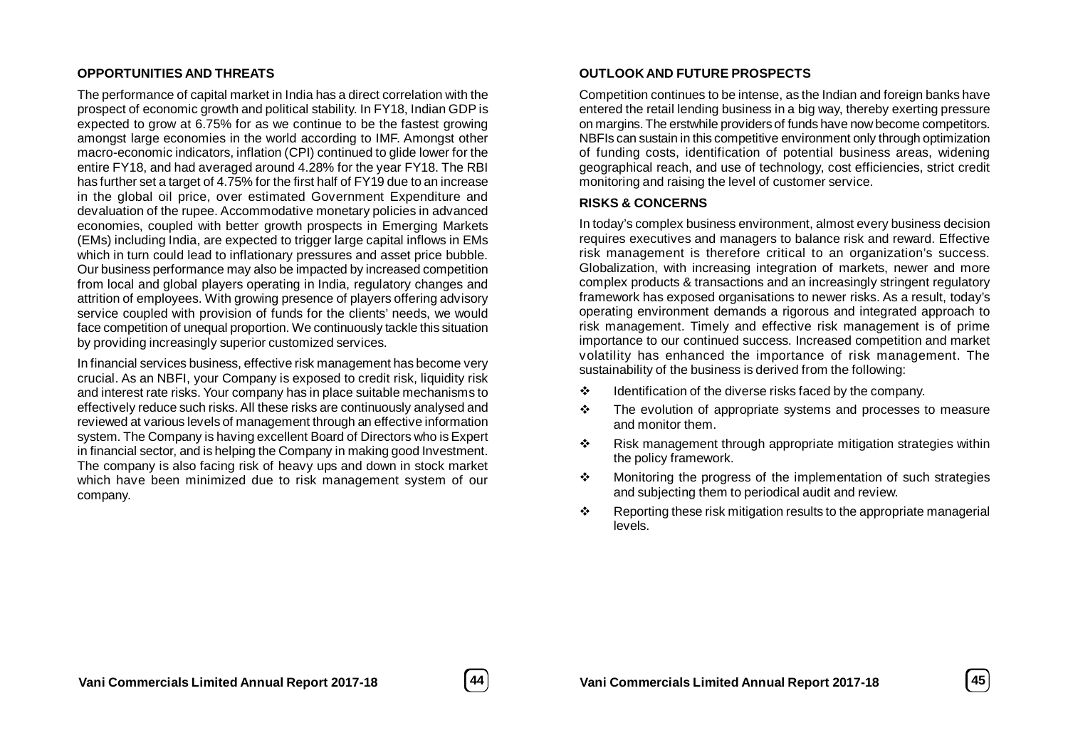## OPPORTUNITIES AND THREATS

The performance of capital market in India has a direct correlation with the prospect of economic growth and political stability. In FY18, Indian GDP is expected to grow at 6.75% for as we continue to be the fastest growing amongst large economies in the world according to IMF. Amongst other macro-economic indicators, inflation (CPI) continued to glide lower for the entire FY18, and had averaged around 4.28% for the year FY18. The RBI has further set a target of 4.75% for the first half of FY19 due to an increase in the global oil price, over estimated Government Expenditure and devaluation of the rupee. Accommodative monetary policies in advanced economies, coupled with better growth prospects in Emerging Markets (EMs) including India, are expected to trigger large capital inflows in EMs which in turn could lead to inflationary pressures and asset price bubble. Our business performance may also be impacted by increased competition from local and global players operating in India, regulatory changes and attrition of employees. With growing presence of players offering advisory service coupled with provision of funds for the clients' needs, we would face competition of unequal proportion. We continuously tackle this situation by providing increasingly superior customized services.

In financial services business, effective risk management has become very crucial. As an NBFI, your Company is exposed to credit risk, liquidity risk and interest rate risks. Your company has in place suitable mechanisms to effectively reduce such risks. All these risks are continuously analysed and reviewed at various levels of management through an effective information system. The Company is having excellent Board of Directors who is Expert in financial sector, and is helping the Company in making good Investment. The company is also facing risk of heavy ups and down in stock market which have been minimized due to risk management system of our company.

## OUTLOOK AND FUTURE PROSPECTS

Competition continues to be intense, as the Indian and foreign banks have entered the retail lending business in a big way, thereby exerting pressure on margins. The erstwhile providers of funds have now become competitors. NBFIs can sustain in this competitive environment only through optimization of funding costs, identification of potential business areas, widening geographical reach, and use of technology, cost efficiencies, strict credit monitoring and raising the level of customer service.

## RISKS & CONCERNS

In today's complex business environment, almost every business decision requires executives and managers to balance risk and reward. Effective risk management is therefore critical to an organization's success. Globalization, with increasing integration of markets, newer and more complex products & transactions and an increasingly stringent regulatory framework has exposed organisations to newer risks. As a result, today's operating environment demands a rigorous and integrated approach to risk management. Timely and effective risk management is of prime importance to our continued success. Increased competition and market volatility has enhanced the importance of risk management. The sustainability of the business is derived from the following:

- Identification of the diverse risks faced by the company.
- The evolution of appropriate systems and processes to measure and monitor them.
- Risk management through appropriate mitigation strategies within the policy framework.
- Monitoring the progress of the implementation of such strategies and subjecting them to periodical audit and review.
- Reporting these risk mitigation results to the appropriate managerial levels.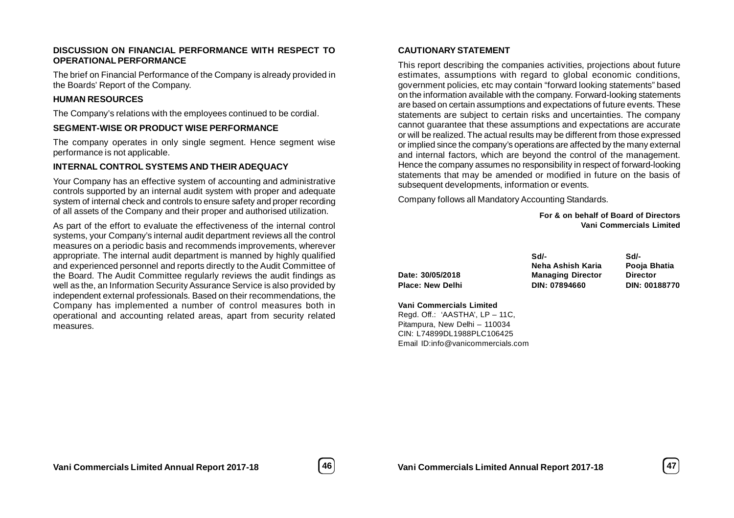## DISCUSSION ON FINANCIAL PERFORMANCE WITH RESPECT TO OPERATIONAL PERFORMANCE

The brief on Financial Performance of the Company is already provided in the Boards' Report of the Company.

## HUMAN RESOURCES

The Company's relations with the employees continued to be cordial.

## SEGMENT-WISE OR PRODUCT WISE PERFORMANCE

The company operates in only single segment. Hence segment wise performance is not applicable.

## INTERNAL CONTROL SYSTEMS AND THEIR ADEQUACY

Your Company has an effective system of accounting and administrative controls supported by an internal audit system with proper and adequate system of internal check and controls to ensure safety and proper recording of all assets of the Company and their proper and authorised utilization.

As part of the effort to evaluate the effectiveness of the internal control systems, your Company's internal audit department reviews all the control measures on a periodic basis and recommends improvements, wherever appropriate. The internal audit department is manned by highly qualified and experienced personnel and reports directly to the Audit Committee of the Board. The Audit Committee regularly reviews the audit findings as well as the, an Information Security Assurance Service is also provided by independent external professionals. Based on their recommendations, the Company has implemented a number of control measures both in operational and accounting related areas, apart from security related measures.

## CAUTIONARY STATEMENT

This report describing the companies activities, projections about future estimates, assumptions with regard to global economic conditions, government policies, etc may contain "forward looking statements" based on the information available with the company. Forward-looking statements are based on certain assumptions and expectations of future events. These statements are subject to certain risks and uncertainties. The company cannot guarantee that these assumptions and expectations are accurate or will be realized. The actual results may be different from those expressed or implied since the company's operations are affected by the many external and internal factors, which are beyond the control of the management. Hence the company assumes no responsibility in respect of forward-looking statements that may be amended or modified in future on the basis of subsequent developments, information or events.

Company follows all Mandatory Accounting Standards.

**For & on behalf of Board of Directors**
**Vani Commercials Limited**

| | | |
|---|---|---|
| | **Sd/-** | **Sd/-** |
| | **Neha Ashish Karia** | **Pooja Bhatia** |
| **Date: 30/05/2018** | **Managing Director** | **Director** |
| **Place: New Delhi** | **DIN: 07894660** | **DIN: 00188770** |

**Vani Commercials Limited**
Regd. Off.: 'AASTHA', LP – 11C,
Pitampura, New Delhi – 110034
CIN: L74899DL1988PLC106425
Email ID:info@vanicommercials.com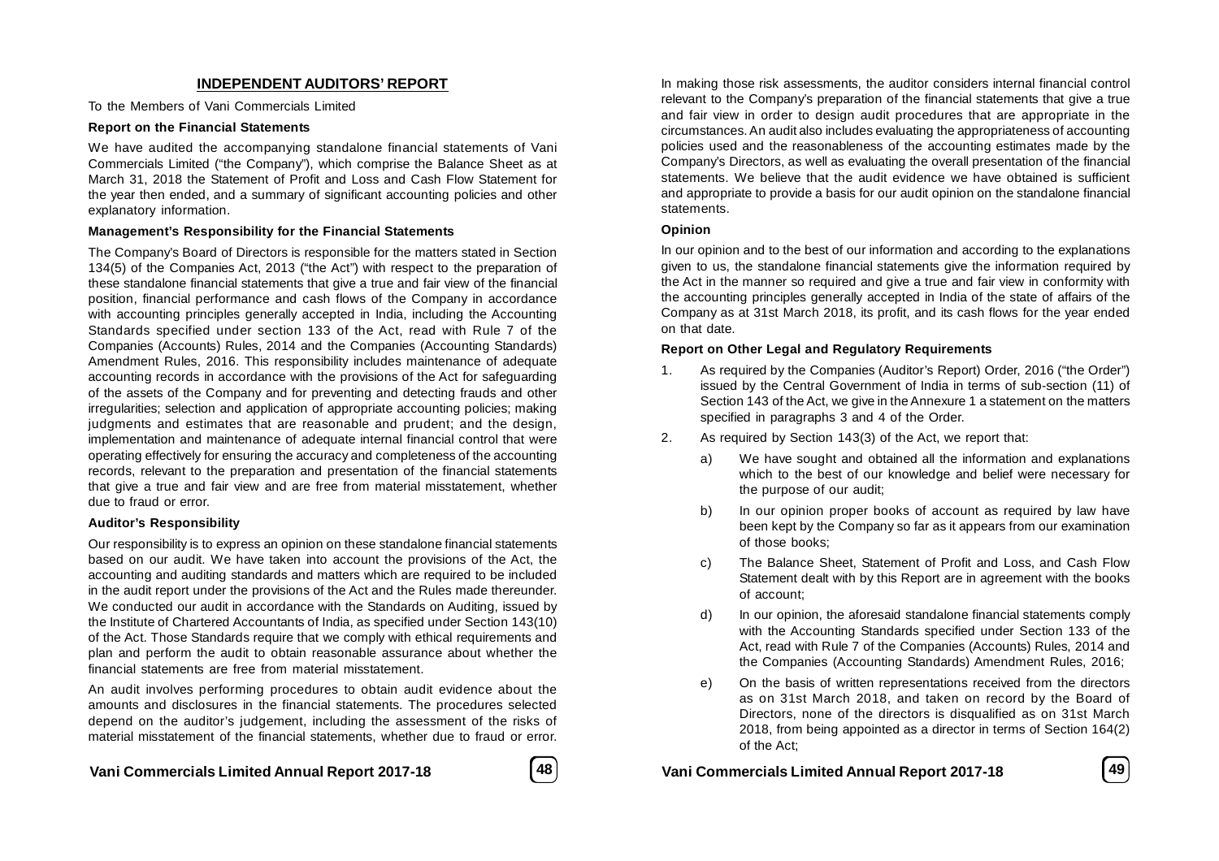## INDEPENDENT AUDITORS' REPORT

To the Members of Vani Commercials Limited

**Report on the Financial Statements**

We have audited the accompanying standalone financial statements of Vani Commercials Limited ("the Company"), which comprise the Balance Sheet as at March 31, 2018 the Statement of Profit and Loss and Cash Flow Statement for the year then ended, and a summary of significant accounting policies and other explanatory information.

**Management's Responsibility for the Financial Statements**

The Company's Board of Directors is responsible for the matters stated in Section 134(5) of the Companies Act, 2013 ("the Act") with respect to the preparation of these standalone financial statements that give a true and fair view of the financial position, financial performance and cash flows of the Company in accordance with accounting principles generally accepted in India, including the Accounting Standards specified under section 133 of the Act, read with Rule 7 of the Companies (Accounts) Rules, 2014 and the Companies (Accounting Standards) Amendment Rules, 2016. This responsibility includes maintenance of adequate accounting records in accordance with the provisions of the Act for safeguarding of the assets of the Company and for preventing and detecting frauds and other irregularities; selection and application of appropriate accounting policies; making judgments and estimates that are reasonable and prudent; and the design, implementation and maintenance of adequate internal financial control that were operating effectively for ensuring the accuracy and completeness of the accounting records, relevant to the preparation and presentation of the financial statements that give a true and fair view and are free from material misstatement, whether due to fraud or error.

**Auditor's Responsibility**

Our responsibility is to express an opinion on these standalone financial statements based on our audit. We have taken into account the provisions of the Act, the accounting and auditing standards and matters which are required to be included in the audit report under the provisions of the Act and the Rules made thereunder. We conducted our audit in accordance with the Standards on Auditing, issued by the Institute of Chartered Accountants of India, as specified under Section 143(10) of the Act. Those Standards require that we comply with ethical requirements and plan and perform the audit to obtain reasonable assurance about whether the financial statements are free from material misstatement.

An audit involves performing procedures to obtain audit evidence about the amounts and disclosures in the financial statements. The procedures selected depend on the auditor's judgement, including the assessment of the risks of material misstatement of the financial statements, whether due to fraud or error. In making those risk assessments, the auditor considers internal financial control relevant to the Company's preparation of the financial statements that give a true and fair view in order to design audit procedures that are appropriate in the circumstances. An audit also includes evaluating the appropriateness of accounting policies used and the reasonableness of the accounting estimates made by the Company's Directors, as well as evaluating the overall presentation of the financial statements. We believe that the audit evidence we have obtained is sufficient and appropriate to provide a basis for our audit opinion on the standalone financial statements.

**Opinion**

In our opinion and to the best of our information and according to the explanations given to us, the standalone financial statements give the information required by the Act in the manner so required and give a true and fair view in conformity with the accounting principles generally accepted in India of the state of affairs of the Company as at 31st March 2018, its profit, and its cash flows for the year ended on that date.

**Report on Other Legal and Regulatory Requirements**

1. As required by the Companies (Auditor's Report) Order, 2016 ("the Order") issued by the Central Government of India in terms of sub-section (11) of Section 143 of the Act, we give in the Annexure 1 a statement on the matters specified in paragraphs 3 and 4 of the Order.
2. As required by Section 143(3) of the Act, we report that:
   a) We have sought and obtained all the information and explanations which to the best of our knowledge and belief were necessary for the purpose of our audit;
   b) In our opinion proper books of account as required by law have been kept by the Company so far as it appears from our examination of those books;
   c) The Balance Sheet, Statement of Profit and Loss, and Cash Flow Statement dealt with by this Report are in agreement with the books of account;
   d) In our opinion, the aforesaid standalone financial statements comply with the Accounting Standards specified under Section 133 of the Act, read with Rule 7 of the Companies (Accounts) Rules, 2014 and the Companies (Accounting Standards) Amendment Rules, 2016;
   e) On the basis of written representations received from the directors as on 31st March 2018, and taken on record by the Board of Directors, none of the directors is disqualified as on 31st March 2018, from being appointed as a director in terms of Section 164(2) of the Act;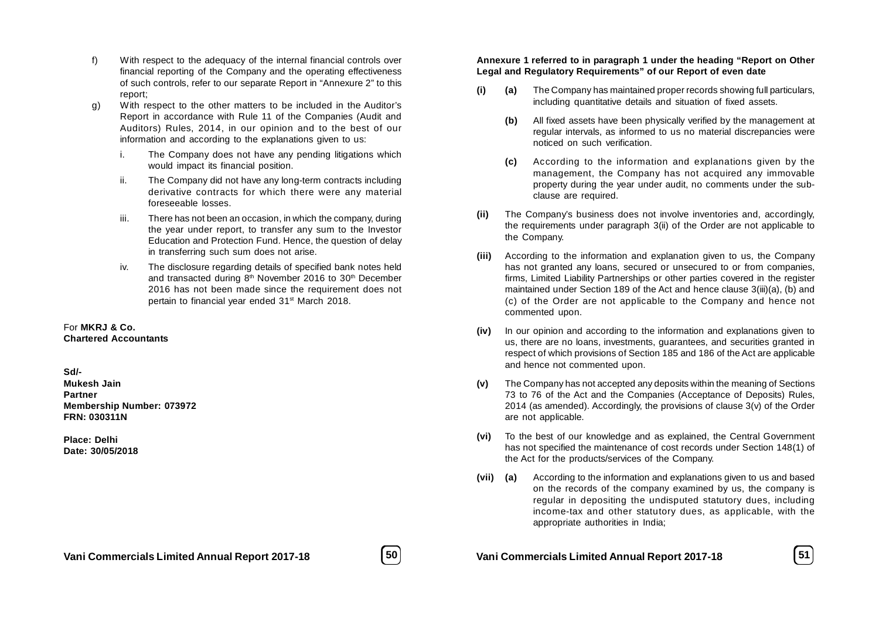f) With respect to the adequacy of the internal financial controls over financial reporting of the Company and the operating effectiveness of such controls, refer to our separate Report in "Annexure 2" to this report;

g) With respect to the other matters to be included in the Auditor's Report in accordance with Rule 11 of the Companies (Audit and Auditors) Rules, 2014, in our opinion and to the best of our information and according to the explanations given to us:

   i. The Company does not have any pending litigations which would impact its financial position.

   ii. The Company did not have any long-term contracts including derivative contracts for which there were any material foreseeable losses.

   iii. There has not been an occasion, in which the company, during the year under report, to transfer any sum to the Investor Education and Protection Fund. Hence, the question of delay in transferring such sum does not arise.

   iv. The disclosure regarding details of specified bank notes held and transacted during 8th November 2016 to 30th December 2016 has not been made since the requirement does not pertain to financial year ended 31st March 2018.

For **MKRJ & Co.**
**Chartered Accountants**

**Sd/-**
**Mukesh Jain**
**Partner**
**Membership Number: 073972**
**FRN: 030311N**

**Place: Delhi**
**Date: 30/05/2018**

**Annexure 1 referred to in paragraph 1 under the heading "Report on Other Legal and Regulatory Requirements" of our Report of even date**

**(i)** **(a)** The Company has maintained proper records showing full particulars, including quantitative details and situation of fixed assets.

**(b)** All fixed assets have been physically verified by the management at regular intervals, as informed to us no material discrepancies were noticed on such verification.

**(c)** According to the information and explanations given by the management, the Company has not acquired any immovable property during the year under audit, no comments under the sub-clause are required.

**(ii)** The Company's business does not involve inventories and, accordingly, the requirements under paragraph 3(ii) of the Order are not applicable to the Company.

**(iii)** According to the information and explanation given to us, the Company has not granted any loans, secured or unsecured to or from companies, firms, Limited Liability Partnerships or other parties covered in the register maintained under Section 189 of the Act and hence clause 3(iii)(a), (b) and (c) of the Order are not applicable to the Company and hence not commented upon.

**(iv)** In our opinion and according to the information and explanations given to us, there are no loans, investments, guarantees, and securities granted in respect of which provisions of Section 185 and 186 of the Act are applicable and hence not commented upon.

**(v)** The Company has not accepted any deposits within the meaning of Sections 73 to 76 of the Act and the Companies (Acceptance of Deposits) Rules, 2014 (as amended). Accordingly, the provisions of clause 3(v) of the Order are not applicable.

**(vi)** To the best of our knowledge and as explained, the Central Government has not specified the maintenance of cost records under Section 148(1) of the Act for the products/services of the Company.

**(vii)** **(a)** According to the information and explanations given to us and based on the records of the company examined by us, the company is regular in depositing the undisputed statutory dues, including income-tax and other statutory dues, as applicable, with the appropriate authorities in India;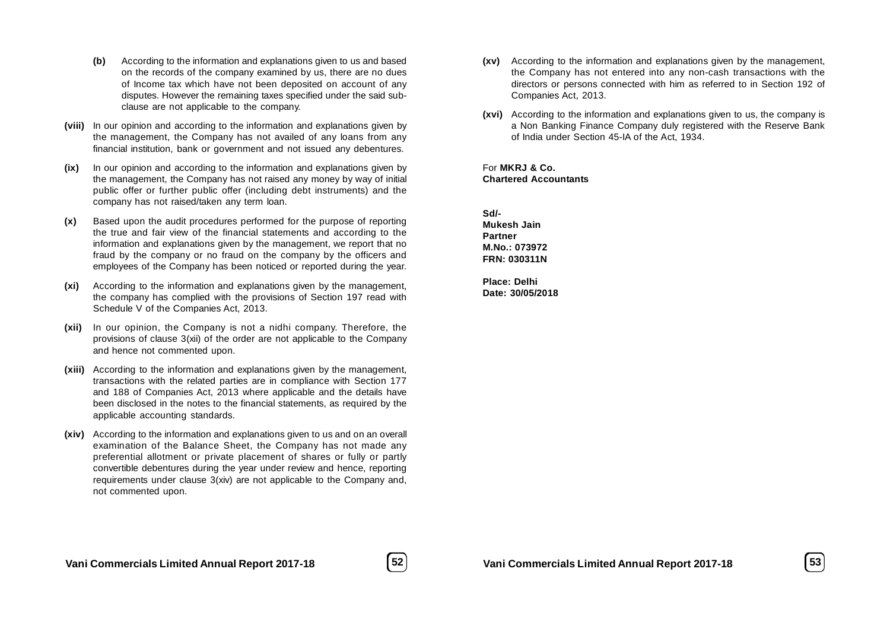**(b)** According to the information and explanations given to us and based on the records of the company examined by us, there are no dues of Income tax which have not been deposited on account of any disputes. However the remaining taxes specified under the said sub-clause are not applicable to the company.

**(viii)** In our opinion and according to the information and explanations given by the management, the Company has not availed of any loans from any financial institution, bank or government and not issued any debentures.

**(ix)** In our opinion and according to the information and explanations given by the management, the Company has not raised any money by way of initial public offer or further public offer (including debt instruments) and the company has not raised/taken any term loan.

**(x)** Based upon the audit procedures performed for the purpose of reporting the true and fair view of the financial statements and according to the information and explanations given by the management, we report that no fraud by the company or no fraud on the company by the officers and employees of the Company has been noticed or reported during the year.

**(xi)** According to the information and explanations given by the management, the company has complied with the provisions of Section 197 read with Schedule V of the Companies Act, 2013.

**(xii)** In our opinion, the Company is not a nidhi company. Therefore, the provisions of clause 3(xii) of the order are not applicable to the Company and hence not commented upon.

**(xiii)** According to the information and explanations given by the management, transactions with the related parties are in compliance with Section 177 and 188 of Companies Act, 2013 where applicable and the details have been disclosed in the notes to the financial statements, as required by the applicable accounting standards.

**(xiv)** According to the information and explanations given to us and on an overall examination of the Balance Sheet, the Company has not made any preferential allotment or private placement of shares or fully or partly convertible debentures during the year under review and hence, reporting requirements under clause 3(xiv) are not applicable to the Company and, not commented upon.

**(xv)** According to the information and explanations given by the management, the Company has not entered into any non-cash transactions with the directors or persons connected with him as referred to in Section 192 of Companies Act, 2013.

**(xvi)** According to the information and explanations given to us, the company is a Non Banking Finance Company duly registered with the Reserve Bank of India under Section 45-IA of the Act, 1934.

For **MKRJ & Co.**
**Chartered Accountants**

**Sd/-**
**Mukesh Jain**
**Partner**
**M.No.: 073972**
**FRN: 030311N**

**Place: Delhi**
**Date: 30/05/2018**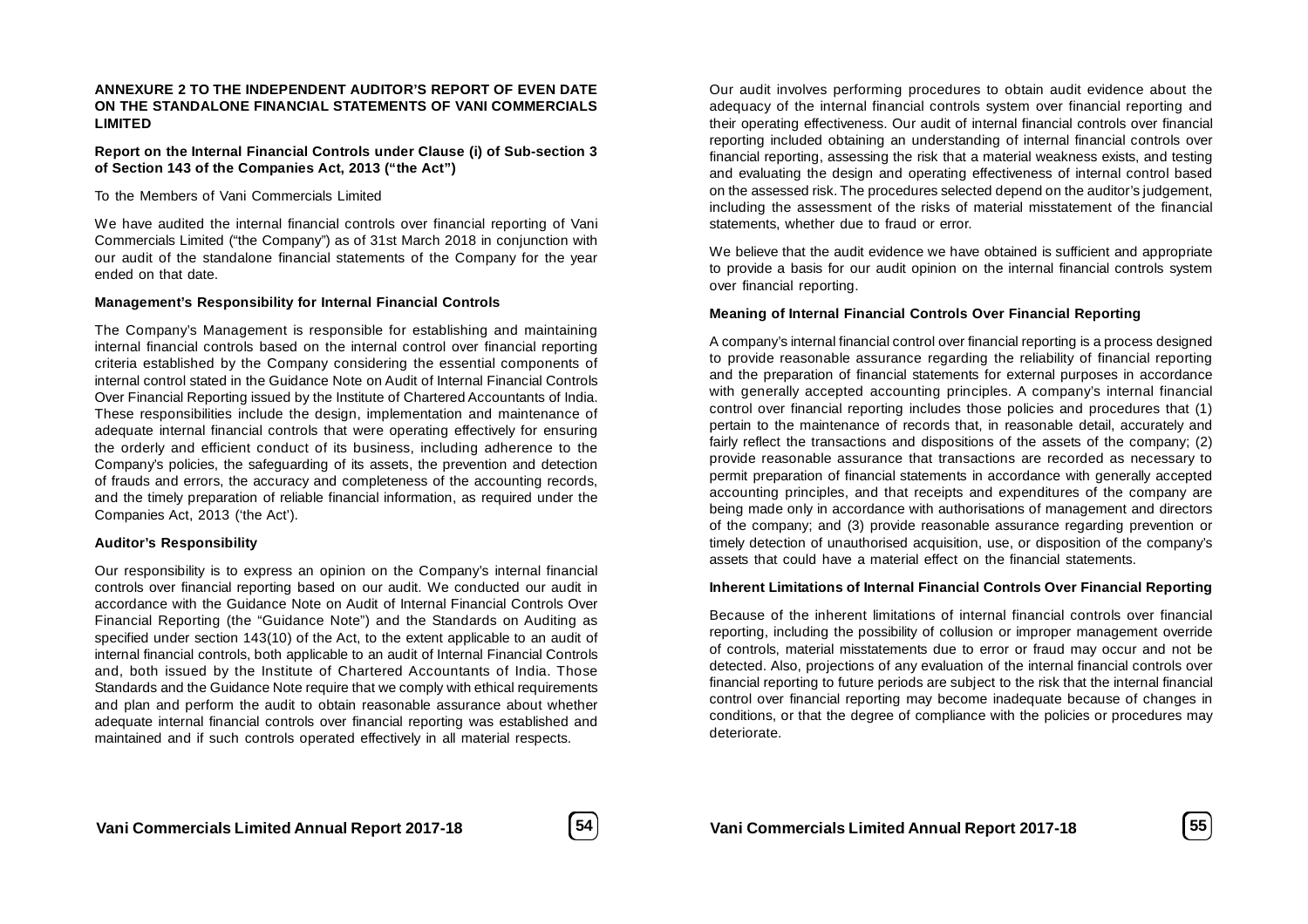**ANNEXURE 2 TO THE INDEPENDENT AUDITOR'S REPORT OF EVEN DATE ON THE STANDALONE FINANCIAL STATEMENTS OF VANI COMMERCIALS LIMITED**

**Report on the Internal Financial Controls under Clause (i) of Sub-section 3 of Section 143 of the Companies Act, 2013 ("the Act")**

To the Members of Vani Commercials Limited

We have audited the internal financial controls over financial reporting of Vani Commercials Limited ("the Company") as of 31st March 2018 in conjunction with our audit of the standalone financial statements of the Company for the year ended on that date.

**Management's Responsibility for Internal Financial Controls**

The Company's Management is responsible for establishing and maintaining internal financial controls based on the internal control over financial reporting criteria established by the Company considering the essential components of internal control stated in the Guidance Note on Audit of Internal Financial Controls Over Financial Reporting issued by the Institute of Chartered Accountants of India. These responsibilities include the design, implementation and maintenance of adequate internal financial controls that were operating effectively for ensuring the orderly and efficient conduct of its business, including adherence to the Company's policies, the safeguarding of its assets, the prevention and detection of frauds and errors, the accuracy and completeness of the accounting records, and the timely preparation of reliable financial information, as required under the Companies Act, 2013 ('the Act').

**Auditor's Responsibility**

Our responsibility is to express an opinion on the Company's internal financial controls over financial reporting based on our audit. We conducted our audit in accordance with the Guidance Note on Audit of Internal Financial Controls Over Financial Reporting (the "Guidance Note") and the Standards on Auditing as specified under section 143(10) of the Act, to the extent applicable to an audit of internal financial controls, both applicable to an audit of Internal Financial Controls and, both issued by the Institute of Chartered Accountants of India. Those Standards and the Guidance Note require that we comply with ethical requirements and plan and perform the audit to obtain reasonable assurance about whether adequate internal financial controls over financial reporting was established and maintained and if such controls operated effectively in all material respects.

Our audit involves performing procedures to obtain audit evidence about the adequacy of the internal financial controls system over financial reporting and their operating effectiveness. Our audit of internal financial controls over financial reporting included obtaining an understanding of internal financial controls over financial reporting, assessing the risk that a material weakness exists, and testing and evaluating the design and operating effectiveness of internal control based on the assessed risk. The procedures selected depend on the auditor's judgement, including the assessment of the risks of material misstatement of the financial statements, whether due to fraud or error.

We believe that the audit evidence we have obtained is sufficient and appropriate to provide a basis for our audit opinion on the internal financial controls system over financial reporting.

**Meaning of Internal Financial Controls Over Financial Reporting**

A company's internal financial control over financial reporting is a process designed to provide reasonable assurance regarding the reliability of financial reporting and the preparation of financial statements for external purposes in accordance with generally accepted accounting principles. A company's internal financial control over financial reporting includes those policies and procedures that (1) pertain to the maintenance of records that, in reasonable detail, accurately and fairly reflect the transactions and dispositions of the assets of the company; (2) provide reasonable assurance that transactions are recorded as necessary to permit preparation of financial statements in accordance with generally accepted accounting principles, and that receipts and expenditures of the company are being made only in accordance with authorisations of management and directors of the company; and (3) provide reasonable assurance regarding prevention or timely detection of unauthorised acquisition, use, or disposition of the company's assets that could have a material effect on the financial statements.

**Inherent Limitations of Internal Financial Controls Over Financial Reporting**

Because of the inherent limitations of internal financial controls over financial reporting, including the possibility of collusion or improper management override of controls, material misstatements due to error or fraud may occur and not be detected. Also, projections of any evaluation of the internal financial controls over financial reporting to future periods are subject to the risk that the internal financial control over financial reporting may become inadequate because of changes in conditions, or that the degree of compliance with the policies or procedures may deteriorate.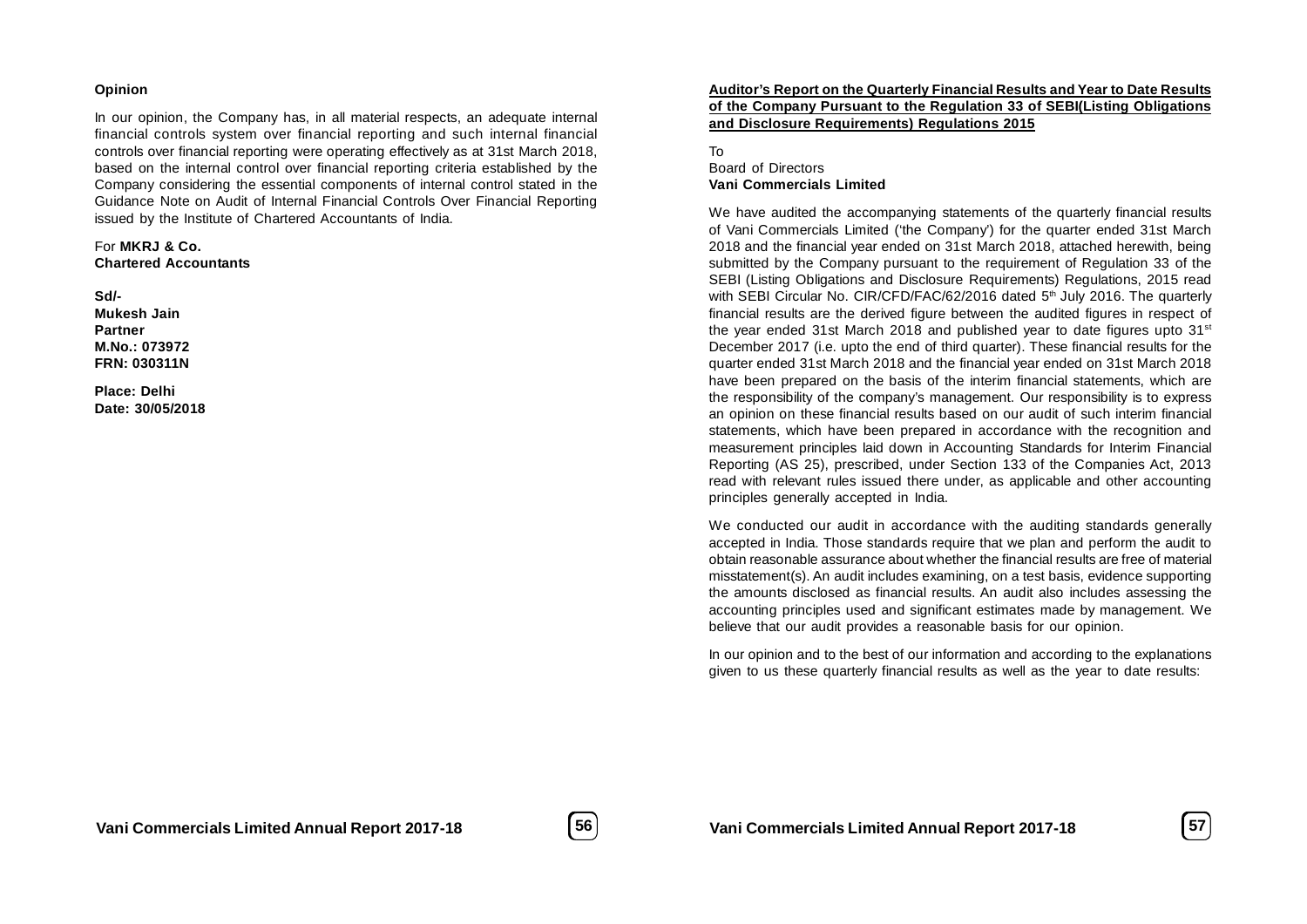**Opinion**

In our opinion, the Company has, in all material respects, an adequate internal financial controls system over financial reporting and such internal financial controls over financial reporting were operating effectively as at 31st March 2018, based on the internal control over financial reporting criteria established by the Company considering the essential components of internal control stated in the Guidance Note on Audit of Internal Financial Controls Over Financial Reporting issued by the Institute of Chartered Accountants of India.

For **MKRJ & Co.**
**Chartered Accountants**

**Sd/-**
**Mukesh Jain**
**Partner**
**M.No.: 073972**
**FRN: 030311N**

**Place: Delhi**
**Date: 30/05/2018**

**Auditor's Report on the Quarterly Financial Results and Year to Date Results of the Company Pursuant to the Regulation 33 of SEBI(Listing Obligations and Disclosure Requirements) Regulations 2015**

To
Board of Directors
**Vani Commercials Limited**

We have audited the accompanying statements of the quarterly financial results of Vani Commercials Limited ('the Company') for the quarter ended 31st March 2018 and the financial year ended on 31st March 2018, attached herewith, being submitted by the Company pursuant to the requirement of Regulation 33 of the SEBI (Listing Obligations and Disclosure Requirements) Regulations, 2015 read with SEBI Circular No. CIR/CFD/FAC/62/2016 dated 5th July 2016. The quarterly financial results are the derived figure between the audited figures in respect of the year ended 31st March 2018 and published year to date figures upto 31st December 2017 (i.e. upto the end of third quarter). These financial results for the quarter ended 31st March 2018 and the financial year ended on 31st March 2018 have been prepared on the basis of the interim financial statements, which are the responsibility of the company's management. Our responsibility is to express an opinion on these financial results based on our audit of such interim financial statements, which have been prepared in accordance with the recognition and measurement principles laid down in Accounting Standards for Interim Financial Reporting (AS 25), prescribed, under Section 133 of the Companies Act, 2013 read with relevant rules issued there under, as applicable and other accounting principles generally accepted in India.

We conducted our audit in accordance with the auditing standards generally accepted in India. Those standards require that we plan and perform the audit to obtain reasonable assurance about whether the financial results are free of material misstatement(s). An audit includes examining, on a test basis, evidence supporting the amounts disclosed as financial results. An audit also includes assessing the accounting principles used and significant estimates made by management. We believe that our audit provides a reasonable basis for our opinion.

In our opinion and to the best of our information and according to the explanations given to us these quarterly financial results as well as the year to date results: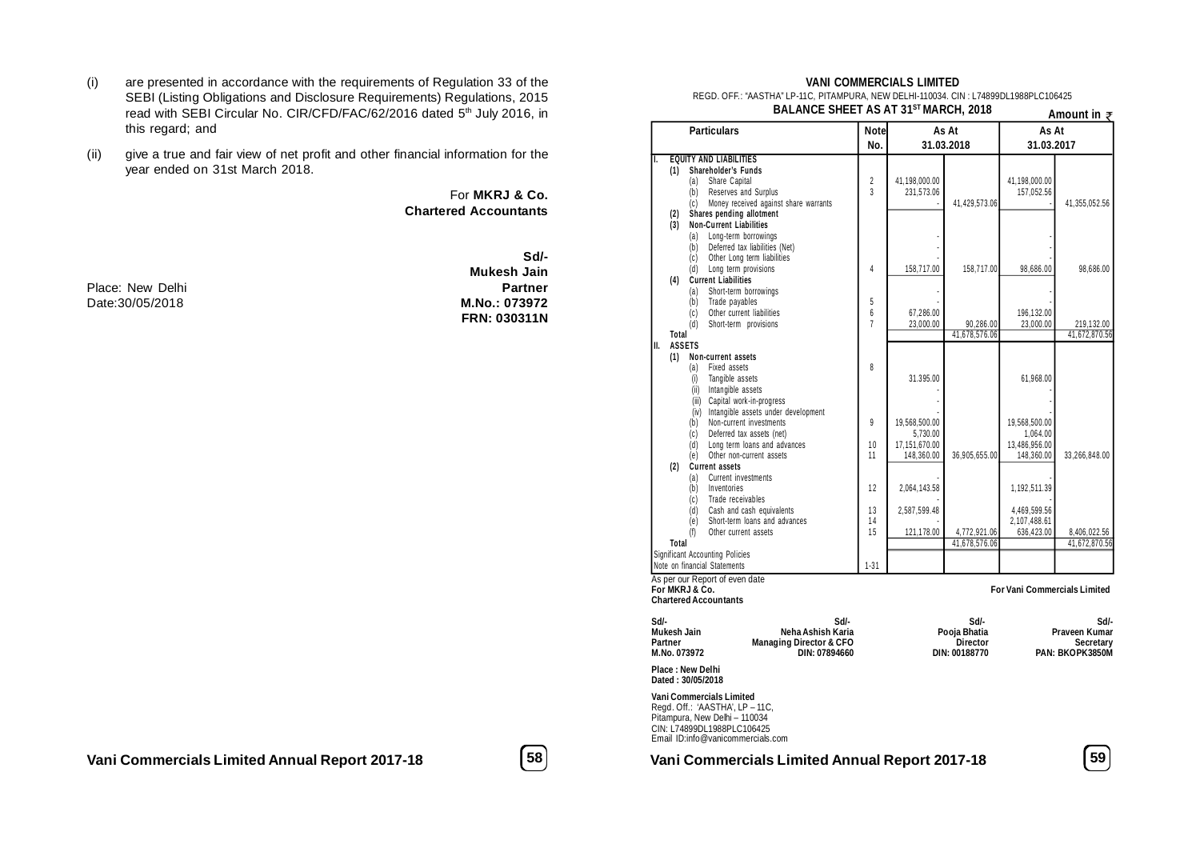(i) are presented in accordance with the requirements of Regulation 33 of the SEBI (Listing Obligations and Disclosure Requirements) Regulations, 2015 read with SEBI Circular No. CIR/CFD/FAC/62/2016 dated 5th July 2016, in this regard; and

(ii) give a true and fair view of net profit and other financial information for the year ended on 31st March 2018.

For **MKRJ & Co.**
**Chartered Accountants**

**Sd/-**
**Mukesh Jain**
**Partner**
**M.No.: 073972**
**FRN: 030311N**

Place: New Delhi
Date:30/05/2018

## VANI COMMERCIALS LIMITED

REGD. OFF.: "AASTHA" LP-11C, PITAMPURA, NEW DELHI-110034. CIN : L74899DL1988PLC106425

### BALANCE SHEET AS AT 31ST MARCH, 2018

Amount in ₹

| Particulars | Note No. | As At 31.03.2018 | | As At 31.03.2017 | |
|---|---|---|---|---|---|
| **I. EQUITY AND LIABILITIES** | | | | | |
| **(1) Shareholder's Funds** | | | | | |
| (a) Share Capital | 2 | 41,198,000.00 | | 41,198,000.00 | |
| (b) Reserves and Surplus | 3 | 231,573.06 | | 157,052.56 | |
| (c) Money received against share warrants | | - | 41,429,573.06 | - | 41,355,052.56 |
| **(2) Shares pending allotment** | | | | | |
| **(3) Non-Current Liabilities** | | | | | |
| (a) Long-term borrowings | | - | | - | |
| (b) Deferred tax liabilities (Net) | | - | | - | |
| (c) Other Long term liabilities | | - | | - | |
| (d) Long term provisions | 4 | 158,717.00 | 158,717.00 | 98,686.00 | 98,686.00 |
| **(4) Current Liabilities** | | | | | |
| (a) Short-term borrowings | | - | | - | |
| (b) Trade payables | 5 | - | | - | |
| (c) Other current liabilities | 6 | 67,286.00 | | 196,132.00 | |
| (d) Short-term provisions | 7 | 23,000.00 | 90,286.00 | 23,000.00 | 219,132.00 |
| **Total** | | | 41,678,576.06 | | 41,672,870.56 |
| **II. ASSETS** | | | | | |
| **(1) Non-current assets** | | | | | |
| (a) Fixed assets | 8 | | | | |
| (i) Tangible assets | | 31,395.00 | | 61,968.00 | |
| (ii) Intangible assets | | - | | - | |
| (iii) Capital work-in-progress | | - | | - | |
| (iv) Intangible assets under development | | - | | - | |
| (b) Non-current investments | 9 | 19,568,500.00 | | 19,568,500.00 | |
| (c) Deferred tax assets (net) | | 5,730.00 | | 1,064.00 | |
| (d) Long term loans and advances | 10 | 17,151,670.00 | | 13,486,956.00 | |
| (e) Other non-current assets | 11 | 148,360.00 | 36,905,655.00 | 148,360.00 | 33,266,848.00 |
| **(2) Current assets** | | | | | |
| (a) Current investments | | - | | - | |
| (b) Inventories | 12 | 2,064,143.58 | | 1,192,511.39 | |
| (c) Trade receivables | | - | | - | |
| (d) Cash and cash equivalents | 13 | 2,587,599.48 | | 4,469,599.56 | |
| (e) Short-term loans and advances | 14 | - | | 2,107,488.61 | |
| (f) Other current assets | 15 | 121,178.00 | 4,772,921.06 | 636,423.00 | 8,406,022.56 |
| **Total** | | | 41,678,576.06 | | 41,672,870.56 |
| Significant Accounting Policies | | | | | |
| Note on financial Statements | 1-31 | | | | |

As per our Report of even date
**For MKRJ & Co.**
**Chartered Accountants**

**For Vani Commercials Limited**

| Sd/- | Sd/- | Sd/- | Sd/- |
|---|---|---|---|
| **Mukesh Jain** | **Neha Ashish Karia** | **Pooja Bhatia** | **Praveen Kumar** |
| **Partner** | **Managing Director & CFO** | **Director** | **Secretary** |
| **M.No. 073972** | **DIN: 07894660** | **DIN: 00188770** | **PAN: BKOPK3850M** |

**Place : New Delhi**
**Dated : 30/05/2018**

**Vani Commercials Limited**
Regd. Off.: 'AASTHA', LP – 11C,
Pitampura, New Delhi – 110034
CIN: L74899DL1988PLC106425
Email ID:info@vanicommercials.com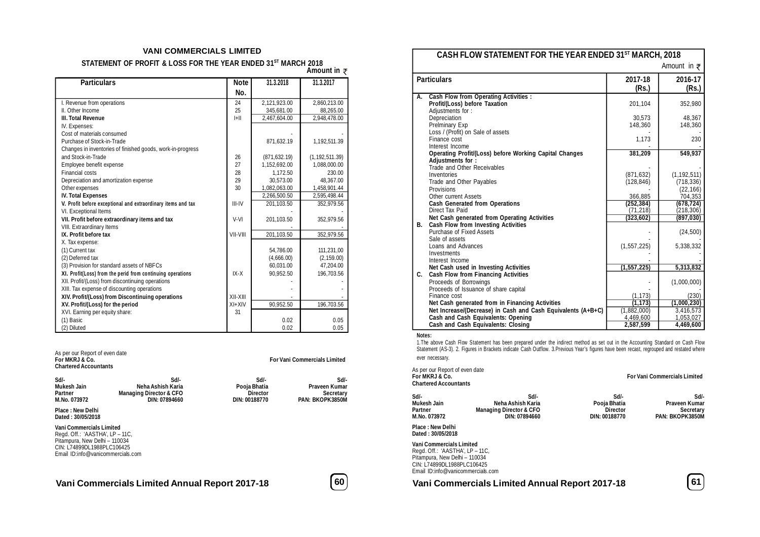# VANI COMMERCIALS LIMITED

## STATEMENT OF PROFIT & LOSS FOR THE YEAR ENDED 31[ST] MARCH 2018

Amount in ₹

| Particulars | Note No. | 31.3.2018 | 31.3.2017 |
|---|---|---|---|
| I. Revenue from operations | 24 | 2,121,923.00 | 2,860,213.00 |
| II. Other Income | 25 | 345,681.00 | 88,265.00 |
| **III. Total Revenue** | I+II | 2,467,604.00 | 2,948,478.00 |
| IV. Expenses: | | | |
| Cost of materials consumed | | - | - |
| Purchase of Stock-in-Trade | | 871,632.19 | 1,192,511.39 |
| Changes in inventories of finished goods, work-in-progress and Stock-in-Trade | 26 | (871,632.19) | (1,192,511.39) |
| Employee benefit expense | 27 | 1,152,692.00 | 1,088,000.00 |
| Financial costs | 28 | 1,172.50 | 230.00 |
| Depreciation and amortization expense | 29 | 30,573.00 | 48,367.00 |
| Other expenses | 30 | 1,082,063.00 | 1,458,901.44 |
| **IV. Total Expenses** | | 2,266,500.50 | 2,595,498.44 |
| **V. Profit before exceptional and extraordinary items and tax** | III-IV | 201,103.50 | 352,979.56 |
| VI. Exceptional Items | | - | - |
| **VII. Profit before extraordinary items and tax** | V-VI | 201,103.50 | 352,979.56 |
| VIII. Extraordinary Items | | - | - |
| **IX. Profit before tax** | VII-VIII | 201,103.50 | 352,979.56 |
| X. Tax expense: | | | |
| (1) Current tax | | 54,786.00 | 111,231.00 |
| (2) Deferred tax | | (4,666.00) | (2,159.00) |
| (3) Provision for standard assets of NBFCs | | 60,031.00 | 47,204.00 |
| **XI. Profit(Loss) from the perid from continuing operations** | IX-X | 90,952.50 | 196,703.56 |
| XII. Profit/(Loss) from discontinuing operations | | - | - |
| XIII. Tax expense of discounting operations | | - | - |
| **XIV. Profit/(Loss) from Discontinuing operations** | XII-XIII | - | - |
| **XV. Profit/(Loss) for the period** | XI+XIV | 90,952.50 | 196,703.56 |
| XVI. Earning per equity share: | 31 | | |
| (1) Basic | | 0.02 | 0.05 |
| (2) Diluted | | 0.02 | 0.05 |

As per our Report of even date
**For MKRJ & Co.**
**Chartered Accountants**

**For Vani Commercials Limited**

| Sd/- | Sd/- | Sd/- | Sd/- |
|---|---|---|---|
| **Mukesh Jain** | **Neha Ashish Karia** | **Pooja Bhatia** | **Praveen Kumar** |
| **Partner** | **Managing Director & CFO** | **Director** | **Secretary** |
| **M.No. 073972** | **DIN: 07894660** | **DIN: 00188770** | **PAN: BKOPK3850M** |

**Place : New Delhi**
**Dated : 30/05/2018**

**Vani Commercials Limited**
Regd. Off.: 'AASTHA', LP – 11C,
Pitampura, New Delhi – 110034
CIN: L74899DL1988PLC106425
Email ID:info@vanicommercials.com

## CASH FLOW STATEMENT FOR THE YEAR ENDED 31[ST] MARCH, 2018

Amount in ₹

| | Particulars | 2017-18 (Rs.) | 2016-17 (Rs.) |
|---|---|---|---|
| **A.** | **Cash Flow from Operating Activities :** | | |
| | **Profit/(Loss) before Taxation** | 201,104 | 352,980 |
| | Adjustments for : | | |
| | Depreciation | 30,573 | 48,367 |
| | Prelminary Exp | 148,360 | 148,360 |
| | Loss / (Profit) on Sale of assets | - | - |
| | Finance cost | 1,173 | 230 |
| | Interest Income | - | - |
| | **Operating Profit/(Loss) before Working Capital Changes** | **381,209** | **549,937** |
| | **Adjustments for :** | | |
| | Trade and Other Receivables | - | - |
| | Inventories | (871,632) | (1,192,511) |
| | Trade and Other Payables | (128,846) | (718,336) |
| | Provisions | - | (22,166) |
| | Other current Assets | 366,885 | 704,353 |
| | **Cash Generated from Operations** | **(252,384)** | **(678,724)** |
| | Direct Tax Paid | (71,218) | (218,306) |
| | **Net Cash generated from Operating Activities** | **(323,602)** | **(897,030)** |
| **B.** | **Cash Flow from Investing Activities** | | |
| | Purchase of Fixed Assets | - | (24,500) |
| | Sale of assets | - | - |
| | Loans and Advances | (1,557,225) | 5,338,332 |
| | Investments | - | - |
| | Interest Income | - | - |
| | **Net Cash used in Investing Activities** | **(1,557,225)** | **5,313,832** |
| **C.** | **Cash Flow from Financing Activities** | | |
| | Proceeds of Borrowings | - | (1,000,000) |
| | Proceeds of Issuance of share capital | - | - |
| | Finance cost | (1,173) | (230) |
| | **Net Cash generated from in Financing Activities** | **(1,173)** | **(1,000,230)** |
| | **Net Increase/(Decrease) in Cash and Cash Equivalents (A+B+C)** | (1,882,000) | 3,416,573 |
| | **Cash and Cash Equivalents: Opening** | 4,469,600 | 1,053,027 |
| | **Cash and Cash Equivalents: Closing** | **2,587,599** | **4,469,600** |

**Notes:**

1.The above Cash Flow Statement has been prepared under the indirect method as set out in the Accounting Standard on Cash Flow Statement (AS-3). 2. Figures in Brackets indicate Cash Outflow. 3.Previous Year's figures have been recast, regrouped and restated where ever necessary.

As per our Report of even date
**For MKRJ & Co.**
**Chartered Accountants**

**For Vani Commercials Limited**

| Sd/- | Sd/- | Sd/- | Sd/- |
|---|---|---|---|
| **Mukesh Jain** | **Neha Ashish Karia** | **Pooja Bhatia** | **Praveen Kumar** |
| **Partner** | **Managing Director & CFO** | **Director** | **Secretary** |
| **M.No. 073972** | **DIN: 07894660** | **DIN: 00188770** | **PAN: BKOPK3850M** |

**Place : New Delhi**
**Dated : 30/05/2018**

**Vani Commercials Limited**
Regd. Off.: 'AASTHA', LP – 11C,
Pitampura, New Delhi – 110034
CIN: L74899DL1988PLC106425
Email ID:info@vanicommercials.com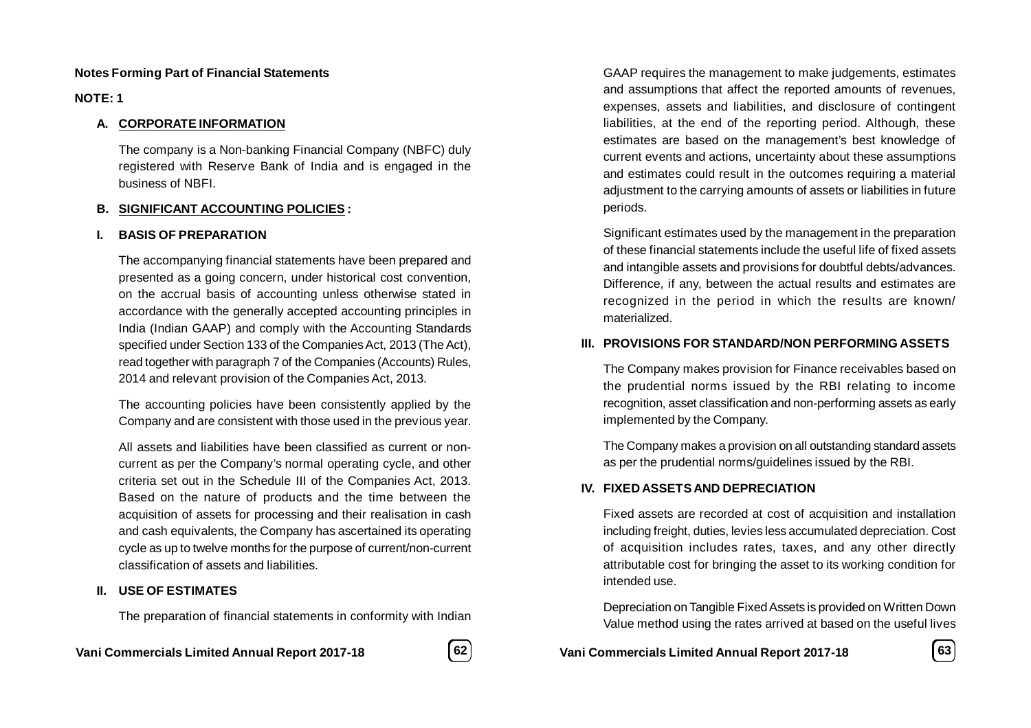**Notes Forming Part of Financial Statements**

**NOTE: 1**

## A. CORPORATE INFORMATION

The company is a Non-banking Financial Company (NBFC) duly registered with Reserve Bank of India and is engaged in the business of NBFI.

## B. SIGNIFICANT ACCOUNTING POLICIES :

### I. BASIS OF PREPARATION

The accompanying financial statements have been prepared and presented as a going concern, under historical cost convention, on the accrual basis of accounting unless otherwise stated in accordance with the generally accepted accounting principles in India (Indian GAAP) and comply with the Accounting Standards specified under Section 133 of the Companies Act, 2013 (The Act), read together with paragraph 7 of the Companies (Accounts) Rules, 2014 and relevant provision of the Companies Act, 2013.

The accounting policies have been consistently applied by the Company and are consistent with those used in the previous year.

All assets and liabilities have been classified as current or non-current as per the Company's normal operating cycle, and other criteria set out in the Schedule III of the Companies Act, 2013. Based on the nature of products and the time between the acquisition of assets for processing and their realisation in cash and cash equivalents, the Company has ascertained its operating cycle as up to twelve months for the purpose of current/non-current classification of assets and liabilities.

### II. USE OF ESTIMATES

The preparation of financial statements in conformity with Indian GAAP requires the management to make judgements, estimates and assumptions that affect the reported amounts of revenues, expenses, assets and liabilities, and disclosure of contingent liabilities, at the end of the reporting period. Although, these estimates are based on the management's best knowledge of current events and actions, uncertainty about these assumptions and estimates could result in the outcomes requiring a material adjustment to the carrying amounts of assets or liabilities in future periods.

Significant estimates used by the management in the preparation of these financial statements include the useful life of fixed assets and intangible assets and provisions for doubtful debts/advances. Difference, if any, between the actual results and estimates are recognized in the period in which the results are known/ materialized.

### III. PROVISIONS FOR STANDARD/NON PERFORMING ASSETS

The Company makes provision for Finance receivables based on the prudential norms issued by the RBI relating to income recognition, asset classification and non-performing assets as early implemented by the Company.

The Company makes a provision on all outstanding standard assets as per the prudential norms/guidelines issued by the RBI.

### IV. FIXED ASSETS AND DEPRECIATION

Fixed assets are recorded at cost of acquisition and installation including freight, duties, levies less accumulated depreciation. Cost of acquisition includes rates, taxes, and any other directly attributable cost for bringing the asset to its working condition for intended use.

Depreciation on Tangible Fixed Assets is provided on Written Down Value method using the rates arrived at based on the useful lives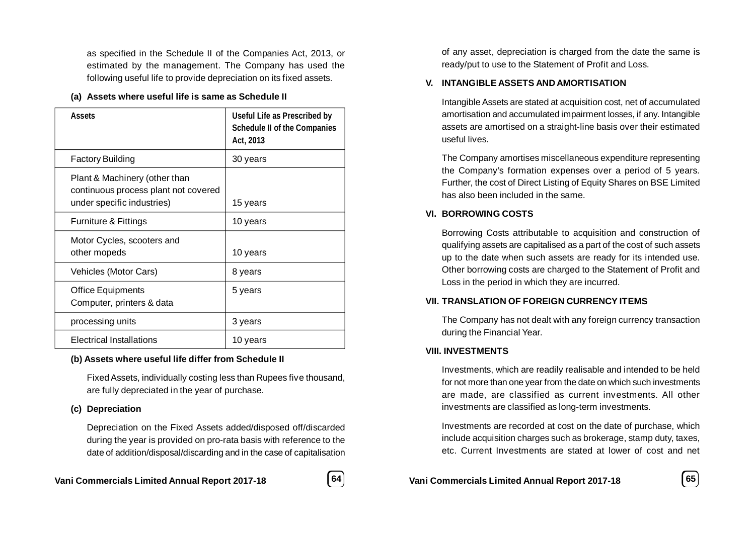as specified in the Schedule II of the Companies Act, 2013, or estimated by the management. The Company has used the following useful life to provide depreciation on its fixed assets.

**(a) Assets where useful life is same as Schedule II**

| Assets | Useful Life as Prescribed by Schedule II of the Companies Act, 2013 |
|---|---|
| Factory Building | 30 years |
| Plant & Machinery (other than continuous process plant not covered under specific industries) | 15 years |
| Furniture & Fittings | 10 years |
| Motor Cycles, scooters and other mopeds | 10 years |
| Vehicles (Motor Cars) | 8 years |
| Office Equipments Computer, printers & data | 5 years |
| processing units | 3 years |
| Electrical Installations | 10 years |

**(b) Assets where useful life differ from Schedule II**

Fixed Assets, individually costing less than Rupees five thousand, are fully depreciated in the year of purchase.

**(c) Depreciation**

Depreciation on the Fixed Assets added/disposed off/discarded during the year is provided on pro-rata basis with reference to the date of addition/disposal/discarding and in the case of capitalisation of any asset, depreciation is charged from the date the same is ready/put to use to the Statement of Profit and Loss.

### V. INTANGIBLE ASSETS AND AMORTISATION

Intangible Assets are stated at acquisition cost, net of accumulated amortisation and accumulated impairment losses, if any. Intangible assets are amortised on a straight-line basis over their estimated useful lives.

The Company amortises miscellaneous expenditure representing the Company's formation expenses over a period of 5 years. Further, the cost of Direct Listing of Equity Shares on BSE Limited has also been included in the same.

### VI. BORROWING COSTS

Borrowing Costs attributable to acquisition and construction of qualifying assets are capitalised as a part of the cost of such assets up to the date when such assets are ready for its intended use. Other borrowing costs are charged to the Statement of Profit and Loss in the period in which they are incurred.

### VII. TRANSLATION OF FOREIGN CURRENCY ITEMS

The Company has not dealt with any foreign currency transaction during the Financial Year.

### VIII. INVESTMENTS

Investments, which are readily realisable and intended to be held for not more than one year from the date on which such investments are made, are classified as current investments. All other investments are classified as long-term investments.

Investments are recorded at cost on the date of purchase, which include acquisition charges such as brokerage, stamp duty, taxes, etc. Current Investments are stated at lower of cost and net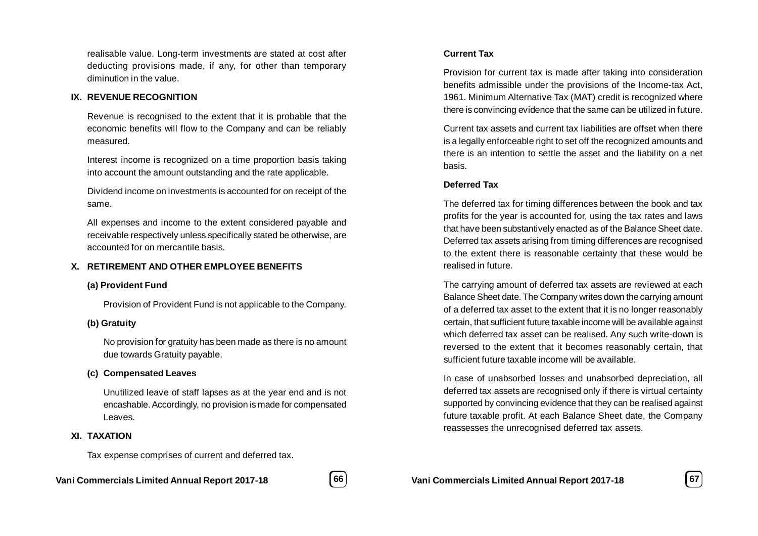realisable value. Long-term investments are stated at cost after deducting provisions made, if any, for other than temporary diminution in the value.

### IX. REVENUE RECOGNITION

Revenue is recognised to the extent that it is probable that the economic benefits will flow to the Company and can be reliably measured.

Interest income is recognized on a time proportion basis taking into account the amount outstanding and the rate applicable.

Dividend income on investments is accounted for on receipt of the same.

All expenses and income to the extent considered payable and receivable respectively unless specifically stated be otherwise, are accounted for on mercantile basis.

### X. RETIREMENT AND OTHER EMPLOYEE BENEFITS

**(a) Provident Fund**

Provision of Provident Fund is not applicable to the Company.

**(b) Gratuity**

No provision for gratuity has been made as there is no amount due towards Gratuity payable.

**(c) Compensated Leaves**

Unutilized leave of staff lapses as at the year end and is not encashable. Accordingly, no provision is made for compensated Leaves.

### XI. TAXATION

Tax expense comprises of current and deferred tax.

**Current Tax**

Provision for current tax is made after taking into consideration benefits admissible under the provisions of the Income-tax Act, 1961. Minimum Alternative Tax (MAT) credit is recognized where there is convincing evidence that the same can be utilized in future.

Current tax assets and current tax liabilities are offset when there is a legally enforceable right to set off the recognized amounts and there is an intention to settle the asset and the liability on a net basis.

**Deferred Tax**

The deferred tax for timing differences between the book and tax profits for the year is accounted for, using the tax rates and laws that have been substantively enacted as of the Balance Sheet date. Deferred tax assets arising from timing differences are recognised to the extent there is reasonable certainty that these would be realised in future.

The carrying amount of deferred tax assets are reviewed at each Balance Sheet date. The Company writes down the carrying amount of a deferred tax asset to the extent that it is no longer reasonably certain, that sufficient future taxable income will be available against which deferred tax asset can be realised. Any such write-down is reversed to the extent that it becomes reasonably certain, that sufficient future taxable income will be available.

In case of unabsorbed losses and unabsorbed depreciation, all deferred tax assets are recognised only if there is virtual certainty supported by convincing evidence that they can be realised against future taxable profit. At each Balance Sheet date, the Company reassesses the unrecognised deferred tax assets.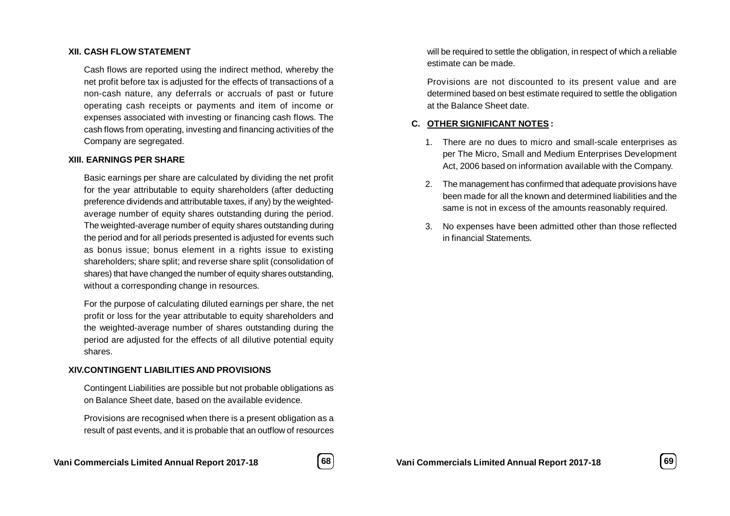### XII. CASH FLOW STATEMENT

Cash flows are reported using the indirect method, whereby the net profit before tax is adjusted for the effects of transactions of a non-cash nature, any deferrals or accruals of past or future operating cash receipts or payments and item of income or expenses associated with investing or financing cash flows. The cash flows from operating, investing and financing activities of the Company are segregated.

### XIII. EARNINGS PER SHARE

Basic earnings per share are calculated by dividing the net profit for the year attributable to equity shareholders (after deducting preference dividends and attributable taxes, if any) by the weighted-average number of equity shares outstanding during the period. The weighted-average number of equity shares outstanding during the period and for all periods presented is adjusted for events such as bonus issue; bonus element in a rights issue to existing shareholders; share split; and reverse share split (consolidation of shares) that have changed the number of equity shares outstanding, without a corresponding change in resources.

For the purpose of calculating diluted earnings per share, the net profit or loss for the year attributable to equity shareholders and the weighted-average number of shares outstanding during the period are adjusted for the effects of all dilutive potential equity shares.

### XIV. CONTINGENT LIABILITIES AND PROVISIONS

Contingent Liabilities are possible but not probable obligations as on Balance Sheet date, based on the available evidence.

Provisions are recognised when there is a present obligation as a result of past events, and it is probable that an outflow of resources will be required to settle the obligation, in respect of which a reliable estimate can be made.

Provisions are not discounted to its present value and are determined based on best estimate required to settle the obligation at the Balance Sheet date.

## C. OTHER SIGNIFICANT NOTES :

1. There are no dues to micro and small-scale enterprises as per The Micro, Small and Medium Enterprises Development Act, 2006 based on information available with the Company.
2. The management has confirmed that adequate provisions have been made for all the known and determined liabilities and the same is not in excess of the amounts reasonably required.
3. No expenses have been admitted other than those reflected in financial Statements.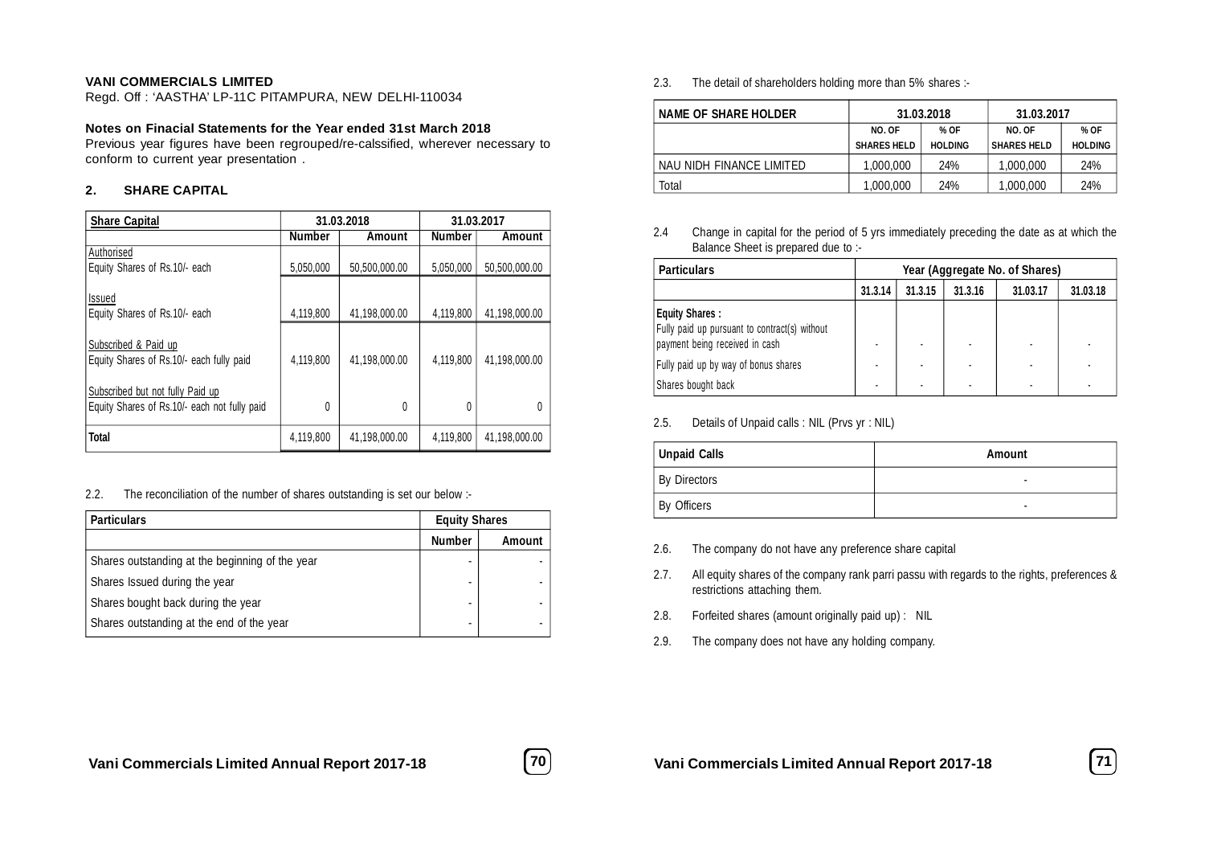**VANI COMMERCIALS LIMITED**
Regd. Off : 'AASTHA' LP-11C PITAMPURA, NEW DELHI-110034

**Notes on Finacial Statements for the Year ended 31st March 2018**
Previous year figures have been regrouped/re-calssified, wherever necessary to conform to current year presentation .

## 2. SHARE CAPITAL

| Share Capital | 31.03.2018 | | 31.03.2017 | |
|---|---|---|---|---|
| | Number | Amount | Number | Amount |
| Authorised | | | | |
| Equity Shares of Rs.10/- each | 5,050,000 | 50,500,000.00 | 5,050,000 | 50,500,000.00 |
| Issued | | | | |
| Equity Shares of Rs.10/- each | 4,119,800 | 41,198,000.00 | 4,119,800 | 41,198,000.00 |
| Subscribed & Paid up | | | | |
| Equity Shares of Rs.10/- each fully paid | 4,119,800 | 41,198,000.00 | 4,119,800 | 41,198,000.00 |
| Subscribed but not fully Paid up | | | | |
| Equity Shares of Rs.10/- each not fully paid | 0 | 0 | 0 | 0 |
| Total | 4,119,800 | 41,198,000.00 | 4,119,800 | 41,198,000.00 |

2.2. The reconciliation of the number of shares outstanding is set our below :-

| Particulars | Equity Shares | |
|---|---|---|
| | Number | Amount |
| Shares outstanding at the beginning of the year | - | - |
| Shares Issued during the year | - | - |
| Shares bought back during the year | - | - |
| Shares outstanding at the end of the year | - | - |

2.3. The detail of shareholders holding more than 5% shares :-

| NAME OF SHARE HOLDER | 31.03.2018 | | 31.03.2017 | |
|---|---|---|---|---|
| | NO. OF SHARES HELD | % OF HOLDING | NO. OF SHARES HELD | % OF HOLDING |
| NAU NIDH FINANCE LIMITED | 1,000,000 | 24% | 1,000,000 | 24% |
| Total | 1,000,000 | 24% | 1,000,000 | 24% |

2.4 Change in capital for the period of 5 yrs immediately preceding the date as at which the Balance Sheet is prepared due to :-

| Particulars | Year (Aggregate No. of Shares) | | | | |
|---|---|---|---|---|---|
| | 31.3.14 | 31.3.15 | 31.3.16 | 31.03.17 | 31.03.18 |
| **Equity Shares :** Fully paid up pursuant to contract(s) without payment being received in cash | - | - | - | - | - |
| Fully paid up by way of bonus shares | - | - | - | - | - |
| Shares bought back | - | - | - | - | - |

2.5. Details of Unpaid calls : NIL (Prvs yr : NIL)

| Unpaid Calls | Amount |
|---|---|
| By Directors | - |
| By Officers | - |

2.6. The company do not have any preference share capital

2.7. All equity shares of the company rank parri passu with regards to the rights, preferences & restrictions attaching them.

2.8. Forfeited shares (amount originally paid up) : NIL

2.9. The company does not have any holding company.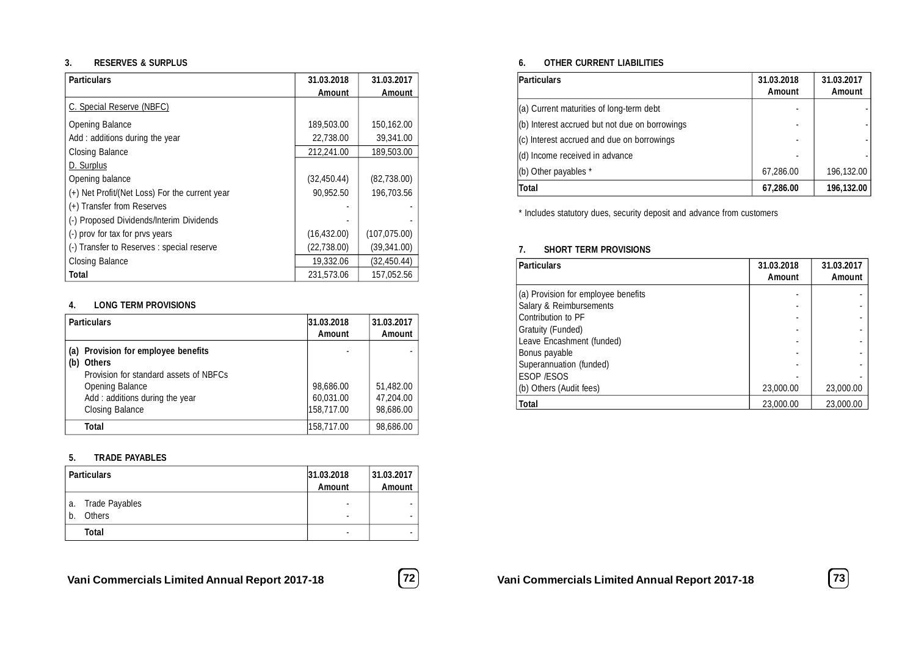### 3. RESERVES & SURPLUS

| Particulars | 31.03.2018 Amount | 31.03.2017 Amount |
|---|---|---|
| C. Special Reserve (NBFC) | | |
| Opening Balance | 189,503.00 | 150,162.00 |
| Add : additions during the year | 22,738.00 | 39,341.00 |
| Closing Balance | 212,241.00 | 189,503.00 |
| D. Surplus | | |
| Opening balance | (32,450.44) | (82,738.00) |
| (+) Net Profit/(Net Loss) For the current year | 90,952.50 | 196,703.56 |
| (+) Transfer from Reserves | - | - |
| (-) Proposed Dividends/Interim Dividends | - | - |
| (-) prov for tax for prvs years | (16,432.00) | (107,075.00) |
| (-) Transfer to Reserves : special reserve | (22,738.00) | (39,341.00) |
| Closing Balance | 19,332.06 | (32,450.44) |
| Total | 231,573.06 | 157,052.56 |

### 4. LONG TERM PROVISIONS

| Particulars | 31.03.2018 Amount | 31.03.2017 Amount |
|---|---|---|
| **(a) Provision for employee benefits** | - | - |
| **(b) Others** | | |
| Provision for standard assets of NBFCs | | |
| Opening Balance | 98,686.00 | 51,482.00 |
| Add : additions during the year | 60,031.00 | 47,204.00 |
| Closing Balance | 158,717.00 | 98,686.00 |
| **Total** | 158,717.00 | 98,686.00 |

### 5. TRADE PAYABLES

| Particulars | 31.03.2018 Amount | 31.03.2017 Amount |
|---|---|---|
| a. Trade Payables | - | - |
| b. Others | - | - |
| **Total** | - | - |

### 6. OTHER CURRENT LIABILITIES

| Particulars | 31.03.2018 Amount | 31.03.2017 Amount |
|---|---|---|
| (a) Current maturities of long-term debt | - | - |
| (b) Interest accrued but not due on borrowings | - | - |
| (c) Interest accrued and due on borrowings | - | - |
| (d) Income received in advance | - | - |
| (b) Other payables * | 67,286.00 | 196,132.00 |
| **Total** | **67,286.00** | **196,132.00** |

* Includes statutory dues, security deposit and advance from customers

### 7. SHORT TERM PROVISIONS

| Particulars | 31.03.2018 Amount | 31.03.2017 Amount |
|---|---|---|
| (a) Provision for employee benefits | - | - |
| Salary & Reimbursements | - | - |
| Contribution to PF | - | - |
| Gratuity (Funded) | - | - |
| Leave Encashment (funded) | - | - |
| Bonus payable | - | - |
| Superannuation (funded) | - | - |
| ESOP /ESOS | - | - |
| (b) Others (Audit fees) | 23,000.00 | 23,000.00 |
| **Total** | 23,000.00 | 23,000.00 |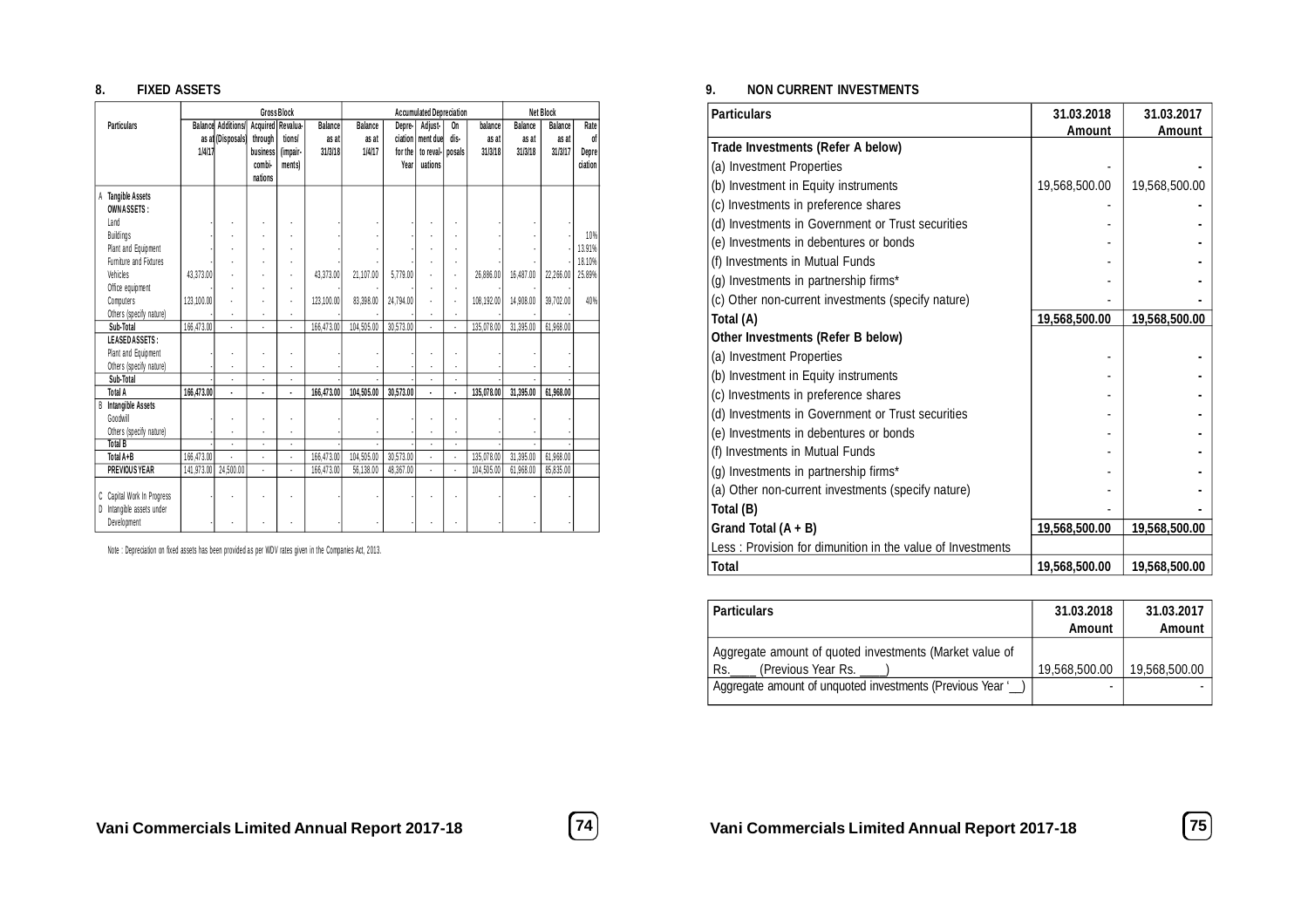## 8. FIXED ASSETS

| Particulars | Gross Block | | | | | Accumulated Depreciation | | | | | Net Block | | Rate |
|---|---|---|---|---|---|---|---|---|---|---|---|---|---|
| | Balance as at 1/4/17 | Additions/ (Disposals) | Acquired through business combi-nations | Revalua-tions/ (impair-ments) | Balance as at 31/3/18 | Balance as at 1/4/17 | Depre-ciation for the Year | Adjust-ment due to reval-uations | On dis-posals | balance as at 31/3/18 | Balance as at 31/3/18 | Balance as at 31/3/17 | Rate of Depre ciation |
| **A Tangible Assets** | | | | | | | | | | | | | |
| **OWN ASSETS :** | | | | | | | | | | | | | |
| Land | - | - | - | - | - | - | - | - | - | - | - | - | |
| Buildings | - | - | - | - | - | - | - | - | - | - | - | - | 10% |
| Plant and Equipment | - | - | - | - | - | - | - | - | - | - | - | - | 13.91% |
| Furniture and Fixtures | - | - | - | - | - | - | - | - | - | - | - | - | 18.10% |
| Vehicles | 43,373.00 | - | - | - | 43,373.00 | 21,107.00 | 5,779.00 | - | - | 26,886.00 | 16,487.00 | 22,266.00 | 25.89% |
| Office equipment | - | - | - | - | - | - | - | - | - | - | - | - | |
| Computers | 123,100.00 | - | - | - | 123,100.00 | 83,398.00 | 24,794.00 | - | - | 108,192.00 | 14,908.00 | 39,702.00 | 40% |
| Others (specify nature) | - | - | - | - | - | - | - | - | - | - | - | - | |
| **Sub-Total** | 166,473.00 | - | - | - | 166,473.00 | 104,505.00 | 30,573.00 | - | - | 135,078.00 | 31,395.00 | 61,968.00 | |
| **LEASED ASSETS :** | | | | | | | | | | | | | |
| Plant and Equipment | - | - | - | - | - | - | - | - | - | - | - | - | |
| Others (specify nature) | - | - | - | - | - | - | - | - | - | - | - | - | |
| **Sub-Total** | - | - | - | - | - | - | - | - | - | - | - | - | |
| **Total A** | **166,473.00** | **-** | **-** | **-** | **166,473.00** | **104,505.00** | **30,573.00** | **-** | **-** | **135,078.00** | **31,395.00** | **61,968.00** | |
| **B Intangible Assets** | | | | | | | | | | | | | |
| Goodwill | - | - | - | - | - | - | - | - | - | - | - | - | |
| Others (specify nature) | - | - | - | - | - | - | - | - | - | - | - | - | |
| **Total B** | - | - | - | - | - | - | - | - | - | - | - | - | |
| **Total A+B** | 166,473.00 | - | - | - | 166,473.00 | 104,505.00 | 30,573.00 | - | - | 135,078.00 | 31,395.00 | 61,968.00 | |
| **PREVIOUS YEAR** | 141,973.00 | 24,500.00 | - | - | 166,473.00 | 56,138.00 | 48,367.00 | - | - | 104,505.00 | 61,968.00 | 85,835.00 | |
| C Capital Work In Progress | - | - | - | - | - | - | - | - | - | - | - | - | |
| D Intangible assets under Development | - | - | - | - | - | - | - | - | - | - | - | - | |

Note : Depreciation on fixed assets has been provided as per WDV rates given in the Companies Act, 2013.

## 9. NON CURRENT INVESTMENTS

| Particulars | 31.03.2018 Amount | 31.03.2017 Amount |
|---|---|---|
| **Trade Investments (Refer A below)** | | |
| (a) Investment Properties | - | - |
| (b) Investment in Equity instruments | 19,568,500.00 | 19,568,500.00 |
| (c) Investments in preference shares | - | - |
| (d) Investments in Government or Trust securities | - | - |
| (e) Investments in debentures or bonds | - | - |
| (f) Investments in Mutual Funds | - | - |
| (g) Investments in partnership firms* | - | - |
| (c) Other non-current investments (specify nature) | - | - |
| **Total (A)** | **19,568,500.00** | **19,568,500.00** |
| **Other Investments (Refer B below)** | | |
| (a) Investment Properties | - | - |
| (b) Investment in Equity instruments | - | - |
| (c) Investments in preference shares | - | - |
| (d) Investments in Government or Trust securities | - | - |
| (e) Investments in debentures or bonds | - | - |
| (f) Investments in Mutual Funds | - | - |
| (g) Investments in partnership firms* | - | - |
| (a) Other non-current investments (specify nature) | - | - |
| **Total (B)** | - | - |
| **Grand Total (A + B)** | **19,568,500.00** | **19,568,500.00** |
| Less : Provision for dimunition in the value of Investments | | |
| **Total** | **19,568,500.00** | **19,568,500.00** |

| Particulars | 31.03.2018 Amount | 31.03.2017 Amount |
|---|---|---|
| Aggregate amount of quoted investments (Market value of Rs.____ (Previous Year Rs. ____) | 19,568,500.00 | 19,568,500.00 |
| Aggregate amount of unquoted investments (Previous Year '__) | - | - |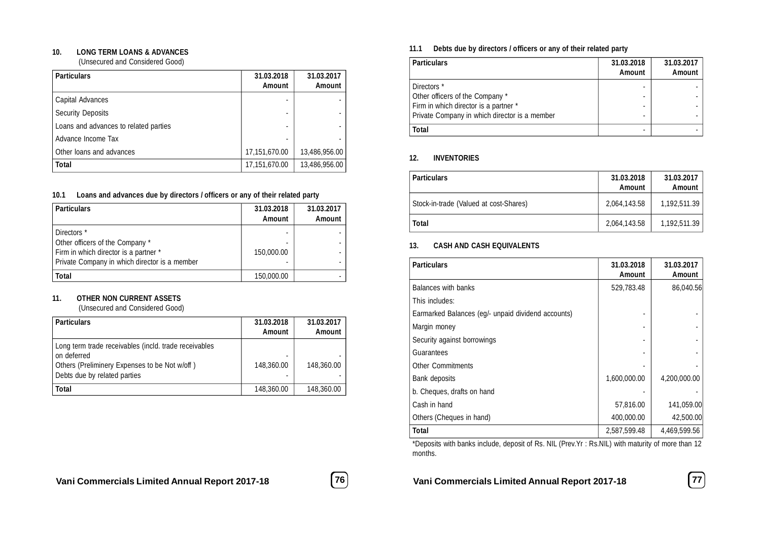### 10. LONG TERM LOANS & ADVANCES

(Unsecured and Considered Good)

| Particulars | 31.03.2018 Amount | 31.03.2017 Amount |
|---|---|---|
| Capital Advances | - | - |
| Security Deposits | - | - |
| Loans and advances to related parties | - | - |
| Advance Income Tax | - | - |
| Other loans and advances | 17,151,670.00 | 13,486,956.00 |
| **Total** | 17,151,670.00 | 13,486,956.00 |

### 10.1 Loans and advances due by directors / officers or any of their related party

| Particulars | 31.03.2018 Amount | 31.03.2017 Amount |
|---|---|---|
| Directors * | - | - |
| Other officers of the Company * | - | - |
| Firm in which director is a partner * | 150,000.00 | - |
| Private Company in which director is a member | - | - |
| **Total** | 150,000.00 | - |

### 11. OTHER NON CURRENT ASSETS

(Unsecured and Considered Good)

| Particulars | 31.03.2018 Amount | 31.03.2017 Amount |
|---|---|---|
| Long term trade receivables (incld. trade receivables on deferred | - | - |
| Others (Preliminery Expenses to be Not w/off ) | 148,360.00 | 148,360.00 |
| Debts due by related parties | - | - |
| **Total** | 148,360.00 | 148,360.00 |

### 11.1 Debts due by directors / officers or any of their related party

| Particulars | 31.03.2018 Amount | 31.03.2017 Amount |
|---|---|---|
| Directors * | - | - |
| Other officers of the Company * | - | - |
| Firm in which director is a partner * | - | - |
| Private Company in which director is a member | - | - |
| **Total** | - | - |

### 12. INVENTORIES

| Particulars | 31.03.2018 Amount | 31.03.2017 Amount |
|---|---|---|
| Stock-in-trade (Valued at cost-Shares) | 2,064,143.58 | 1,192,511.39 |
| **Total** | 2,064,143.58 | 1,192,511.39 |

### 13. CASH AND CASH EQUIVALENTS

| Particulars | 31.03.2018 Amount | 31.03.2017 Amount |
|---|---|---|
| Balances with banks | 529,783.48 | 86,040.56 |
| This includes: | | |
| Earmarked Balances (eg/- unpaid dividend accounts) | - | - |
| Margin money | - | - |
| Security against borrowings | - | - |
| Guarantees | - | - |
| Other Commitments | - | - |
| Bank deposits | 1,600,000.00 | 4,200,000.00 |
| b. Cheques, drafts on hand | - | - |
| Cash in hand | 57,816.00 | 141,059.00 |
| Others (Cheques in hand) | 400,000.00 | 42,500.00 |
| **Total** | 2,587,599.48 | 4,469,599.56 |

*Deposits with banks include, deposit of Rs. NIL (Prev.Yr : Rs.NIL) with maturity of more than 12 months.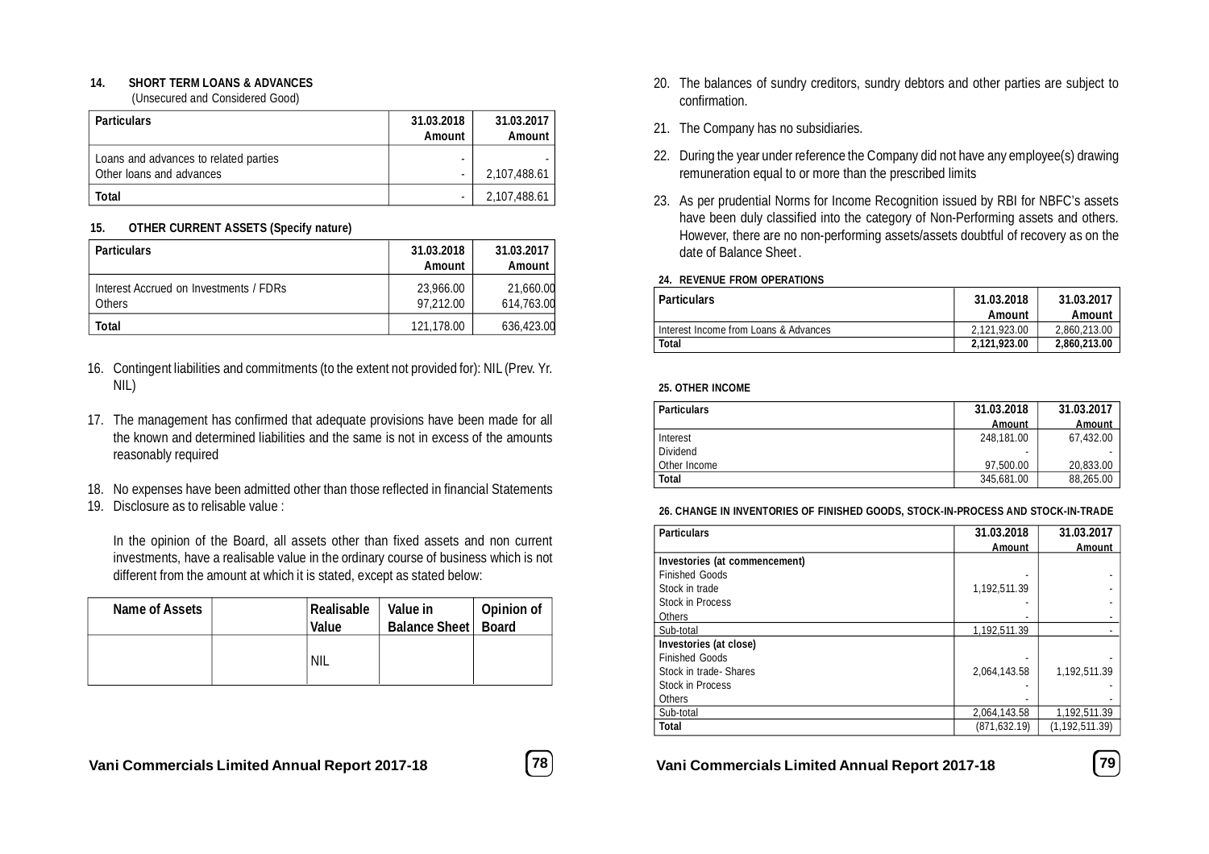### 14. SHORT TERM LOANS & ADVANCES

(Unsecured and Considered Good)

| Particulars | 31.03.2018 Amount | 31.03.2017 Amount |
|---|---|---|
| Loans and advances to related parties | - | - |
| Other loans and advances | - | 2,107,488.61 |
| **Total** | - | 2,107,488.61 |

### 15. OTHER CURRENT ASSETS (Specify nature)

| Particulars | 31.03.2018 Amount | 31.03.2017 Amount |
|---|---|---|
| Interest Accrued on Investments / FDRs | 23,966.00 | 21,660.00 |
| Others | 97,212.00 | 614,763.00 |
| **Total** | 121,178.00 | 636,423.00 |

16. Contingent liabilities and commitments (to the extent not provided for): NIL (Prev. Yr. NIL)

17. The management has confirmed that adequate provisions have been made for all the known and determined liabilities and the same is not in excess of the amounts reasonably required

18. No expenses have been admitted other than those reflected in financial Statements

19. Disclosure as to relisable value :

    In the opinion of the Board, all assets other than fixed assets and non current investments, have a realisable value in the ordinary course of business which is not different from the amount at which it is stated, except as stated below:

| Name of Assets | | Realisable Value | Value in Balance Sheet | Opinion of Board |
|---|---|---|---|---|
| | | NIL | | |

20. The balances of sundry creditors, sundry debtors and other parties are subject to confirmation.

21. The Company has no subsidiaries.

22. During the year under reference the Company did not have any employee(s) drawing remuneration equal to or more than the prescribed limits

23. As per prudential Norms for Income Recognition issued by RBI for NBFC's assets have been duly classified into the category of Non-Performing assets and others. However, there are no non-performing assets/assets doubtful of recovery as on the date of Balance Sheet.

### 24. REVENUE FROM OPERATIONS

| Particulars | 31.03.2018 Amount | 31.03.2017 Amount |
|---|---|---|
| Interest Income from Loans & Advances | 2,121,923.00 | 2,860,213.00 |
| **Total** | **2,121,923.00** | **2,860,213.00** |

### 25. OTHER INCOME

| Particulars | 31.03.2018 Amount | 31.03.2017 Amount |
|---|---|---|
| Interest | 248,181.00 | 67,432.00 |
| Dividend | - | - |
| Other Income | 97,500.00 | 20,833.00 |
| **Total** | 345,681.00 | 88,265.00 |

### 26. CHANGE IN INVENTORIES OF FINISHED GOODS, STOCK-IN-PROCESS AND STOCK-IN-TRADE

| Particulars | 31.03.2018 Amount | 31.03.2017 Amount |
|---|---|---|
| **Investories (at commencement)** | | |
| Finished Goods | - | - |
| Stock in trade | 1,192,511.39 | - |
| Stock in Process | - | - |
| Others | - | - |
| Sub-total | 1,192,511.39 | - |
| **Investories (at close)** | | |
| Finished Goods | - | - |
| Stock in trade- Shares | 2,064,143.58 | 1,192,511.39 |
| Stock in Process | - | - |
| Others | - | - |
| Sub-total | 2,064,143.58 | 1,192,511.39 |
| **Total** | (871,632.19) | (1,192,511.39) |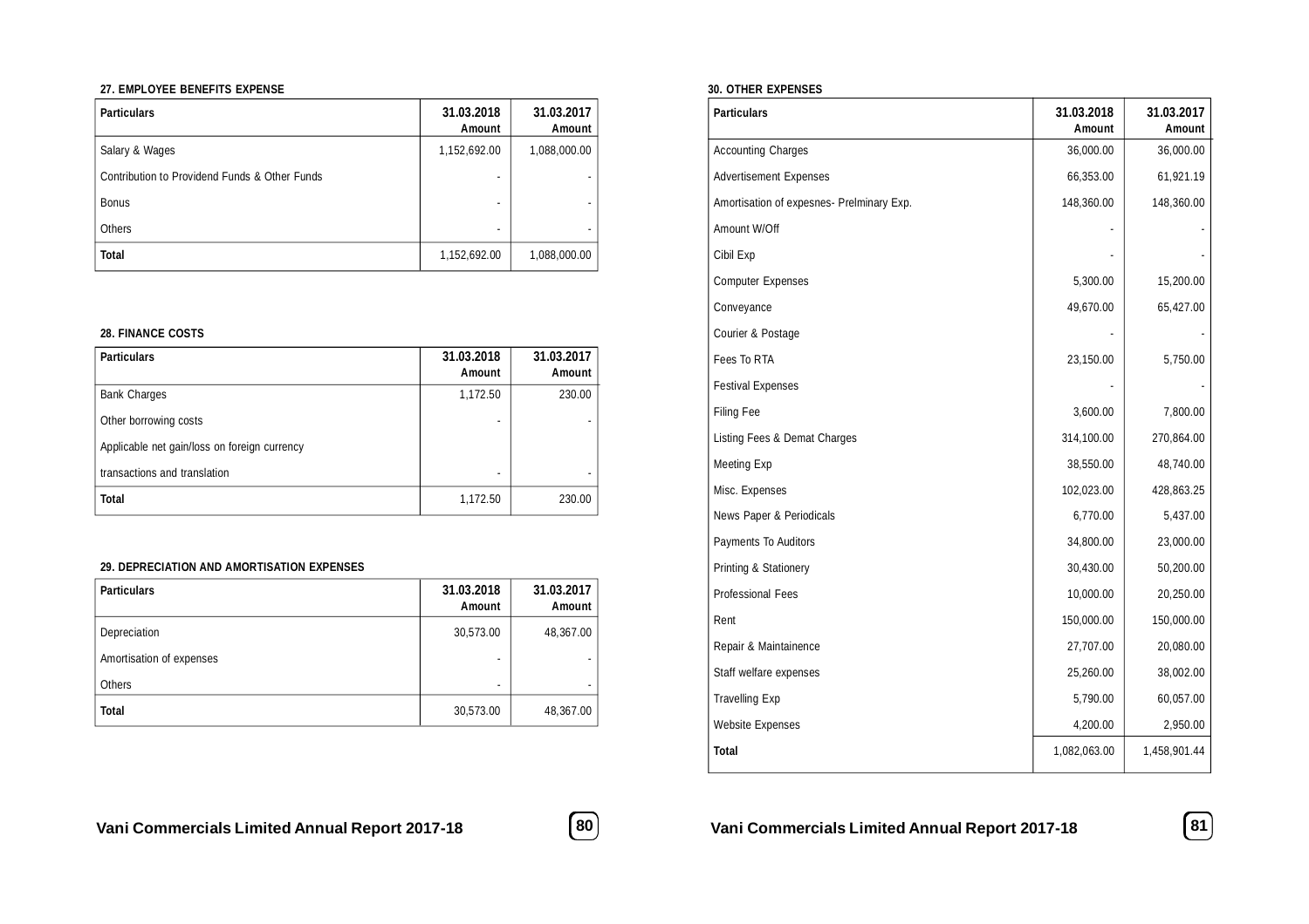**27. EMPLOYEE BENEFITS EXPENSE**

| Particulars | 31.03.2018 Amount | 31.03.2017 Amount |
|---|---|---|
| Salary & Wages | 1,152,692.00 | 1,088,000.00 |
| Contribution to Providend Funds & Other Funds | - | - |
| Bonus | - | - |
| Others | - | - |
| **Total** | 1,152,692.00 | 1,088,000.00 |

**28. FINANCE COSTS**

| Particulars | 31.03.2018 Amount | 31.03.2017 Amount |
|---|---|---|
| Bank Charges | 1,172.50 | 230.00 |
| Other borrowing costs | - | - |
| Applicable net gain/loss on foreign currency transactions and translation | - | - |
| **Total** | 1,172.50 | 230.00 |

**29. DEPRECIATION AND AMORTISATION EXPENSES**

| Particulars | 31.03.2018 Amount | 31.03.2017 Amount |
|---|---|---|
| Depreciation | 30,573.00 | 48,367.00 |
| Amortisation of expenses | - | - |
| Others | - | - |
| **Total** | 30,573.00 | 48,367.00 |

**30. OTHER EXPENSES**

| Particulars | 31.03.2018 Amount | 31.03.2017 Amount |
|---|---|---|
| Accounting Charges | 36,000.00 | 36,000.00 |
| Advertisement Expenses | 66,353.00 | 61,921.19 |
| Amortisation of expesnes- Prelminary Exp. | 148,360.00 | 148,360.00 |
| Amount W/Off | - | - |
| Cibil Exp | - | - |
| Computer Expenses | 5,300.00 | 15,200.00 |
| Conveyance | 49,670.00 | 65,427.00 |
| Courier & Postage | - | - |
| Fees To RTA | 23,150.00 | 5,750.00 |
| Festival Expenses | - | - |
| Filing Fee | 3,600.00 | 7,800.00 |
| Listing Fees & Demat Charges | 314,100.00 | 270,864.00 |
| Meeting Exp | 38,550.00 | 48,740.00 |
| Misc. Expenses | 102,023.00 | 428,863.25 |
| News Paper & Periodicals | 6,770.00 | 5,437.00 |
| Payments To Auditors | 34,800.00 | 23,000.00 |
| Printing & Stationery | 30,430.00 | 50,200.00 |
| Professional Fees | 10,000.00 | 20,250.00 |
| Rent | 150,000.00 | 150,000.00 |
| Repair & Maintainence | 27,707.00 | 20,080.00 |
| Staff welfare expenses | 25,260.00 | 38,002.00 |
| Travelling Exp | 5,790.00 | 60,057.00 |
| Website Expenses | 4,200.00 | 2,950.00 |
| **Total** | 1,082,063.00 | 1,458,901.44 |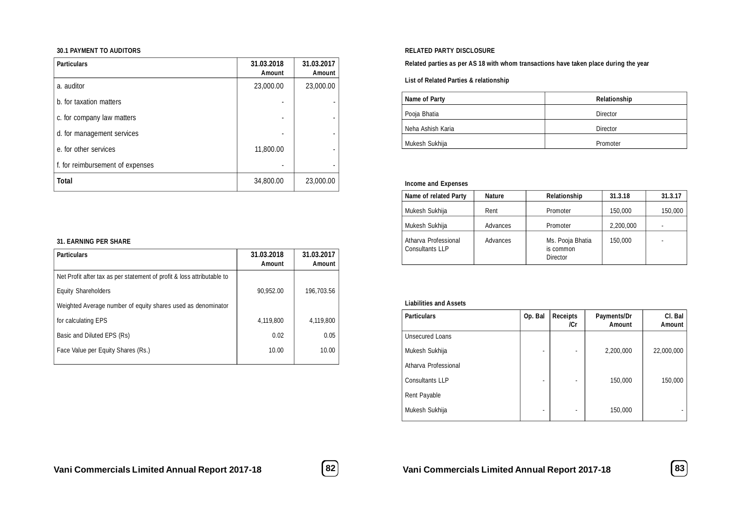#### 30.1 PAYMENT TO AUDITORS

| Particulars | 31.03.2018 Amount | 31.03.2017 Amount |
|---|---|---|
| a. auditor | 23,000.00 | 23,000.00 |
| b. for taxation matters | - | - |
| c. for company law matters | - | - |
| d. for management services | - | - |
| e. for other services | 11,800.00 | - |
| f. for reimbursement of expenses | - | - |
| **Total** | 34,800.00 | 23,000.00 |

#### 31. EARNING PER SHARE

| Particulars | 31.03.2018 Amount | 31.03.2017 Amount |
|---|---|---|
| Net Profit after tax as per statement of profit & loss attributable to | | |
| Equity Shareholders | 90,952.00 | 196,703.56 |
| Weighted Average number of equity shares used as denominator | | |
| for calculating EPS | 4,119,800 | 4,119,800 |
| Basic and Diluted EPS (Rs) | 0.02 | 0.05 |
| Face Value per Equity Shares (Rs.) | 10.00 | 10.00 |

#### RELATED PARTY DISCLOSURE

**Related parties as per AS 18 with whom transactions have taken place during the year**

**List of Related Parties & relationship**

| Name of Party | Relationship |
|---|---|
| Pooja Bhatia | Director |
| Neha Ashish Karia | Director |
| Mukesh Sukhija | Promoter |

**Income and Expenses**

| Name of related Party | Nature | Relationship | 31.3.18 | 31.3.17 |
|---|---|---|---|---|
| Mukesh Sukhija | Rent | Promoter | 150,000 | 150,000 |
| Mukesh Sukhija | Advances | Promoter | 2,200,000 | - |
| Atharva Professional Consultants LLP | Advances | Ms. Pooja Bhatia is common Director | 150,000 | - |

**Liabilities and Assets**

| Particulars | Op. Bal | Receipts /Cr | Payments/Dr Amount | Cl. Bal Amount |
|---|---|---|---|---|
| Unsecured Loans | | | | |
| Mukesh Sukhija | - | - | 2,200,000 | 22,000,000 |
| Atharva Professional | | | | |
| Consultants LLP | - | - | 150,000 | 150,000 |
| Rent Payable | | | | |
| Mukesh Sukhija | - | - | 150,000 | - |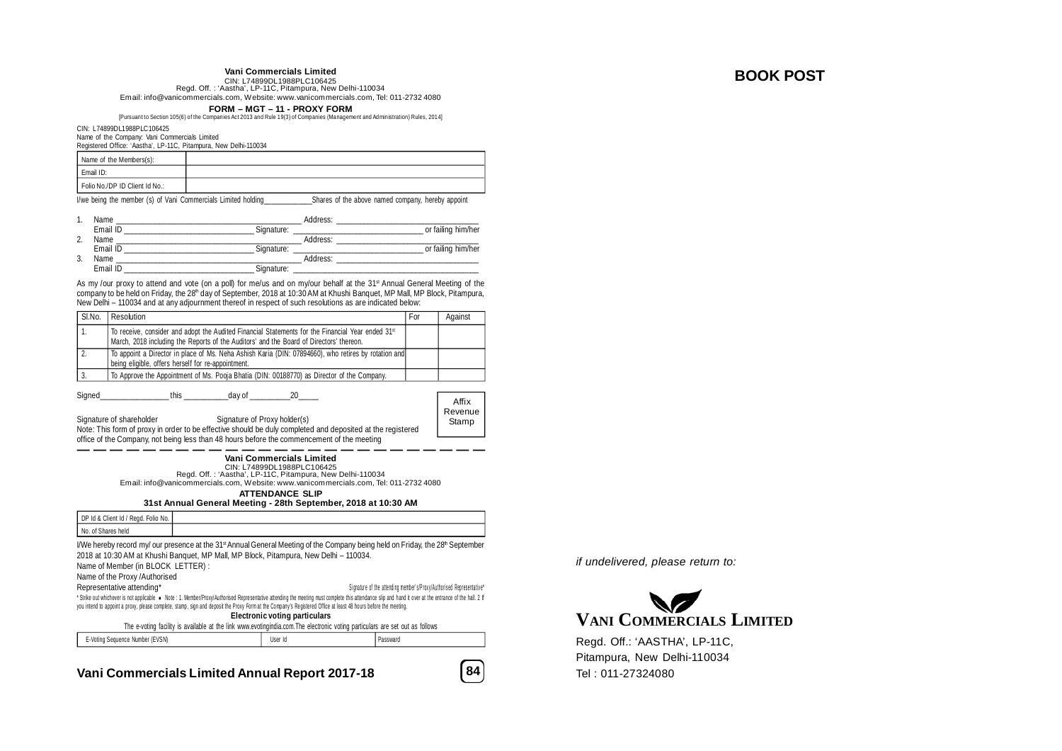**Vani Commercials Limited**
CIN: L74899DL1988PLC106425
Regd. Off. : 'Aastha', LP-11C, Pitampura, New Delhi-110034
Email: info@vanicommercials.com, Website: www.vanicommercials.com, Tel: 011-2732 4080

## FORM – MGT – 11 - PROXY FORM

[Pursuant to Section 105(6) of the Companies Act 2013 and Rule 19(3) of Companies (Management and Administration) Rules, 2014]

CIN: L74899DL1988PLC106425
Name of the Company: Vani Commercials Limited
Registered Office: 'Aastha', LP-11C, Pitampura, New Delhi-110034

| | |
|---|---|
| Name of the Members(s): | |
| Email ID: | |
| Folio No./DP ID Client Id No.: | |

I/we being the member (s) of Vani Commercials Limited holding____________Shares of the above named company, hereby appoint

1. Name ______________________________ Address: ______________________________
   Email ID ______________________________ Signature: ______________________________ or failing him/her
2. Name ______________________________ Address: ______________________________
   Email ID ______________________________ Signature: ______________________________ or failing him/her
3. Name ______________________________ Address: ______________________________
   Email ID ______________________________ Signature: ______________________________

As my /our proxy to attend and vote (on a poll) for me/us and on my/our behalf at the 31st Annual General Meeting of the company to be held on Friday, the 28th day of September, 2018 at 10:30 AM at Khushi Banquet, MP Mall, MP Block, Pitampura, New Delhi – 110034 and at any adjournment thereof in respect of such resolutions as are indicated below:

| Sl.No. | Resolution | For | Against |
|---|---|---|---|
| 1. | To receive, consider and adopt the Audited Financial Statements for the Financial Year ended 31st March, 2018 including the Reports of the Auditors' and the Board of Directors' thereon. | | |
| 2. | To appoint a Director in place of Ms. Neha Ashish Karia (DIN: 07894660), who retires by rotation and being eligible, offers herself for re-appointment. | | |
| 3. | To Approve the Appointment of Ms. Pooja Bhatia (DIN: 00188770) as Director of the Company. | | |

Signed________________ this __________day of __________20_____

Affix Revenue Stamp

Signature of shareholder Signature of Proxy holder(s)

Note: This form of proxy in order to be effective should be duly completed and deposited at the registered office of the Company, not being less than 48 hours before the commencement of the meeting

---

**Vani Commercials Limited**
CIN: L74899DL1988PLC106425
Regd. Off. : 'Aastha', LP-11C, Pitampura, New Delhi-110034
Email: info@vanicommercials.com, Website: www.vanicommercials.com, Tel: 011-2732 4080

## ATTENDANCE SLIP

**31st Annual General Meeting - 28th September, 2018 at 10:30 AM**

| | |
|---|---|
| DP Id & Client Id / Regd. Folio No. | |
| No. of Shares held | |

I/We hereby record my/ our presence at the 31st Annual General Meeting of the Company being held on Friday, the 28th September 2018 at 10:30 AM at Khushi Banquet, MP Mall, MP Block, Pitampura, New Delhi – 110034.

Name of Member (in BLOCK LETTER) :

Name of the Proxy /Authorised Representative attending*

Signature of the attending member's/Proxy/Authorised Representative*

* Strike out whichever is not applicable ● Note : 1. Member/Proxy/Authorised Representative attending the meeting must complete this attendance slip and hand it over at the entrance of the hall. 2 If you intend to appoint a proxy, please complete, stamp, sign and deposit the Proxy Form at the Company's Registered Office at least 48 hours before the meeting.

**Electronic voting particulars**

The e-voting facility is available at the link www.evotingindia.com.The electronic voting particulars are set out as follows

| E-Voting Sequence Number (EVSN) | User Id | Passward |
|---|---|---|
| | | |

**BOOK POST**

*if undelivered, please return to:*

**VANI COMMERCIALS LIMITED**

Regd. Off.: 'AASTHA', LP-11C,
Pitampura, New Delhi-110034
Tel : 011-27324080